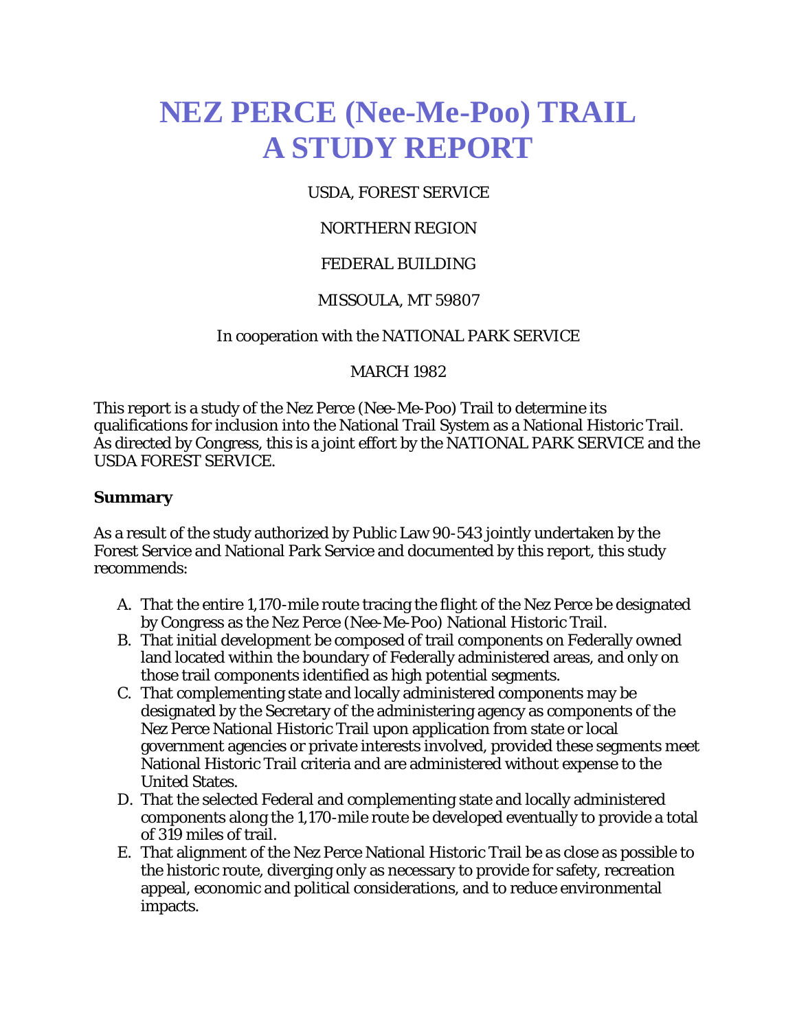# NEZ PERCE (Nee-Me-Poo) TRAIL
# A STUDY REPORT

USDA, FOREST SERVICE

NORTHERN REGION

FEDERAL BUILDING

MISSOULA, MT 59807

In cooperation with the NATIONAL PARK SERVICE

MARCH 1982

This report is a study of the Nez Perce (Nee-Me-Poo) Trail to determine its qualifications for inclusion into the National Trail System as a National Historic Trail. As directed by Congress, this is a joint effort by the NATIONAL PARK SERVICE and the USDA FOREST SERVICE.

**Summary**

As a result of the study authorized by Public Law 90-543 jointly undertaken by the Forest Service and National Park Service and documented by this report, this study recommends:

A. That the entire 1,170-mile route tracing the flight of the Nez Perce be designated by Congress as the Nez Perce (Nee-Me-Poo) National Historic Trail.
B. That initial development be composed of trail components on Federally owned land located within the boundary of Federally administered areas, and only on those trail components identified as high potential segments.
C. That complementing state and locally administered components may be designated by the Secretary of the administering agency as components of the Nez Perce National Historic Trail upon application from state or local government agencies or private interests involved, provided these segments meet National Historic Trail criteria and are administered without expense to the United States.
D. That the selected Federal and complementing state and locally administered components along the 1,170-mile route be developed eventually to provide a total of 319 miles of trail.
E. That alignment of the Nez Perce National Historic Trail be as close as possible to the historic route, diverging only as necessary to provide for safety, recreation appeal, economic and political considerations, and to reduce environmental impacts.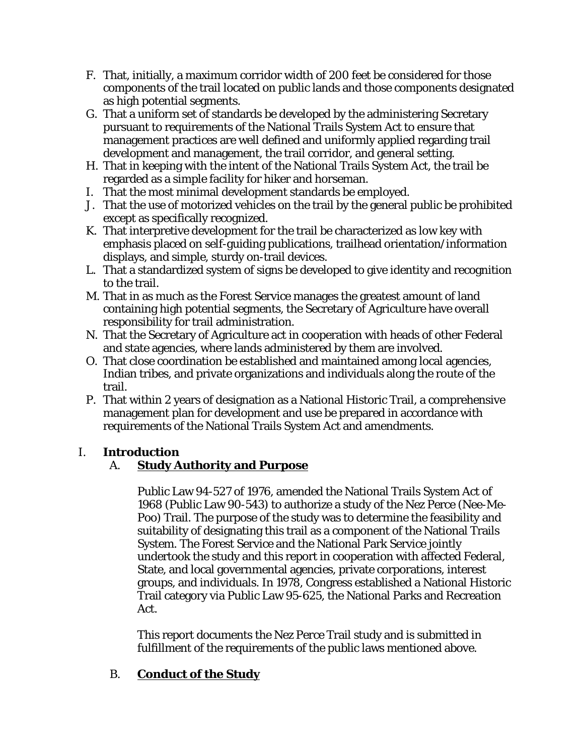F. That, initially, a maximum corridor width of 200 feet be considered for those components of the trail located on public lands and those components designated as high potential segments.

G. That a uniform set of standards be developed by the administering Secretary pursuant to requirements of the National Trails System Act to ensure that management practices are well defined and uniformly applied regarding trail development and management, the trail corridor, and general setting.

H. That in keeping with the intent of the National Trails System Act, the trail be regarded as a simple facility for hiker and horseman.

I. That the most minimal development standards be employed.

J. That the use of motorized vehicles on the trail by the general public be prohibited except as specifically recognized.

K. That interpretive development for the trail be characterized as low key with emphasis placed on self-guiding publications, trailhead orientation/information displays, and simple, sturdy on-trail devices.

L. That a standardized system of signs be developed to give identity and recognition to the trail.

M. That in as much as the Forest Service manages the greatest amount of land containing high potential segments, the Secretary of Agriculture have overall responsibility for trail administration.

N. That the Secretary of Agriculture act in cooperation with heads of other Federal and state agencies, where lands administered by them are involved.

O. That close coordination be established and maintained among local agencies, Indian tribes, and private organizations and individuals along the route of the trail.

P. That within 2 years of designation as a National Historic Trail, a comprehensive management plan for development and use be prepared in accordance with requirements of the National Trails System Act and amendments.

# I. Introduction

## A. Study Authority and Purpose

Public Law 94-527 of 1976, amended the National Trails System Act of 1968 (Public Law 90-543) to authorize a study of the Nez Perce (Nee-Me-Poo) Trail. The purpose of the study was to determine the feasibility and suitability of designating this trail as a component of the National Trails System. The Forest Service and the National Park Service jointly undertook the study and this report in cooperation with affected Federal, State, and local governmental agencies, private corporations, interest groups, and individuals. In 1978, Congress established a National Historic Trail category via Public Law 95-625, the National Parks and Recreation Act.

This report documents the Nez Perce Trail study and is submitted in fulfillment of the requirements of the public laws mentioned above.

## B. Conduct of the Study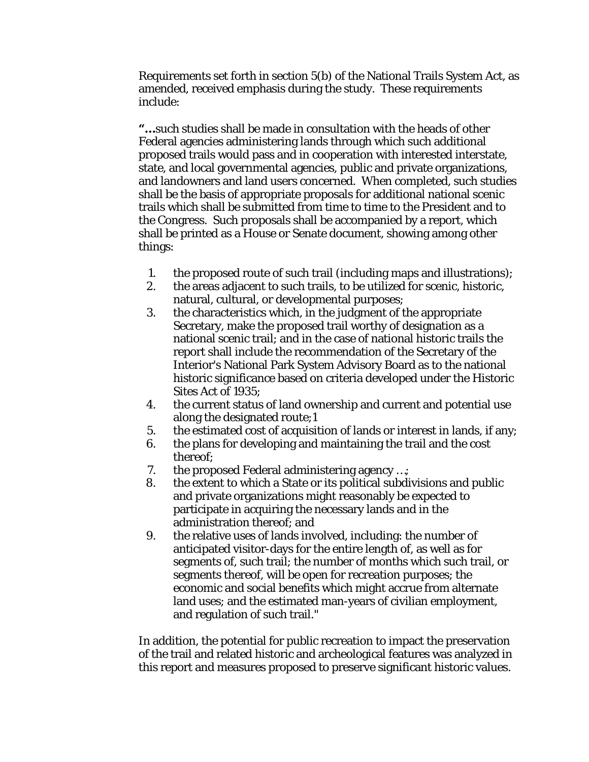Requirements set forth in section 5(b) of the National Trails System Act, as amended, received emphasis during the study. These requirements include:

**"…**such studies shall be made in consultation with the heads of other Federal agencies administering lands through which such additional proposed trails would pass and in cooperation with interested interstate, state, and local governmental agencies, public and private organizations, and landowners and land users concerned. When completed, such studies shall be the basis of appropriate proposals for additional national scenic trails which shall be submitted from time to time to the President and to the Congress. Such proposals shall be accompanied by a report, which shall be printed as a House or Senate document, showing among other things:

1. the proposed route of such trail (including maps and illustrations);
2. the areas adjacent to such trails, to be utilized for scenic, historic, natural, cultural, or developmental purposes;
3. the characteristics which, in the judgment of the appropriate Secretary, make the proposed trail worthy of designation as a national scenic trail; and in the case of national historic trails the report shall include the recommendation of the Secretary of the Interior's National Park System Advisory Board as to the national historic significance based on criteria developed under the Historic Sites Act of 1935;
4. the current status of land ownership and current and potential use along the designated route;1
5. the estimated cost of acquisition of lands or interest in lands, if any;
6. the plans for developing and maintaining the trail and the cost thereof;
7. the proposed Federal administering agency …;
8. the extent to which a State or its political subdivisions and public and private organizations might reasonably be expected to participate in acquiring the necessary lands and in the administration thereof; and
9. the relative uses of lands involved, including: the number of anticipated visitor-days for the entire length of, as well as for segments of, such trail; the number of months which such trail, or segments thereof, will be open for recreation purposes; the economic and social benefits which might accrue from alternate land uses; and the estimated man-years of civilian employment, and regulation of such trail."

In addition, the potential for public recreation to impact the preservation of the trail and related historic and archeological features was analyzed in this report and measures proposed to preserve significant historic values.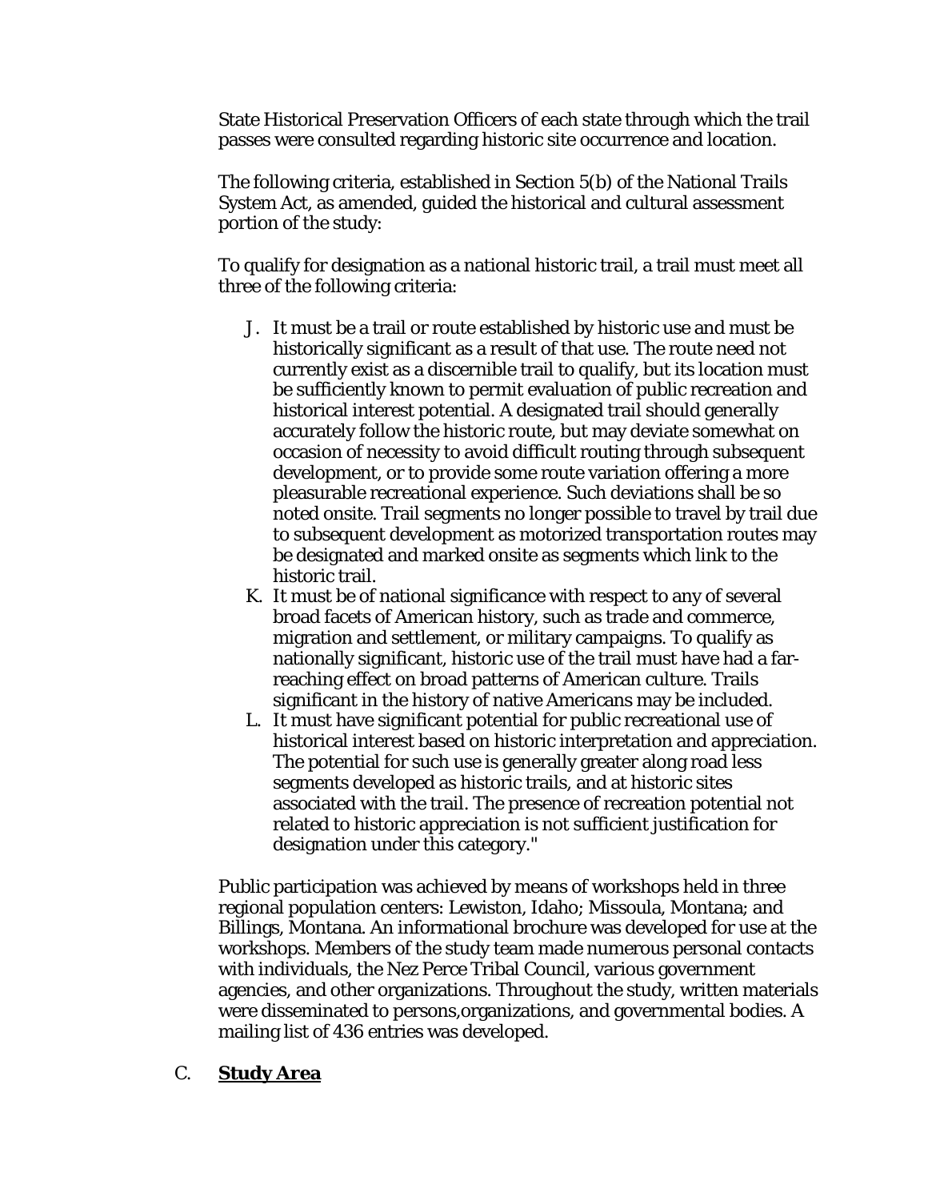State Historical Preservation Officers of each state through which the trail passes were consulted regarding historic site occurrence and location.

The following criteria, established in Section 5(b) of the National Trails System Act, as amended, guided the historical and cultural assessment portion of the study:

To qualify for designation as a national historic trail, a trail must meet all three of the following criteria:

J. It must be a trail or route established by historic use and must be historically significant as a result of that use. The route need not currently exist as a discernible trail to qualify, but its location must be sufficiently known to permit evaluation of public recreation and historical interest potential. A designated trail should generally accurately follow the historic route, but may deviate somewhat on occasion of necessity to avoid difficult routing through subsequent development, or to provide some route variation offering a more pleasurable recreational experience. Such deviations shall be so noted onsite. Trail segments no longer possible to travel by trail due to subsequent development as motorized transportation routes may be designated and marked onsite as segments which link to the historic trail.

K. It must be of national significance with respect to any of several broad facets of American history, such as trade and commerce, migration and settlement, or military campaigns. To qualify as nationally significant, historic use of the trail must have had a far-reaching effect on broad patterns of American culture. Trails significant in the history of native Americans may be included.

L. It must have significant potential for public recreational use of historical interest based on historic interpretation and appreciation. The potential for such use is generally greater along road less segments developed as historic trails, and at historic sites associated with the trail. The presence of recreation potential not related to historic appreciation is not sufficient justification for designation under this category."

Public participation was achieved by means of workshops held in three regional population centers: Lewiston, Idaho; Missoula, Montana; and Billings, Montana. An informational brochure was developed for use at the workshops. Members of the study team made numerous personal contacts with individuals, the Nez Perce Tribal Council, various government agencies, and other organizations. Throughout the study, written materials were disseminated to persons,organizations, and governmental bodies. A mailing list of 436 entries was developed.

## C. **Study Area**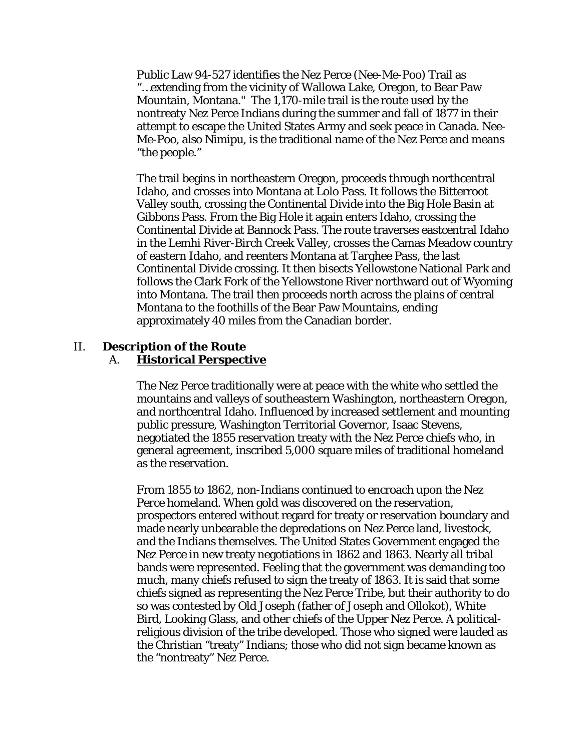Public Law 94-527 identifies the Nez Perce (Nee-Me-Poo) Trail as "…extending from the vicinity of Wallowa Lake, Oregon, to Bear Paw Mountain, Montana." The 1,170-mile trail is the route used by the nontreaty Nez Perce Indians during the summer and fall of 1877 in their attempt to escape the United States Army and seek peace in Canada. Nee-Me-Poo, also Nimipu, is the traditional name of the Nez Perce and means "the people."

The trail begins in northeastern Oregon, proceeds through northcentral Idaho, and crosses into Montana at Lolo Pass. It follows the Bitterroot Valley south, crossing the Continental Divide into the Big Hole Basin at Gibbons Pass. From the Big Hole it again enters Idaho, crossing the Continental Divide at Bannock Pass. The route traverses eastcentral Idaho in the Lemhi River-Birch Creek Valley, crosses the Camas Meadow country of eastern Idaho, and reenters Montana at Targhee Pass, the last Continental Divide crossing. It then bisects Yellowstone National Park and follows the Clark Fork of the Yellowstone River northward out of Wyoming into Montana. The trail then proceeds north across the plains of central Montana to the foothills of the Bear Paw Mountains, ending approximately 40 miles from the Canadian border.

## II. Description of the Route

### A. Historical Perspective

The Nez Perce traditionally were at peace with the white who settled the mountains and valleys of southeastern Washington, northeastern Oregon, and northcentral Idaho. Influenced by increased settlement and mounting public pressure, Washington Territorial Governor, Isaac Stevens, negotiated the 1855 reservation treaty with the Nez Perce chiefs who, in general agreement, inscribed 5,000 square miles of traditional homeland as the reservation.

From 1855 to 1862, non-Indians continued to encroach upon the Nez Perce homeland. When gold was discovered on the reservation, prospectors entered without regard for treaty or reservation boundary and made nearly unbearable the depredations on Nez Perce land, livestock, and the Indians themselves. The United States Government engaged the Nez Perce in new treaty negotiations in 1862 and 1863. Nearly all tribal bands were represented. Feeling that the government was demanding too much, many chiefs refused to sign the treaty of 1863. It is said that some chiefs signed as representing the Nez Perce Tribe, but their authority to do so was contested by Old Joseph (father of Joseph and Ollokot), White Bird, Looking Glass, and other chiefs of the Upper Nez Perce. A political-religious division of the tribe developed. Those who signed were lauded as the Christian "treaty" Indians; those who did not sign became known as the "nontreaty" Nez Perce.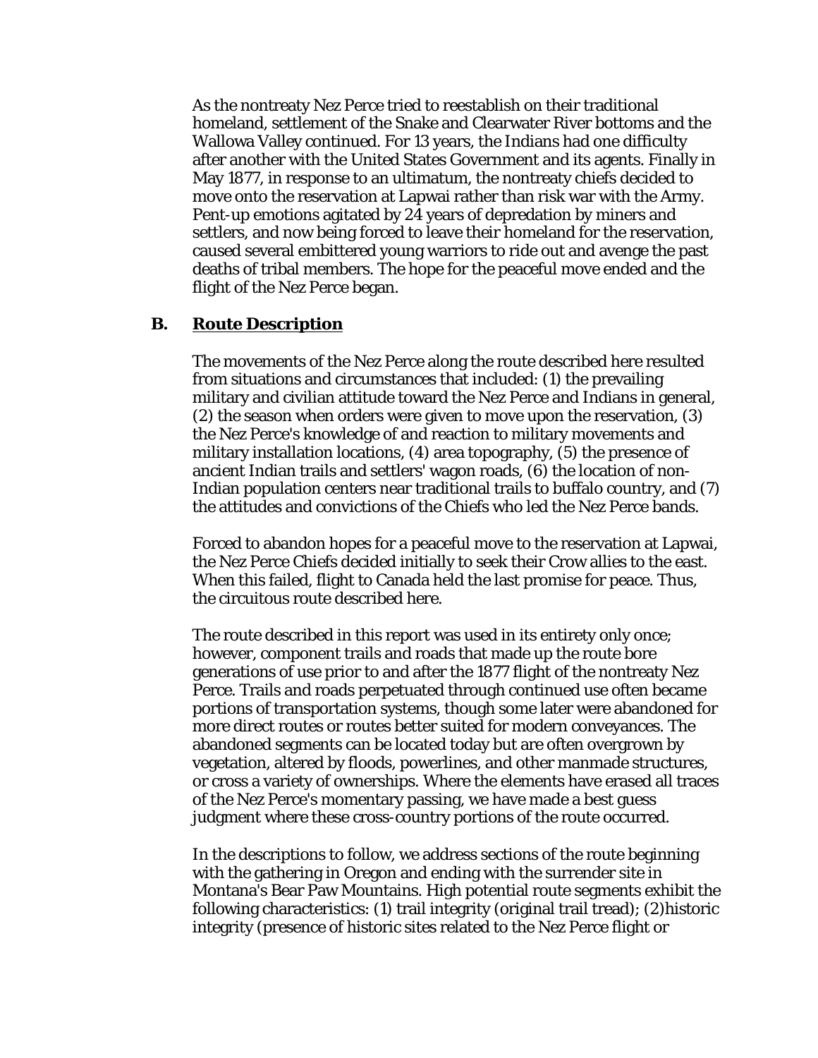As the nontreaty Nez Perce tried to reestablish on their traditional homeland, settlement of the Snake and Clearwater River bottoms and the Wallowa Valley continued. For 13 years, the Indians had one difficulty after another with the United States Government and its agents. Finally in May 1877, in response to an ultimatum, the nontreaty chiefs decided to move onto the reservation at Lapwai rather than risk war with the Army. Pent-up emotions agitated by 24 years of depredation by miners and settlers, and now being forced to leave their homeland for the reservation, caused several embittered young warriors to ride out and avenge the past deaths of tribal members. The hope for the peaceful move ended and the flight of the Nez Perce began.

## B. Route Description

The movements of the Nez Perce along the route described here resulted from situations and circumstances that included: (1) the prevailing military and civilian attitude toward the Nez Perce and Indians in general, (2) the season when orders were given to move upon the reservation, (3) the Nez Perce's knowledge of and reaction to military movements and military installation locations, (4) area topography, (5) the presence of ancient Indian trails and settlers' wagon roads, (6) the location of non-Indian population centers near traditional trails to buffalo country, and (7) the attitudes and convictions of the Chiefs who led the Nez Perce bands.

Forced to abandon hopes for a peaceful move to the reservation at Lapwai, the Nez Perce Chiefs decided initially to seek their Crow allies to the east. When this failed, flight to Canada held the last promise for peace. Thus, the circuitous route described here.

The route described in this report was used in its entirety only once; however, component trails and roads that made up the route bore generations of use prior to and after the 1877 flight of the nontreaty Nez Perce. Trails and roads perpetuated through continued use often became portions of transportation systems, though some later were abandoned for more direct routes or routes better suited for modern conveyances. The abandoned segments can be located today but are often overgrown by vegetation, altered by floods, powerlines, and other manmade structures, or cross a variety of ownerships. Where the elements have erased all traces of the Nez Perce's momentary passing, we have made a best guess judgment where these cross-country portions of the route occurred.

In the descriptions to follow, we address sections of the route beginning with the gathering in Oregon and ending with the surrender site in Montana's Bear Paw Mountains. High potential route segments exhibit the following characteristics: (1) trail integrity (original trail tread); (2)historic integrity (presence of historic sites related to the Nez Perce flight or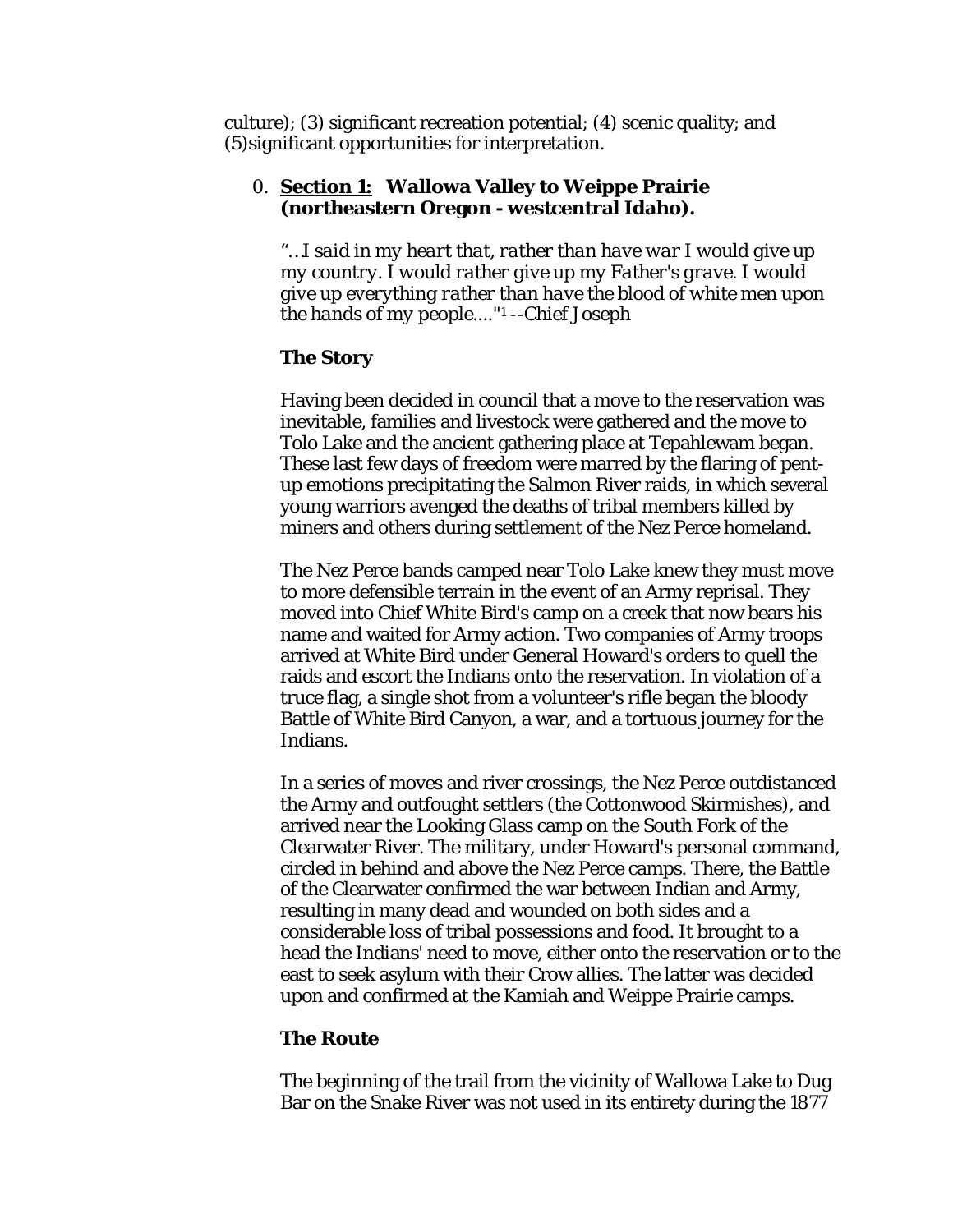culture); (3) significant recreation potential; (4) scenic quality; and (5)significant opportunities for interpretation.

0. **<u>Section 1:</u> Wallowa Valley to Weippe Prairie (northeastern Oregon - westcentral Idaho).**

   *"...I said in my heart that, rather than have war I would give up my country. I would rather give up my Father's grave. I would give up everything rather than have the blood of white men upon the hands of my people...."*[1] --Chief Joseph

   **The Story**

   Having been decided in council that a move to the reservation was inevitable, families and livestock were gathered and the move to Tolo Lake and the ancient gathering place at Tepahlewam began. These last few days of freedom were marred by the flaring of pent-up emotions precipitating the Salmon River raids, in which several young warriors avenged the deaths of tribal members killed by miners and others during settlement of the Nez Perce homeland.

   The Nez Perce bands camped near Tolo Lake knew they must move to more defensible terrain in the event of an Army reprisal. They moved into Chief White Bird's camp on a creek that now bears his name and waited for Army action. Two companies of Army troops arrived at White Bird under General Howard's orders to quell the raids and escort the Indians onto the reservation. In violation of a truce flag, a single shot from a volunteer's rifle began the bloody Battle of White Bird Canyon, a war, and a tortuous journey for the Indians.

   In a series of moves and river crossings, the Nez Perce outdistanced the Army and outfought settlers (the Cottonwood Skirmishes), and arrived near the Looking Glass camp on the South Fork of the Clearwater River. The military, under Howard's personal command, circled in behind and above the Nez Perce camps. There, the Battle of the Clearwater confirmed the war between Indian and Army, resulting in many dead and wounded on both sides and a considerable loss of tribal possessions and food. It brought to a head the Indians' need to move, either onto the reservation or to the east to seek asylum with their Crow allies. The latter was decided upon and confirmed at the Kamiah and Weippe Prairie camps.

   **The Route**

   The beginning of the trail from the vicinity of Wallowa Lake to Dug Bar on the Snake River was not used in its entirety during the 1877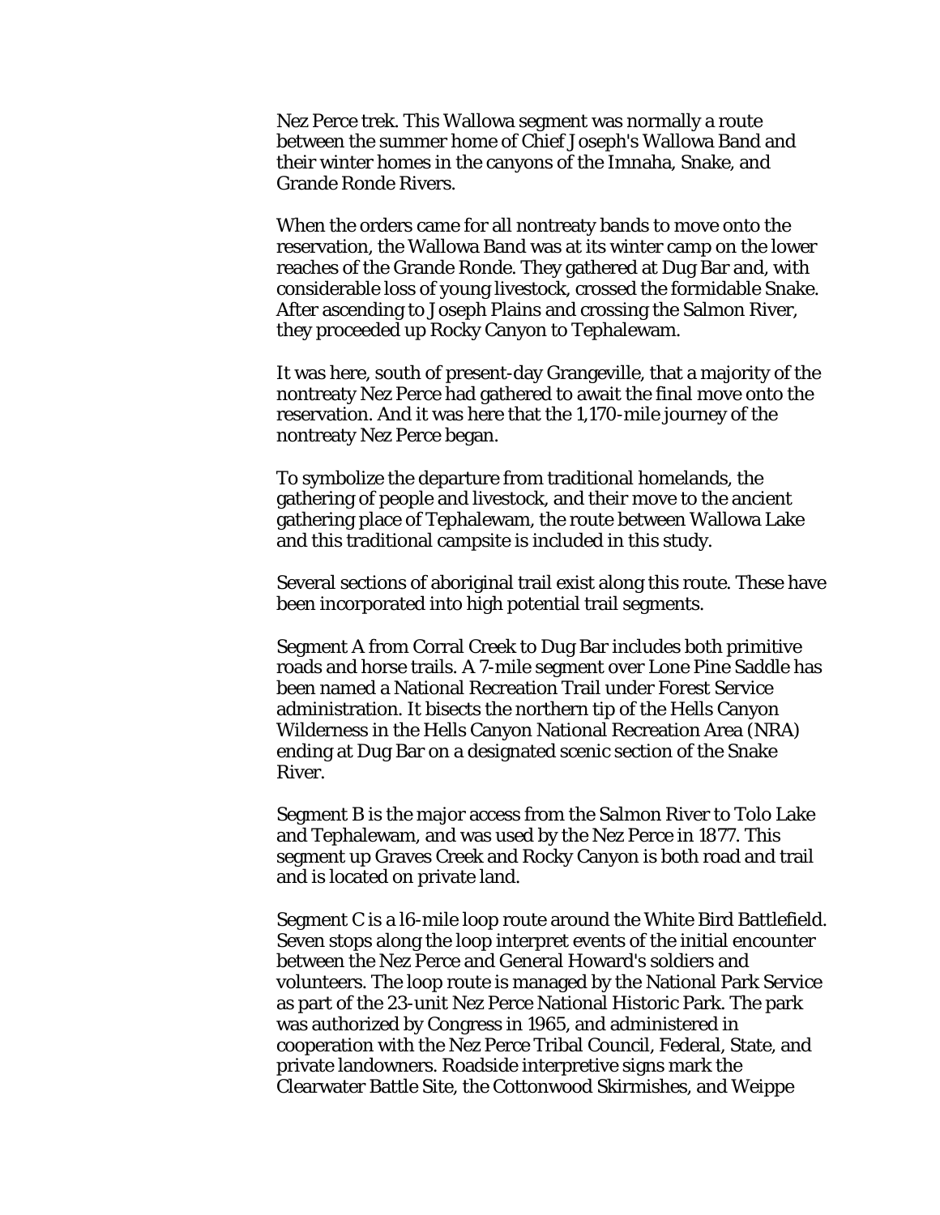Nez Perce trek. This Wallowa segment was normally a route between the summer home of Chief Joseph's Wallowa Band and their winter homes in the canyons of the Imnaha, Snake, and Grande Ronde Rivers.

When the orders came for all nontreaty bands to move onto the reservation, the Wallowa Band was at its winter camp on the lower reaches of the Grande Ronde. They gathered at Dug Bar and, with considerable loss of young livestock, crossed the formidable Snake. After ascending to Joseph Plains and crossing the Salmon River, they proceeded up Rocky Canyon to Tephalewam.

It was here, south of present-day Grangeville, that a majority of the nontreaty Nez Perce had gathered to await the final move onto the reservation. And it was here that the 1,170-mile journey of the nontreaty Nez Perce began.

To symbolize the departure from traditional homelands, the gathering of people and livestock, and their move to the ancient gathering place of Tephalewam, the route between Wallowa Lake and this traditional campsite is included in this study.

Several sections of aboriginal trail exist along this route. These have been incorporated into high potential trail segments.

Segment A from Corral Creek to Dug Bar includes both primitive roads and horse trails. A 7-mile segment over Lone Pine Saddle has been named a National Recreation Trail under Forest Service administration. It bisects the northern tip of the Hells Canyon Wilderness in the Hells Canyon National Recreation Area (NRA) ending at Dug Bar on a designated scenic section of the Snake River.

Segment B is the major access from the Salmon River to Tolo Lake and Tephalewam, and was used by the Nez Perce in 1877. This segment up Graves Creek and Rocky Canyon is both road and trail and is located on private land.

Segment C is a 16-mile loop route around the White Bird Battlefield. Seven stops along the loop interpret events of the initial encounter between the Nez Perce and General Howard's soldiers and volunteers. The loop route is managed by the National Park Service as part of the 23-unit Nez Perce National Historic Park. The park was authorized by Congress in 1965, and administered in cooperation with the Nez Perce Tribal Council, Federal, State, and private landowners. Roadside interpretive signs mark the Clearwater Battle Site, the Cottonwood Skirmishes, and Weippe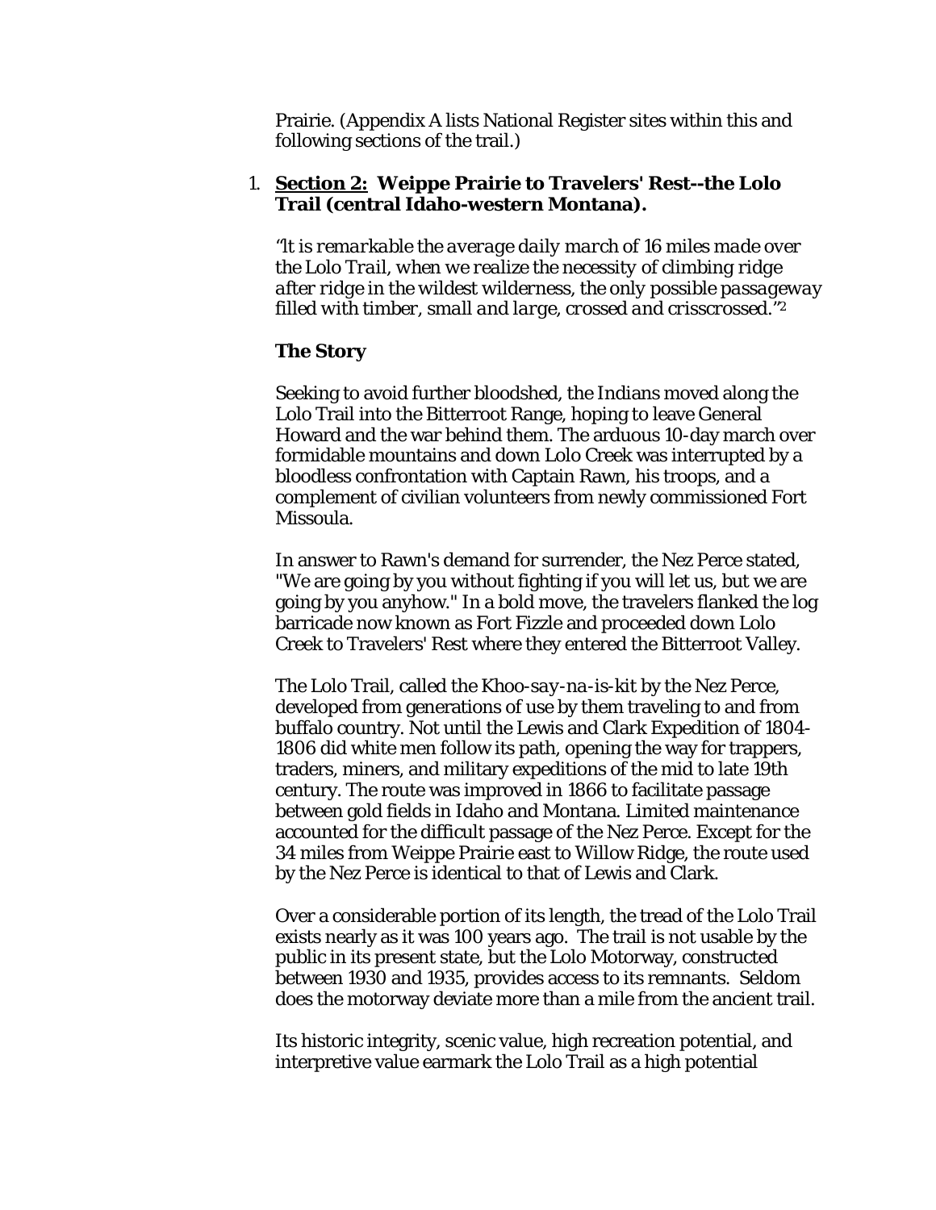Prairie. (Appendix A lists National Register sites within this and following sections of the trail.)

1. **<u>Section 2:</u> Weippe Prairie to Travelers' Rest--the Lolo Trail (central Idaho-western Montana).**

*"It is remarkable the average daily march of 16 miles made over the Lolo Trail, when we realize the necessity of climbing ridge after ridge in the wildest wilderness, the only possible passageway filled with timber, small and large, crossed and crisscrossed."*[2]

**The Story**

Seeking to avoid further bloodshed, the Indians moved along the Lolo Trail into the Bitterroot Range, hoping to leave General Howard and the war behind them. The arduous 10-day march over formidable mountains and down Lolo Creek was interrupted by a bloodless confrontation with Captain Rawn, his troops, and a complement of civilian volunteers from newly commissioned Fort Missoula.

In answer to Rawn's demand for surrender, the Nez Perce stated, "We are going by you without fighting if you will let us, but we are going by you anyhow." In a bold move, the travelers flanked the log barricade now known as Fort Fizzle and proceeded down Lolo Creek to Travelers' Rest where they entered the Bitterroot Valley.

The Lolo Trail, called the *Khoo-say-na-is-kit* by the Nez Perce, developed from generations of use by them traveling to and from buffalo country. Not until the Lewis and Clark Expedition of 1804-1806 did white men follow its path, opening the way for trappers, traders, miners, and military expeditions of the mid to late 19th century. The route was improved in 1866 to facilitate passage between gold fields in Idaho and Montana. Limited maintenance accounted for the difficult passage of the Nez Perce. Except for the 34 miles from Weippe Prairie east to Willow Ridge, the route used by the Nez Perce is identical to that of Lewis and Clark.

Over a considerable portion of its length, the tread of the Lolo Trail exists nearly as it was 100 years ago. The trail is not usable by the public in its present state, but the Lolo Motorway, constructed between 1930 and 1935, provides access to its remnants. Seldom does the motorway deviate more than a mile from the ancient trail.

Its historic integrity, scenic value, high recreation potential, and interpretive value earmark the Lolo Trail as a high potential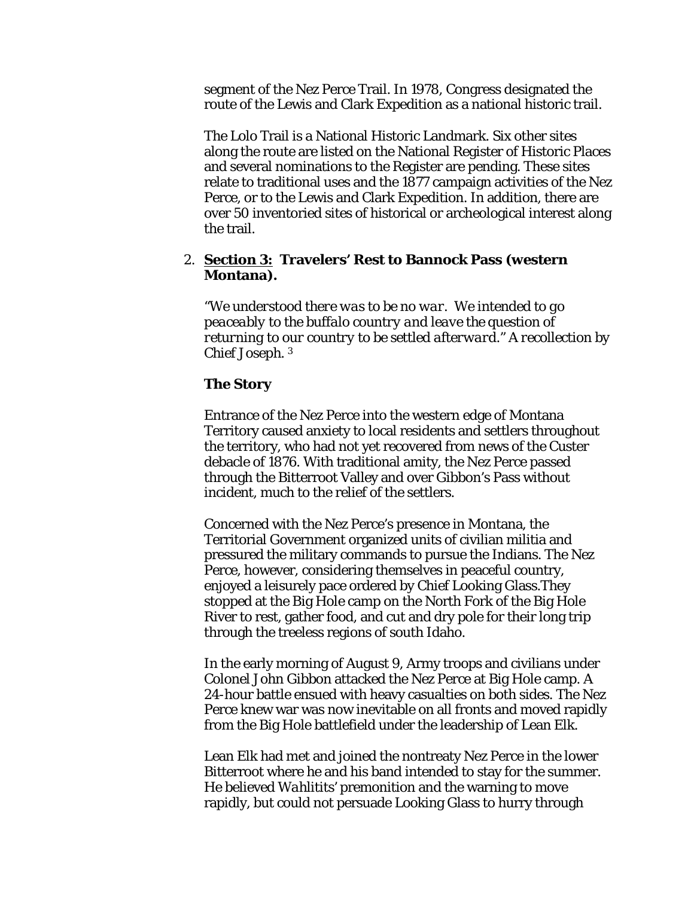segment of the Nez Perce Trail. In 1978, Congress designated the route of the Lewis and Clark Expedition as a national historic trail.

The Lolo Trail is a National Historic Landmark. Six other sites along the route are listed on the National Register of Historic Places and several nominations to the Register are pending. These sites relate to traditional uses and the 1877 campaign activities of the Nez Perce, or to the Lewis and Clark Expedition. In addition, there are over 50 inventoried sites of historical or archeological interest along the trail.

2. **<u>Section 3:</u> Travelers' Rest to Bannock Pass (western Montana).**

   *"We understood there was to be no war. We intended to go peaceably to the buffalo country and leave the question of returning to our country to be settled afterward." A recollection by* Chief Joseph. [3]

   **The Story**

   Entrance of the Nez Perce into the western edge of Montana Territory caused anxiety to local residents and settlers throughout the territory, who had not yet recovered from news of the Custer debacle of 1876. With traditional amity, the Nez Perce passed through the Bitterroot Valley and over Gibbon's Pass without incident, much to the relief of the settlers.

   Concerned with the Nez Perce's presence in Montana, the Territorial Government organized units of civilian militia and pressured the military commands to pursue the Indians. The Nez Perce, however, considering themselves in peaceful country, enjoyed a leisurely pace ordered by Chief Looking Glass.They stopped at the Big Hole camp on the North Fork of the Big Hole River to rest, gather food, and cut and dry pole for their long trip through the treeless regions of south Idaho.

   In the early morning of August 9, Army troops and civilians under Colonel John Gibbon attacked the Nez Perce at Big Hole camp. A 24-hour battle ensued with heavy casualties on both sides. The Nez Perce knew war was now inevitable on all fronts and moved rapidly from the Big Hole battlefield under the leadership of Lean Elk.

   Lean Elk had met and joined the nontreaty Nez Perce in the lower Bitterroot where he and his band intended to stay for the summer. He believed *Wahlitits'* premonition and the warning to move rapidly, but could not persuade Looking Glass to hurry through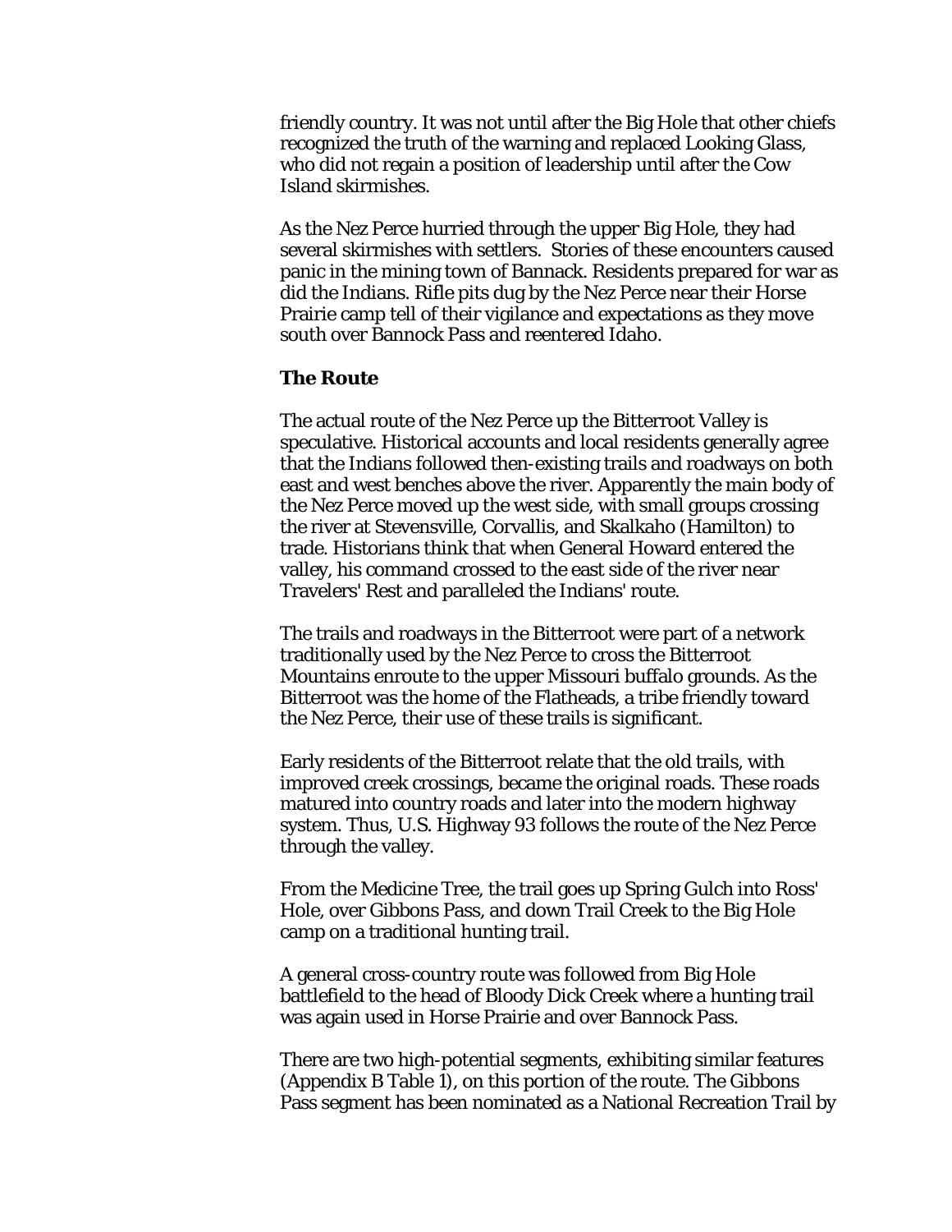friendly country. It was not until after the Big Hole that other chiefs recognized the truth of the warning and replaced Looking Glass, who did not regain a position of leadership until after the Cow Island skirmishes.

As the Nez Perce hurried through the upper Big Hole, they had several skirmishes with settlers. Stories of these encounters caused panic in the mining town of Bannack. Residents prepared for war as did the Indians. Rifle pits dug by the Nez Perce near their Horse Prairie camp tell of their vigilance and expectations as they move south over Bannock Pass and reentered Idaho.

### The Route

The actual route of the Nez Perce up the Bitterroot Valley is speculative. Historical accounts and local residents generally agree that the Indians followed then-existing trails and roadways on both east and west benches above the river. Apparently the main body of the Nez Perce moved up the west side, with small groups crossing the river at Stevensville, Corvallis, and Skalkaho (Hamilton) to trade. Historians think that when General Howard entered the valley, his command crossed to the east side of the river near Travelers' Rest and paralleled the Indians' route.

The trails and roadways in the Bitterroot were part of a network traditionally used by the Nez Perce to cross the Bitterroot Mountains enroute to the upper Missouri buffalo grounds. As the Bitterroot was the home of the Flatheads, a tribe friendly toward the Nez Perce, their use of these trails is significant.

Early residents of the Bitterroot relate that the old trails, with improved creek crossings, became the original roads. These roads matured into country roads and later into the modern highway system. Thus, U.S. Highway 93 follows the route of the Nez Perce through the valley.

From the Medicine Tree, the trail goes up Spring Gulch into Ross' Hole, over Gibbons Pass, and down Trail Creek to the Big Hole camp on a traditional hunting trail.

A general cross-country route was followed from Big Hole battlefield to the head of Bloody Dick Creek where a hunting trail was again used in Horse Prairie and over Bannock Pass.

There are two high-potential segments, exhibiting similar features (Appendix B Table 1), on this portion of the route. The Gibbons Pass segment has been nominated as a National Recreation Trail by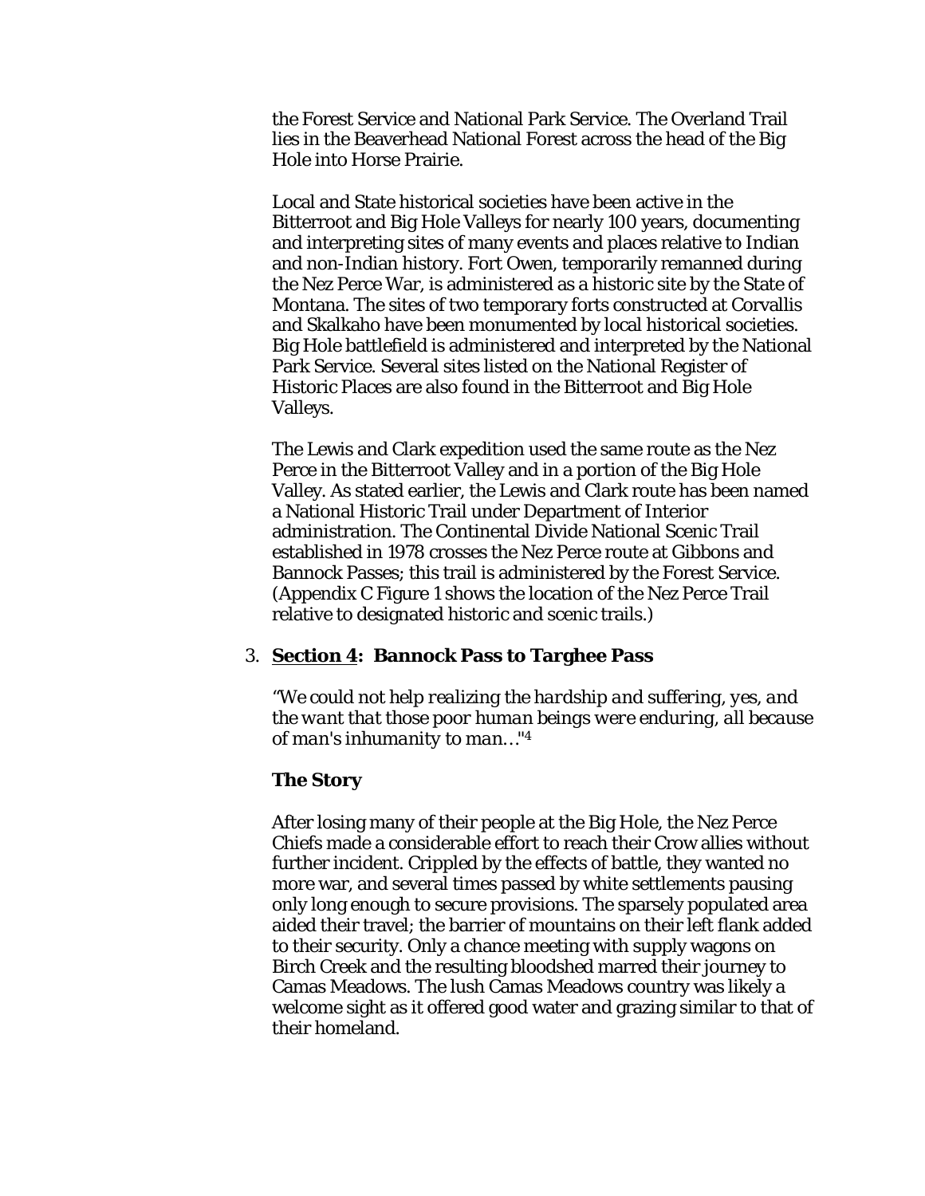the Forest Service and National Park Service. The Overland Trail lies in the Beaverhead National Forest across the head of the Big Hole into Horse Prairie.

Local and State historical societies have been active in the Bitterroot and Big Hole Valleys for nearly 100 years, documenting and interpreting sites of many events and places relative to Indian and non-Indian history. Fort Owen, temporarily remanned during the Nez Perce War, is administered as a historic site by the State of Montana. The sites of two temporary forts constructed at Corvallis and Skalkaho have been monumented by local historical societies. Big Hole battlefield is administered and interpreted by the National Park Service. Several sites listed on the National Register of Historic Places are also found in the Bitterroot and Big Hole Valleys.

The Lewis and Clark expedition used the same route as the Nez Perce in the Bitterroot Valley and in a portion of the Big Hole Valley. As stated earlier, the Lewis and Clark route has been named a National Historic Trail under Department of Interior administration. The Continental Divide National Scenic Trail established in 1978 crosses the Nez Perce route at Gibbons and Bannock Passes; this trail is administered by the Forest Service. (Appendix C Figure 1 shows the location of the Nez Perce Trail relative to designated historic and scenic trails.)

3. **<u>Section 4</u>: Bannock Pass to Targhee Pass**

*"We could not help realizing the hardship and suffering, yes, and the want that those poor human beings were enduring, all because of man's inhumanity to man…"*[4]

**The Story**

After losing many of their people at the Big Hole, the Nez Perce Chiefs made a considerable effort to reach their Crow allies without further incident. Crippled by the effects of battle, they wanted no more war, and several times passed by white settlements pausing only long enough to secure provisions. The sparsely populated area aided their travel; the barrier of mountains on their left flank added to their security. Only a chance meeting with supply wagons on Birch Creek and the resulting bloodshed marred their journey to Camas Meadows. The lush Camas Meadows country was likely a welcome sight as it offered good water and grazing similar to that of their homeland.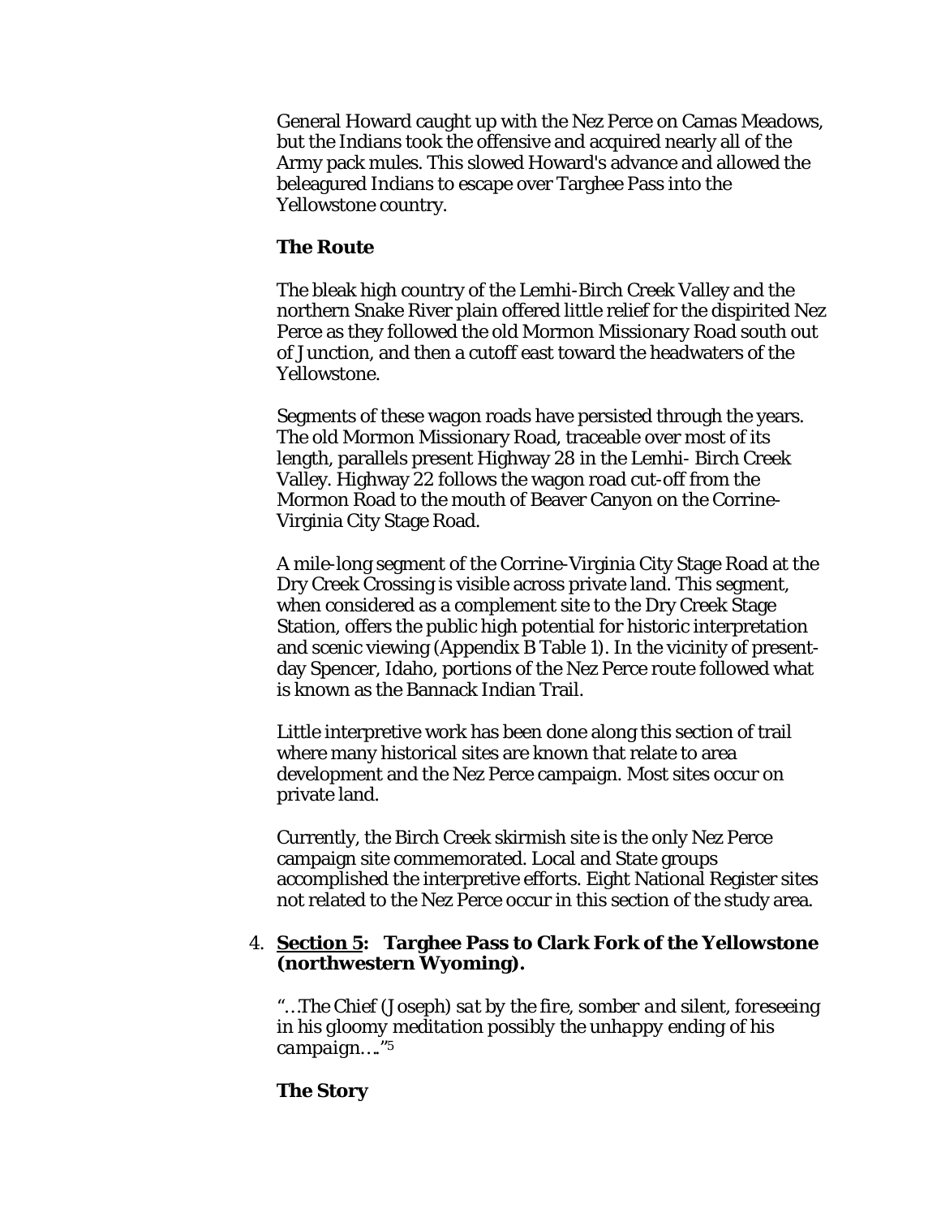General Howard caught up with the Nez Perce on Camas Meadows, but the Indians took the offensive and acquired nearly all of the Army pack mules. This slowed Howard's advance and allowed the beleagured Indians to escape over Targhee Pass into the Yellowstone country.

**The Route**

The bleak high country of the Lemhi-Birch Creek Valley and the northern Snake River plain offered little relief for the dispirited Nez Perce as they followed the old Mormon Missionary Road south out of Junction, and then a cutoff east toward the headwaters of the Yellowstone.

Segments of these wagon roads have persisted through the years. The old Mormon Missionary Road, traceable over most of its length, parallels present Highway 28 in the Lemhi- Birch Creek Valley. Highway 22 follows the wagon road cut-off from the Mormon Road to the mouth of Beaver Canyon on the Corrine-Virginia City Stage Road.

A mile-long segment of the Corrine-Virginia City Stage Road at the Dry Creek Crossing is visible across private land. This segment, when considered as a complement site to the Dry Creek Stage Station, offers the public high potential for historic interpretation and scenic viewing (Appendix B Table 1). In the vicinity of present-day Spencer, Idaho, portions of the Nez Perce route followed what is known as the Bannack Indian Trail.

Little interpretive work has been done along this section of trail where many historical sites are known that relate to area development and the Nez Perce campaign. Most sites occur on private land.

Currently, the Birch Creek skirmish site is the only Nez Perce campaign site commemorated. Local and State groups accomplished the interpretive efforts. Eight National Register sites not related to the Nez Perce occur in this section of the study area.

4. **Section 5: Targhee Pass to Clark Fork of the Yellowstone (northwestern Wyoming).**

*"…The Chief (Joseph) sat by the fire, somber and silent, foreseeing in his gloomy meditation possibly the unhappy ending of his campaign…."*[5]

**The Story**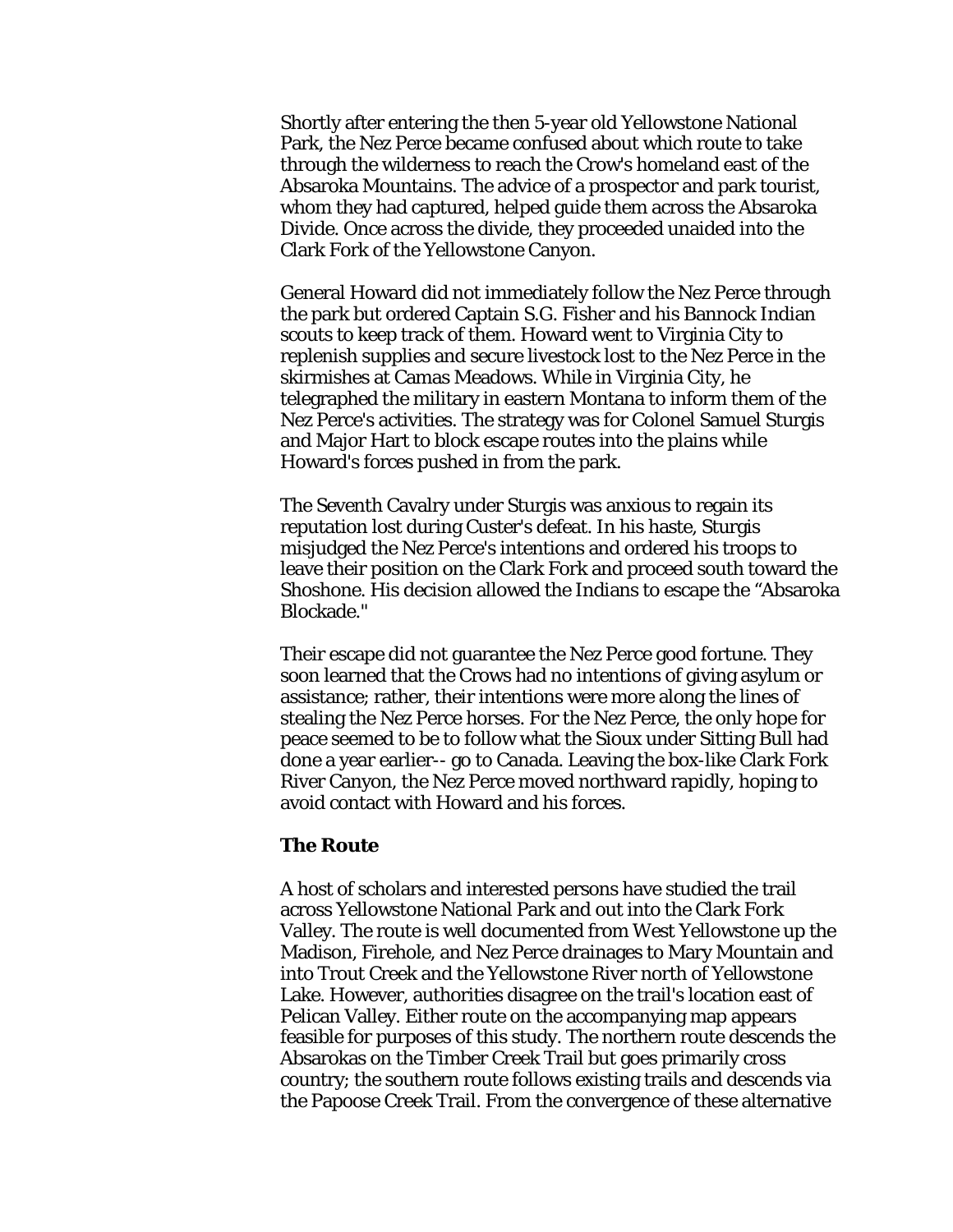Shortly after entering the then 5-year old Yellowstone National Park, the Nez Perce became confused about which route to take through the wilderness to reach the Crow's homeland east of the Absaroka Mountains. The advice of a prospector and park tourist, whom they had captured, helped guide them across the Absaroka Divide. Once across the divide, they proceeded unaided into the Clark Fork of the Yellowstone Canyon.

General Howard did not immediately follow the Nez Perce through the park but ordered Captain S.G. Fisher and his Bannock Indian scouts to keep track of them. Howard went to Virginia City to replenish supplies and secure livestock lost to the Nez Perce in the skirmishes at Camas Meadows. While in Virginia City, he telegraphed the military in eastern Montana to inform them of the Nez Perce's activities. The strategy was for Colonel Samuel Sturgis and Major Hart to block escape routes into the plains while Howard's forces pushed in from the park.

The Seventh Cavalry under Sturgis was anxious to regain its reputation lost during Custer's defeat. In his haste, Sturgis misjudged the Nez Perce's intentions and ordered his troops to leave their position on the Clark Fork and proceed south toward the Shoshone. His decision allowed the Indians to escape the "Absaroka Blockade."

Their escape did not guarantee the Nez Perce good fortune. They soon learned that the Crows had no intentions of giving asylum or assistance; rather, their intentions were more along the lines of stealing the Nez Perce horses. For the Nez Perce, the only hope for peace seemed to be to follow what the Sioux under Sitting Bull had done a year earlier-- go to Canada. Leaving the box-like Clark Fork River Canyon, the Nez Perce moved northward rapidly, hoping to avoid contact with Howard and his forces.

**The Route**

A host of scholars and interested persons have studied the trail across Yellowstone National Park and out into the Clark Fork Valley. The route is well documented from West Yellowstone up the Madison, Firehole, and Nez Perce drainages to Mary Mountain and into Trout Creek and the Yellowstone River north of Yellowstone Lake. However, authorities disagree on the trail's location east of Pelican Valley. Either route on the accompanying map appears feasible for purposes of this study. The northern route descends the Absarokas on the Timber Creek Trail but goes primarily cross country; the southern route follows existing trails and descends via the Papoose Creek Trail. From the convergence of these alternative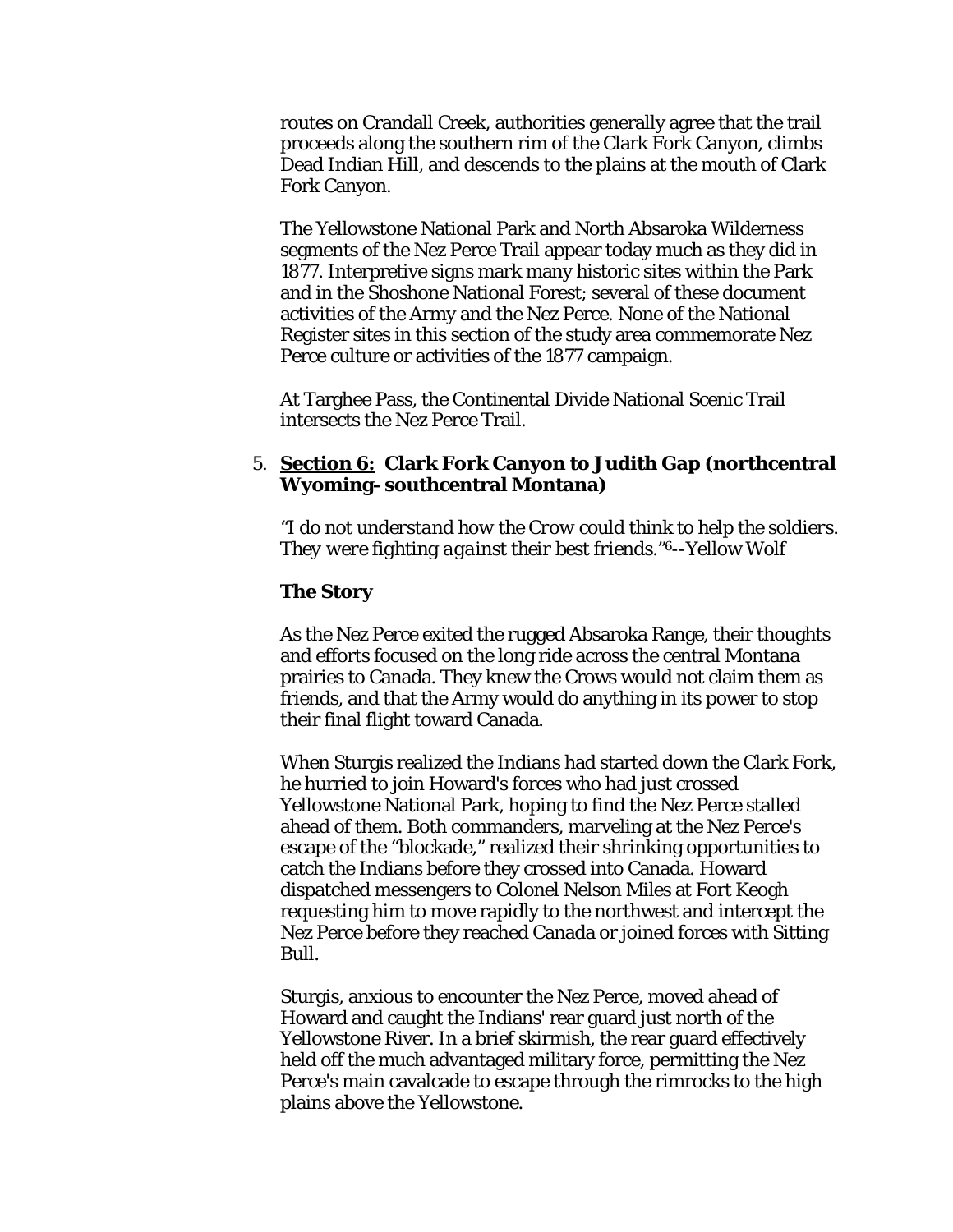routes on Crandall Creek, authorities generally agree that the trail proceeds along the southern rim of the Clark Fork Canyon, climbs Dead Indian Hill, and descends to the plains at the mouth of Clark Fork Canyon.

The Yellowstone National Park and North Absaroka Wilderness segments of the Nez Perce Trail appear today much as they did in 1877. Interpretive signs mark many historic sites within the Park and in the Shoshone National Forest; several of these document activities of the Army and the Nez Perce. None of the National Register sites in this section of the study area commemorate Nez Perce culture or activities of the 1877 campaign.

At Targhee Pass, the Continental Divide National Scenic Trail intersects the Nez Perce Trail.

5. **Section 6: Clark Fork Canyon to Judith Gap (northcentral Wyoming- southcentral Montana)**

*"I do not understand how the Crow could think to help the soldiers. They were fighting against their best friends."*[6]--Yellow Wolf

**The Story**

As the Nez Perce exited the rugged Absaroka Range, their thoughts and efforts focused on the long ride across the central Montana prairies to Canada. They knew the Crows would not claim them as friends, and that the Army would do anything in its power to stop their final flight toward Canada.

When Sturgis realized the Indians had started down the Clark Fork, he hurried to join Howard's forces who had just crossed Yellowstone National Park, hoping to find the Nez Perce stalled ahead of them. Both commanders, marveling at the Nez Perce's escape of the "blockade," realized their shrinking opportunities to catch the Indians before they crossed into Canada. Howard dispatched messengers to Colonel Nelson Miles at Fort Keogh requesting him to move rapidly to the northwest and intercept the Nez Perce before they reached Canada or joined forces with Sitting Bull.

Sturgis, anxious to encounter the Nez Perce, moved ahead of Howard and caught the Indians' rear guard just north of the Yellowstone River. In a brief skirmish, the rear guard effectively held off the much advantaged military force, permitting the Nez Perce's main cavalcade to escape through the rimrocks to the high plains above the Yellowstone.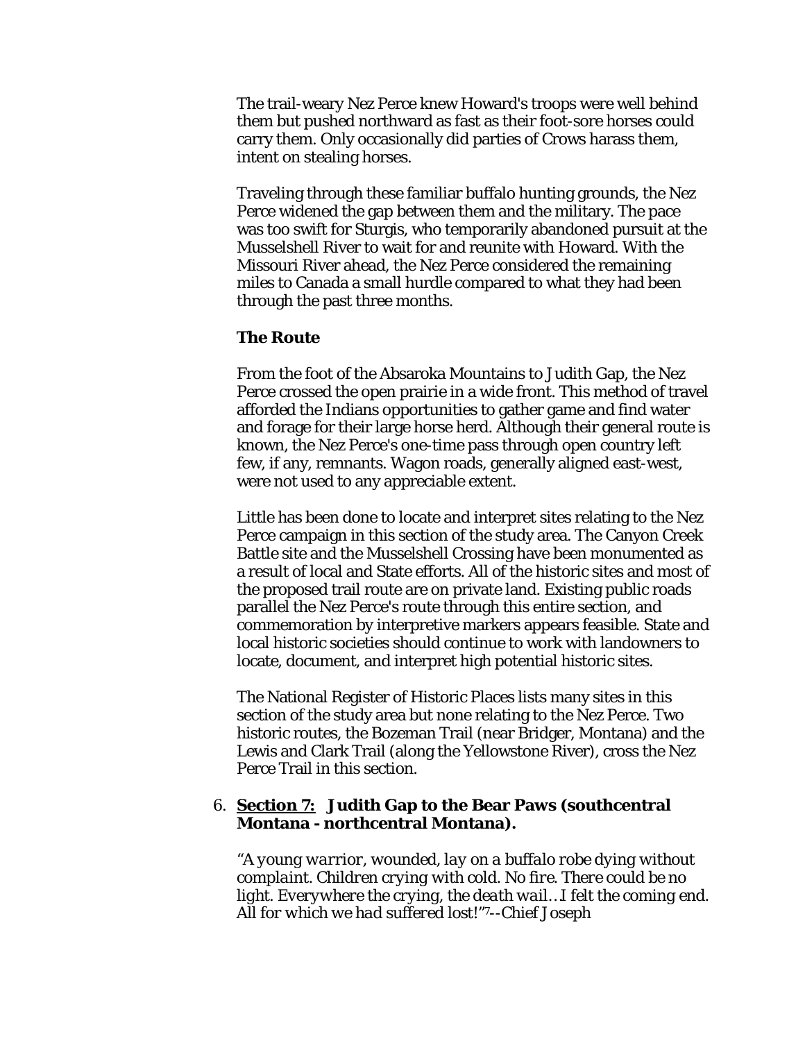The trail-weary Nez Perce knew Howard's troops were well behind them but pushed northward as fast as their foot-sore horses could carry them. Only occasionally did parties of Crows harass them, intent on stealing horses.

Traveling through these familiar buffalo hunting grounds, the Nez Perce widened the gap between them and the military. The pace was too swift for Sturgis, who temporarily abandoned pursuit at the Musselshell River to wait for and reunite with Howard. With the Missouri River ahead, the Nez Perce considered the remaining miles to Canada a small hurdle compared to what they had been through the past three months.

### The Route

From the foot of the Absaroka Mountains to Judith Gap, the Nez Perce crossed the open prairie in a wide front. This method of travel afforded the Indians opportunities to gather game and find water and forage for their large horse herd. Although their general route is known, the Nez Perce's one-time pass through open country left few, if any, remnants. Wagon roads, generally aligned east-west, were not used to any appreciable extent.

Little has been done to locate and interpret sites relating to the Nez Perce campaign in this section of the study area. The Canyon Creek Battle site and the Musselshell Crossing have been monumented as a result of local and State efforts. All of the historic sites and most of the proposed trail route are on private land. Existing public roads parallel the Nez Perce's route through this entire section, and commemoration by interpretive markers appears feasible. State and local historic societies should continue to work with landowners to locate, document, and interpret high potential historic sites.

The National Register of Historic Places lists many sites in this section of the study area but none relating to the Nez Perce. Two historic routes, the Bozeman Trail (near Bridger, Montana) and the Lewis and Clark Trail (along the Yellowstone River), cross the Nez Perce Trail in this section.

6. **Section 7: Judith Gap to the Bear Paws (southcentral Montana - northcentral Montana).**

*"A young warrior, wounded, lay on a buffalo robe dying without complaint. Children crying with cold. No fire. There could be no light. Everywhere the crying, the death wail…I felt the coming end. All for which we had suffered lost!"*[7]--Chief Joseph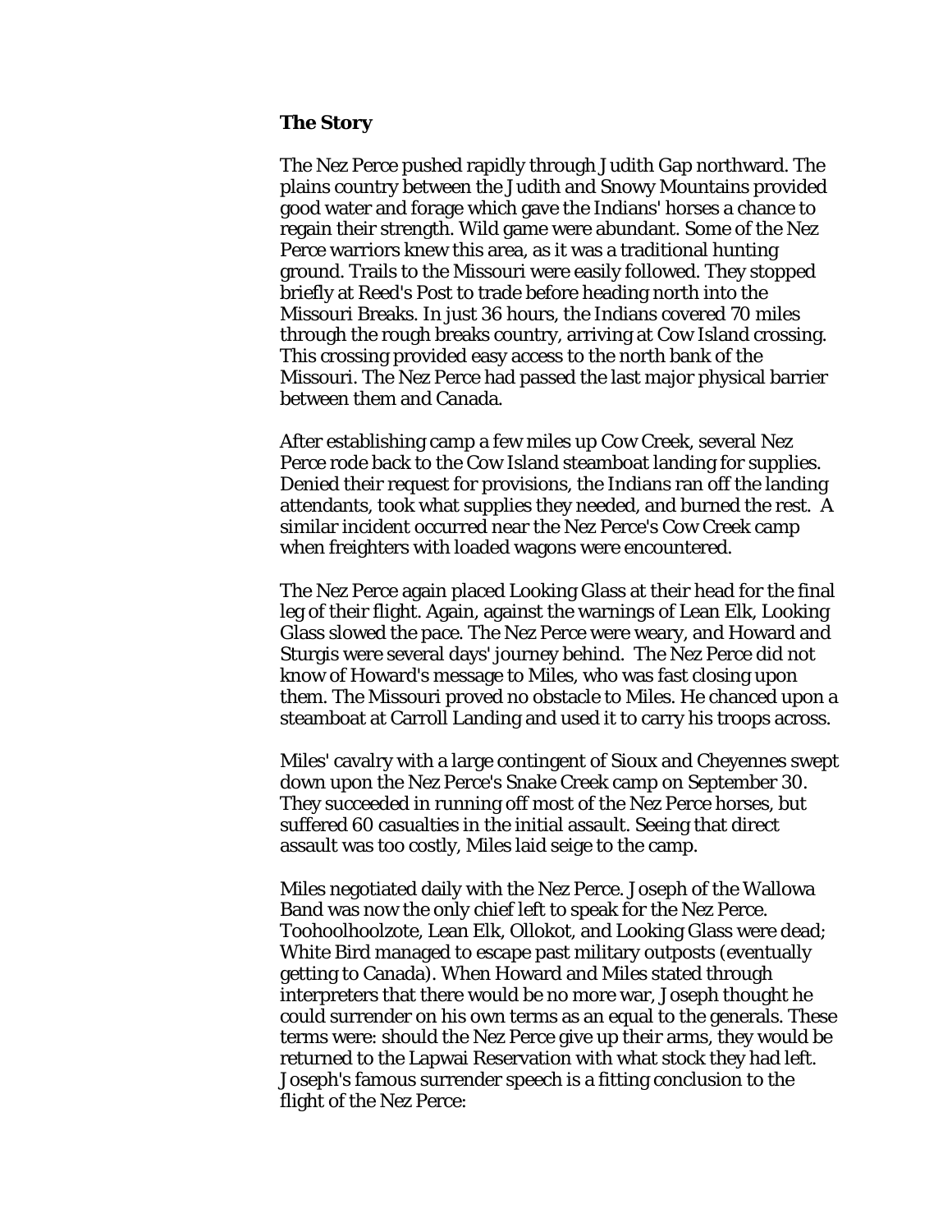### The Story

The Nez Perce pushed rapidly through Judith Gap northward. The plains country between the Judith and Snowy Mountains provided good water and forage which gave the Indians' horses a chance to regain their strength. Wild game were abundant. Some of the Nez Perce warriors knew this area, as it was a traditional hunting ground. Trails to the Missouri were easily followed. They stopped briefly at Reed's Post to trade before heading north into the Missouri Breaks. In just 36 hours, the Indians covered 70 miles through the rough breaks country, arriving at Cow Island crossing. This crossing provided easy access to the north bank of the Missouri. The Nez Perce had passed the last major physical barrier between them and Canada.

After establishing camp a few miles up Cow Creek, several Nez Perce rode back to the Cow Island steamboat landing for supplies. Denied their request for provisions, the Indians ran off the landing attendants, took what supplies they needed, and burned the rest. A similar incident occurred near the Nez Perce's Cow Creek camp when freighters with loaded wagons were encountered.

The Nez Perce again placed Looking Glass at their head for the final leg of their flight. Again, against the warnings of Lean Elk, Looking Glass slowed the pace. The Nez Perce were weary, and Howard and Sturgis were several days' journey behind. The Nez Perce did not know of Howard's message to Miles, who was fast closing upon them. The Missouri proved no obstacle to Miles. He chanced upon a steamboat at Carroll Landing and used it to carry his troops across.

Miles' cavalry with a large contingent of Sioux and Cheyennes swept down upon the Nez Perce's Snake Creek camp on September 30. They succeeded in running off most of the Nez Perce horses, but suffered 60 casualties in the initial assault. Seeing that direct assault was too costly, Miles laid seige to the camp.

Miles negotiated daily with the Nez Perce. Joseph of the Wallowa Band was now the only chief left to speak for the Nez Perce. Toohoolhoolzote, Lean Elk, Ollokot, and Looking Glass were dead; White Bird managed to escape past military outposts (eventually getting to Canada). When Howard and Miles stated through interpreters that there would be no more war, Joseph thought he could surrender on his own terms as an equal to the generals. These terms were: should the Nez Perce give up their arms, they would be returned to the Lapwai Reservation with what stock they had left. Joseph's famous surrender speech is a fitting conclusion to the flight of the Nez Perce: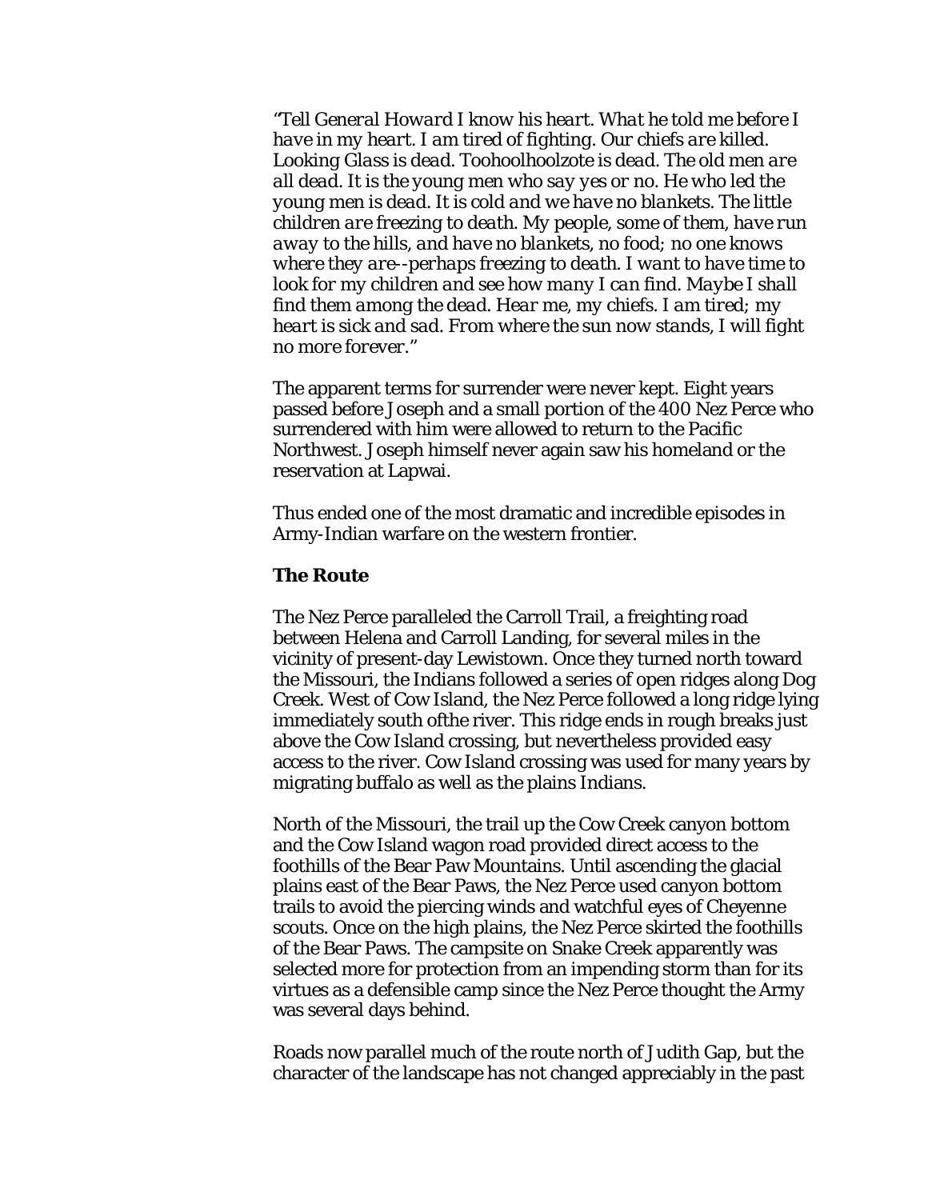*"Tell General Howard I know his heart. What he told me before I have in my heart. I am tired of fighting. Our chiefs are killed. Looking Glass is dead. Toohoolhoolzote is dead. The old men are all dead. It is the young men who say yes or no. He who led the young men is dead. It is cold and we have no blankets. The little children are freezing to death. My people, some of them, have run away to the hills, and have no blankets, no food; no one knows where they are--perhaps freezing to death. I want to have time to look for my children and see how many I can find. Maybe I shall find them among the dead. Hear me, my chiefs. I am tired; my heart is sick and sad. From where the sun now stands, I will fight no more forever."*

The apparent terms for surrender were never kept. Eight years passed before Joseph and a small portion of the 400 Nez Perce who surrendered with him were allowed to return to the Pacific Northwest. Joseph himself never again saw his homeland or the reservation at Lapwai.

Thus ended one of the most dramatic and incredible episodes in Army-Indian warfare on the western frontier.

**The Route**

The Nez Perce paralleled the Carroll Trail, a freighting road between Helena and Carroll Landing, for several miles in the vicinity of present-day Lewistown. Once they turned north toward the Missouri, the Indians followed a series of open ridges along Dog Creek. West of Cow Island, the Nez Perce followed a long ridge lying immediately south ofthe river. This ridge ends in rough breaks just above the Cow Island crossing, but nevertheless provided easy access to the river. Cow Island crossing was used for many years by migrating buffalo as well as the plains Indians.

North of the Missouri, the trail up the Cow Creek canyon bottom and the Cow Island wagon road provided direct access to the foothills of the Bear Paw Mountains. Until ascending the glacial plains east of the Bear Paws, the Nez Perce used canyon bottom trails to avoid the piercing winds and watchful eyes of Cheyenne scouts. Once on the high plains, the Nez Perce skirted the foothills of the Bear Paws. The campsite on Snake Creek apparently was selected more for protection from an impending storm than for its virtues as a defensible camp since the Nez Perce thought the Army was several days behind.

Roads now parallel much of the route north of Judith Gap, but the character of the landscape has not changed appreciably in the past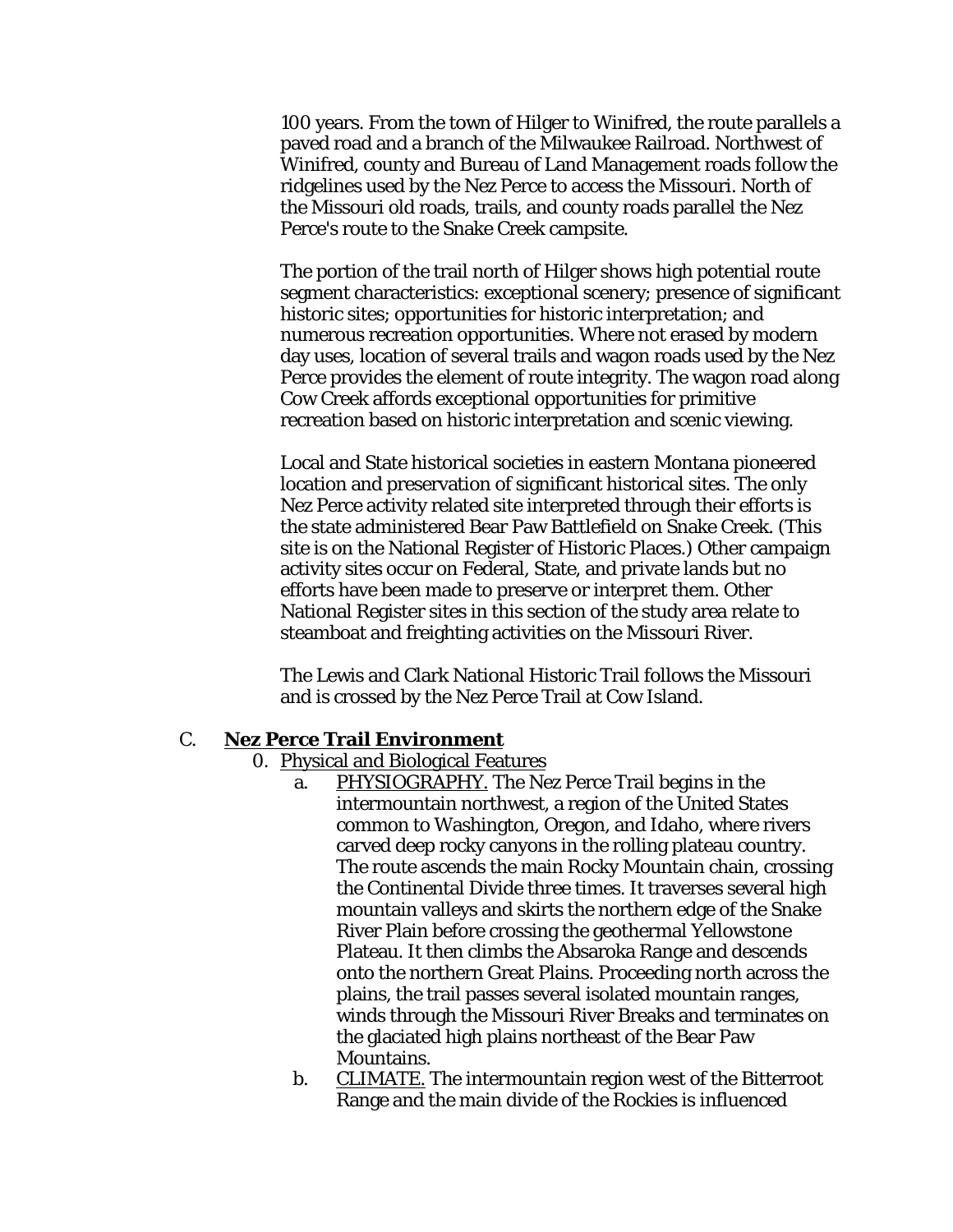100 years. From the town of Hilger to Winifred, the route parallels a paved road and a branch of the Milwaukee Railroad. Northwest of Winifred, county and Bureau of Land Management roads follow the ridgelines used by the Nez Perce to access the Missouri. North of the Missouri old roads, trails, and county roads parallel the Nez Perce's route to the Snake Creek campsite.

The portion of the trail north of Hilger shows high potential route segment characteristics: exceptional scenery; presence of significant historic sites; opportunities for historic interpretation; and numerous recreation opportunities. Where not erased by modern day uses, location of several trails and wagon roads used by the Nez Perce provides the element of route integrity. The wagon road along Cow Creek affords exceptional opportunities for primitive recreation based on historic interpretation and scenic viewing.

Local and State historical societies in eastern Montana pioneered location and preservation of significant historical sites. The only Nez Perce activity related site interpreted through their efforts is the state administered Bear Paw Battlefield on Snake Creek. (This site is on the National Register of Historic Places.) Other campaign activity sites occur on Federal, State, and private lands but no efforts have been made to preserve or interpret them. Other National Register sites in this section of the study area relate to steamboat and freighting activities on the Missouri River.

The Lewis and Clark National Historic Trail follows the Missouri and is crossed by the Nez Perce Trail at Cow Island.

## C. Nez Perce Trail Environment

0. Physical and Biological Features

   a. PHYSIOGRAPHY. The Nez Perce Trail begins in the intermountain northwest, a region of the United States common to Washington, Oregon, and Idaho, where rivers carved deep rocky canyons in the rolling plateau country. The route ascends the main Rocky Mountain chain, crossing the Continental Divide three times. It traverses several high mountain valleys and skirts the northern edge of the Snake River Plain before crossing the geothermal Yellowstone Plateau. It then climbs the Absaroka Range and descends onto the northern Great Plains. Proceeding north across the plains, the trail passes several isolated mountain ranges, winds through the Missouri River Breaks and terminates on the glaciated high plains northeast of the Bear Paw Mountains.

   b. CLIMATE. The intermountain region west of the Bitterroot Range and the main divide of the Rockies is influenced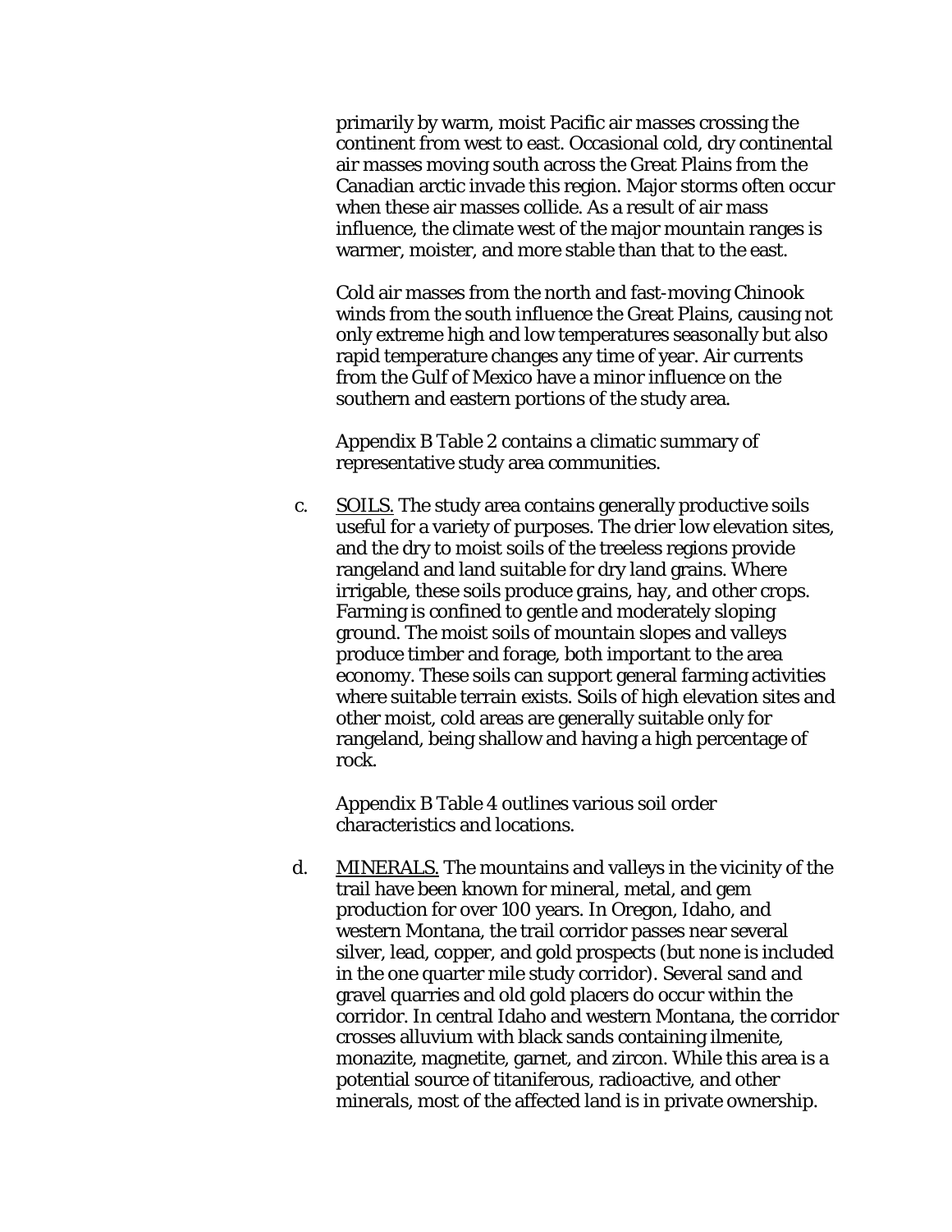primarily by warm, moist Pacific air masses crossing the continent from west to east. Occasional cold, dry continental air masses moving south across the Great Plains from the Canadian arctic invade this region. Major storms often occur when these air masses collide. As a result of air mass influence, the climate west of the major mountain ranges is warmer, moister, and more stable than that to the east.

Cold air masses from the north and fast-moving Chinook winds from the south influence the Great Plains, causing not only extreme high and low temperatures seasonally but also rapid temperature changes any time of year. Air currents from the Gulf of Mexico have a minor influence on the southern and eastern portions of the study area.

Appendix B Table 2 contains a climatic summary of representative study area communities.

c. <u>SOILS.</u> The study area contains generally productive soils useful for a variety of purposes. The drier low elevation sites, and the dry to moist soils of the treeless regions provide rangeland and land suitable for dry land grains. Where irrigable, these soils produce grains, hay, and other crops. Farming is confined to gentle and moderately sloping ground. The moist soils of mountain slopes and valleys produce timber and forage, both important to the area economy. These soils can support general farming activities where suitable terrain exists. Soils of high elevation sites and other moist, cold areas are generally suitable only for rangeland, being shallow and having a high percentage of rock.

Appendix B Table 4 outlines various soil order characteristics and locations.

d. <u>MINERALS.</u> The mountains and valleys in the vicinity of the trail have been known for mineral, metal, and gem production for over 100 years. In Oregon, Idaho, and western Montana, the trail corridor passes near several silver, lead, copper, and gold prospects (but none is included in the one quarter mile study corridor). Several sand and gravel quarries and old gold placers do occur within the corridor. In central Idaho and western Montana, the corridor crosses alluvium with black sands containing ilmenite, monazite, magnetite, garnet, and zircon. While this area is a potential source of titaniferous, radioactive, and other minerals, most of the affected land is in private ownership.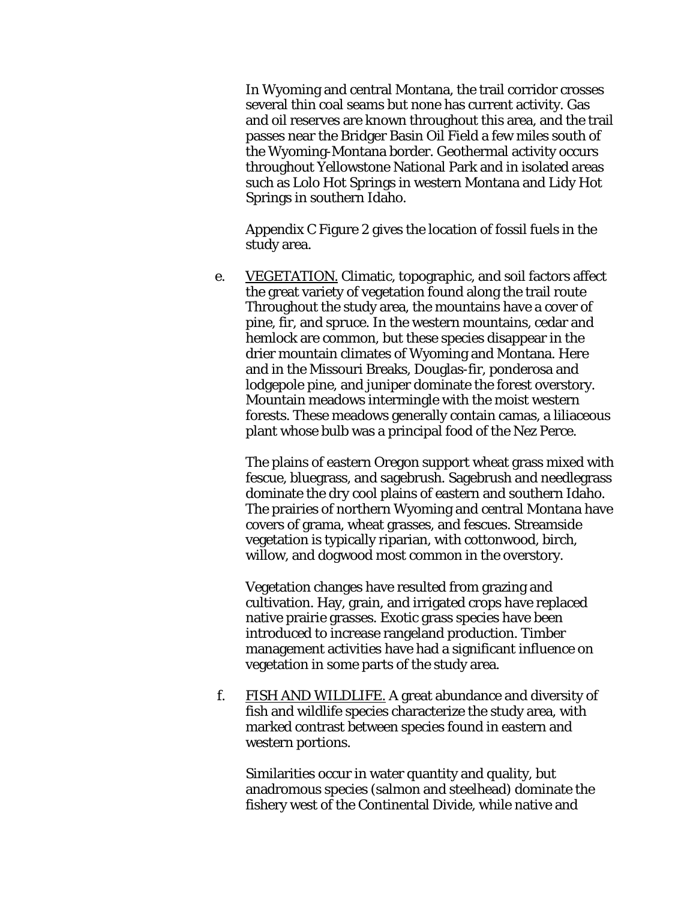In Wyoming and central Montana, the trail corridor crosses several thin coal seams but none has current activity. Gas and oil reserves are known throughout this area, and the trail passes near the Bridger Basin Oil Field a few miles south of the Wyoming-Montana border. Geothermal activity occurs throughout Yellowstone National Park and in isolated areas such as Lolo Hot Springs in western Montana and Lidy Hot Springs in southern Idaho.

Appendix C Figure 2 gives the location of fossil fuels in the study area.

e. <u>VEGETATION.</u> Climatic, topographic, and soil factors affect the great variety of vegetation found along the trail route Throughout the study area, the mountains have a cover of pine, fir, and spruce. In the western mountains, cedar and hemlock are common, but these species disappear in the drier mountain climates of Wyoming and Montana. Here and in the Missouri Breaks, Douglas-fir, ponderosa and lodgepole pine, and juniper dominate the forest overstory. Mountain meadows intermingle with the moist western forests. These meadows generally contain camas, a liliaceous plant whose bulb was a principal food of the Nez Perce.

The plains of eastern Oregon support wheat grass mixed with fescue, bluegrass, and sagebrush. Sagebrush and needlegrass dominate the dry cool plains of eastern and southern Idaho. The prairies of northern Wyoming and central Montana have covers of grama, wheat grasses, and fescues. Streamside vegetation is typically riparian, with cottonwood, birch, willow, and dogwood most common in the overstory.

Vegetation changes have resulted from grazing and cultivation. Hay, grain, and irrigated crops have replaced native prairie grasses. Exotic grass species have been introduced to increase rangeland production. Timber management activities have had a significant influence on vegetation in some parts of the study area.

f. <u>FISH AND WILDLIFE.</u> A great abundance and diversity of fish and wildlife species characterize the study area, with marked contrast between species found in eastern and western portions.

Similarities occur in water quantity and quality, but anadromous species (salmon and steelhead) dominate the fishery west of the Continental Divide, while native and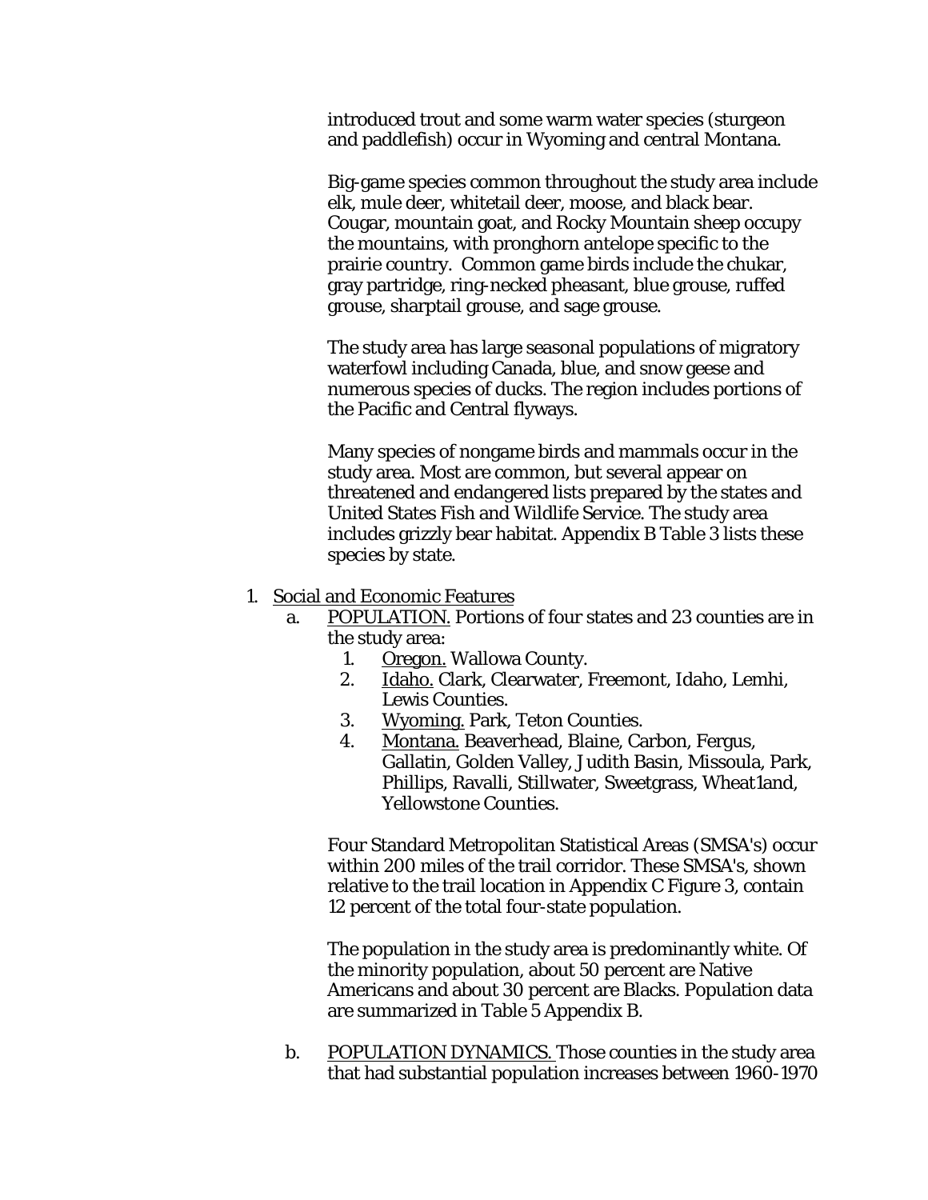introduced trout and some warm water species (sturgeon and paddlefish) occur in Wyoming and central Montana.

Big-game species common throughout the study area include elk, mule deer, whitetail deer, moose, and black bear. Cougar, mountain goat, and Rocky Mountain sheep occupy the mountains, with pronghorn antelope specific to the prairie country. Common game birds include the chukar, gray partridge, ring-necked pheasant, blue grouse, ruffed grouse, sharptail grouse, and sage grouse.

The study area has large seasonal populations of migratory waterfowl including Canada, blue, and snow geese and numerous species of ducks. The region includes portions of the Pacific and Central flyways.

Many species of nongame birds and mammals occur in the study area. Most are common, but several appear on threatened and endangered lists prepared by the states and United States Fish and Wildlife Service. The study area includes grizzly bear habitat. Appendix B Table 3 lists these species by state.

1. Social and Economic Features
   a. POPULATION. Portions of four states and 23 counties are in the study area:
      1. Oregon. Wallowa County.
      2. Idaho. Clark, Clearwater, Freemont, Idaho, Lemhi, Lewis Counties.
      3. Wyoming. Park, Teton Counties.
      4. Montana. Beaverhead, Blaine, Carbon, Fergus, Gallatin, Golden Valley, Judith Basin, Missoula, Park, Phillips, Ravalli, Stillwater, Sweetgrass, Wheat1and, Yellowstone Counties.

      Four Standard Metropolitan Statistical Areas (SMSA's) occur within 200 miles of the trail corridor. These SMSA's, shown relative to the trail location in Appendix C Figure 3, contain 12 percent of the total four-state population.

      The population in the study area is predominantly white. Of the minority population, about 50 percent are Native Americans and about 30 percent are Blacks. Population data are summarized in Table 5 Appendix B.

   b. POPULATION DYNAMICS. Those counties in the study area that had substantial population increases between 1960-1970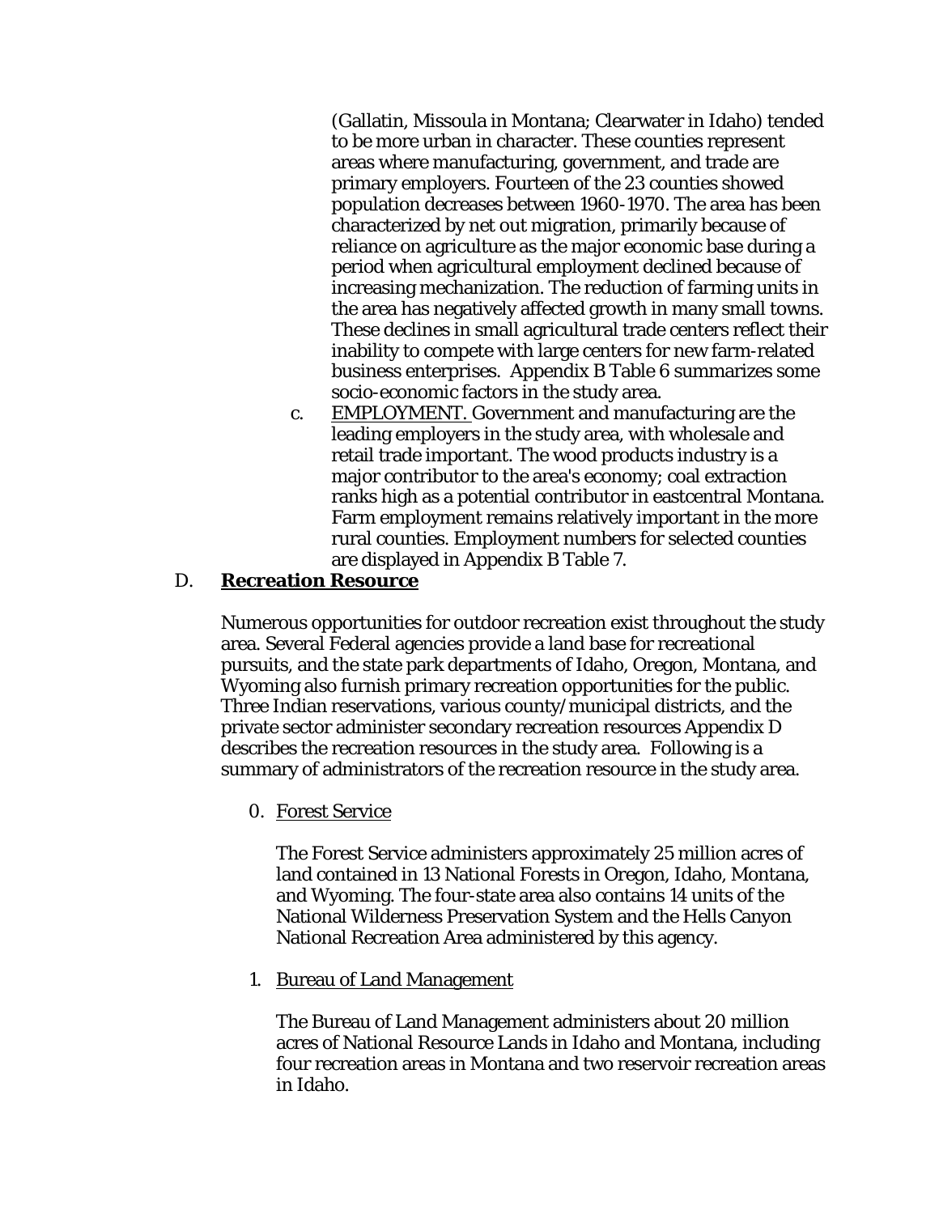(Gallatin, Missoula in Montana; Clearwater in Idaho) tended to be more urban in character. These counties represent areas where manufacturing, government, and trade are primary employers. Fourteen of the 23 counties showed population decreases between 1960-1970. The area has been characterized by net out migration, primarily because of reliance on agriculture as the major economic base during a period when agricultural employment declined because of increasing mechanization. The reduction of farming units in the area has negatively affected growth in many small towns. These declines in small agricultural trade centers reflect their inability to compete with large centers for new farm-related business enterprises. Appendix B Table 6 summarizes some socio-economic factors in the study area.

c. EMPLOYMENT. Government and manufacturing are the leading employers in the study area, with wholesale and retail trade important. The wood products industry is a major contributor to the area's economy; coal extraction ranks high as a potential contributor in eastcentral Montana. Farm employment remains relatively important in the more rural counties. Employment numbers for selected counties are displayed in Appendix B Table 7.

## D. **Recreation Resource**

Numerous opportunities for outdoor recreation exist throughout the study area. Several Federal agencies provide a land base for recreational pursuits, and the state park departments of Idaho, Oregon, Montana, and Wyoming also furnish primary recreation opportunities for the public. Three Indian reservations, various county/municipal districts, and the private sector administer secondary recreation resources Appendix D describes the recreation resources in the study area. Following is a summary of administrators of the recreation resource in the study area.

0. Forest Service

   The Forest Service administers approximately 25 million acres of land contained in 13 National Forests in Oregon, Idaho, Montana, and Wyoming. The four-state area also contains 14 units of the National Wilderness Preservation System and the Hells Canyon National Recreation Area administered by this agency.

1. Bureau of Land Management

   The Bureau of Land Management administers about 20 million acres of National Resource Lands in Idaho and Montana, including four recreation areas in Montana and two reservoir recreation areas in Idaho.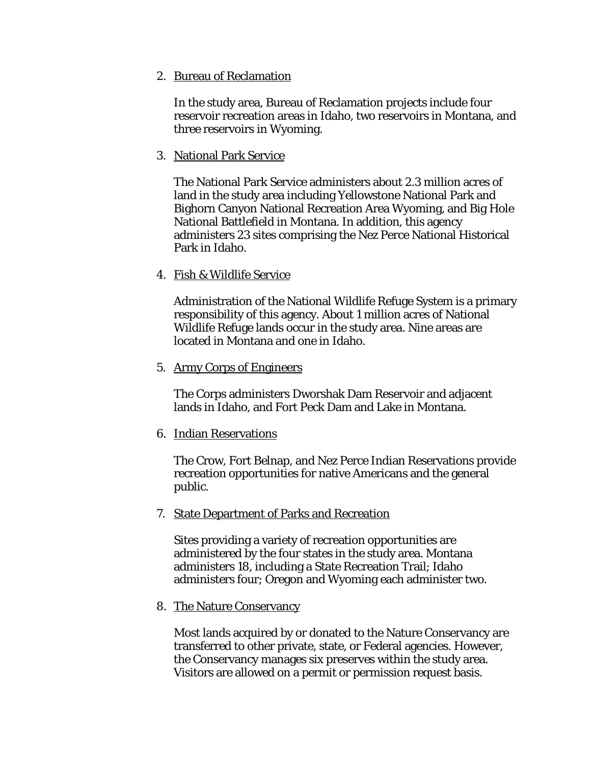2. Bureau of Reclamation

   In the study area, Bureau of Reclamation projects include four reservoir recreation areas in Idaho, two reservoirs in Montana, and three reservoirs in Wyoming.

3. National Park Service

   The National Park Service administers about 2.3 million acres of land in the study area including Yellowstone National Park and Bighorn Canyon National Recreation Area Wyoming, and Big Hole National Battlefield in Montana. In addition, this agency administers 23 sites comprising the Nez Perce National Historical Park in Idaho.

4. Fish & Wildlife Service

   Administration of the National Wildlife Refuge System is a primary responsibility of this agency. About 1 million acres of National Wildlife Refuge lands occur in the study area. Nine areas are located in Montana and one in Idaho.

5. Army Corps of Engineers

   The Corps administers Dworshak Dam Reservoir and adjacent lands in Idaho, and Fort Peck Dam and Lake in Montana.

6. Indian Reservations

   The Crow, Fort Belnap, and Nez Perce Indian Reservations provide recreation opportunities for native Americans and the general public.

7. State Department of Parks and Recreation

   Sites providing a variety of recreation opportunities are administered by the four states in the study area. Montana administers 18, including a State Recreation Trail; Idaho administers four; Oregon and Wyoming each administer two.

8. The Nature Conservancy

   Most lands acquired by or donated to the Nature Conservancy are transferred to other private, state, or Federal agencies. However, the Conservancy manages six preserves within the study area. Visitors are allowed on a permit or permission request basis.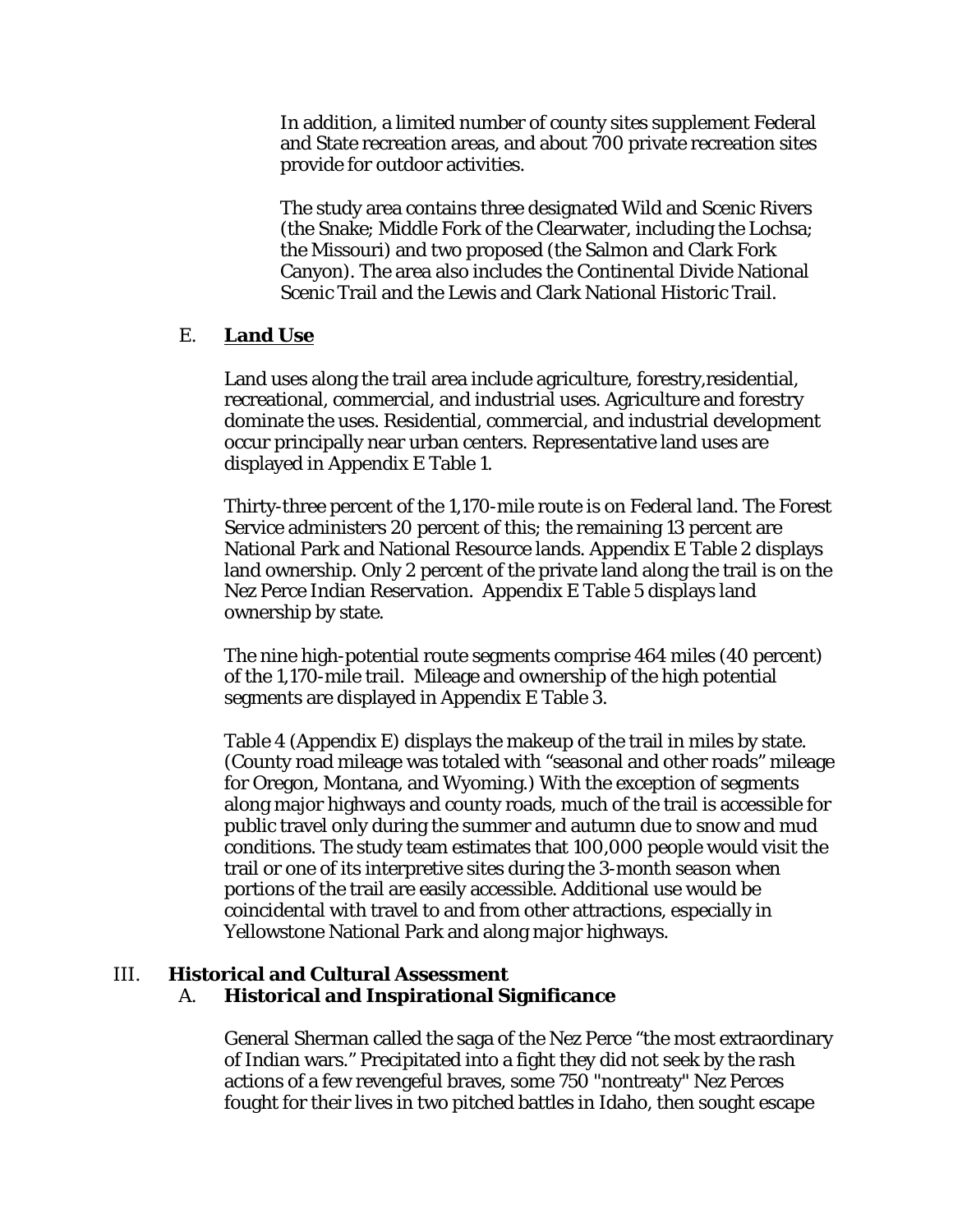In addition, a limited number of county sites supplement Federal and State recreation areas, and about 700 private recreation sites provide for outdoor activities.

The study area contains three designated Wild and Scenic Rivers (the Snake; Middle Fork of the Clearwater, including the Lochsa; the Missouri) and two proposed (the Salmon and Clark Fork Canyon). The area also includes the Continental Divide National Scenic Trail and the Lewis and Clark National Historic Trail.

### E. **Land Use**

Land uses along the trail area include agriculture, forestry,residential, recreational, commercial, and industrial uses. Agriculture and forestry dominate the uses. Residential, commercial, and industrial development occur principally near urban centers. Representative land uses are displayed in Appendix E Table 1.

Thirty-three percent of the 1,170-mile route is on Federal land. The Forest Service administers 20 percent of this; the remaining 13 percent are National Park and National Resource lands. Appendix E Table 2 displays land ownership. Only 2 percent of the private land along the trail is on the Nez Perce Indian Reservation. Appendix E Table 5 displays land ownership by state.

The nine high-potential route segments comprise 464 miles (40 percent) of the 1,170-mile trail. Mileage and ownership of the high potential segments are displayed in Appendix E Table 3.

Table 4 (Appendix E) displays the makeup of the trail in miles by state. (County road mileage was totaled with "seasonal and other roads" mileage for Oregon, Montana, and Wyoming.) With the exception of segments along major highways and county roads, much of the trail is accessible for public travel only during the summer and autumn due to snow and mud conditions. The study team estimates that 100,000 people would visit the trail or one of its interpretive sites during the 3-month season when portions of the trail are easily accessible. Additional use would be coincidental with travel to and from other attractions, especially in Yellowstone National Park and along major highways.

## III. **Historical and Cultural Assessment**

### A. **Historical and Inspirational Significance**

General Sherman called the saga of the Nez Perce "the most extraordinary of Indian wars." Precipitated into a fight they did not seek by the rash actions of a few revengeful braves, some 750 "nontreaty" Nez Perces fought for their lives in two pitched battles in Idaho, then sought escape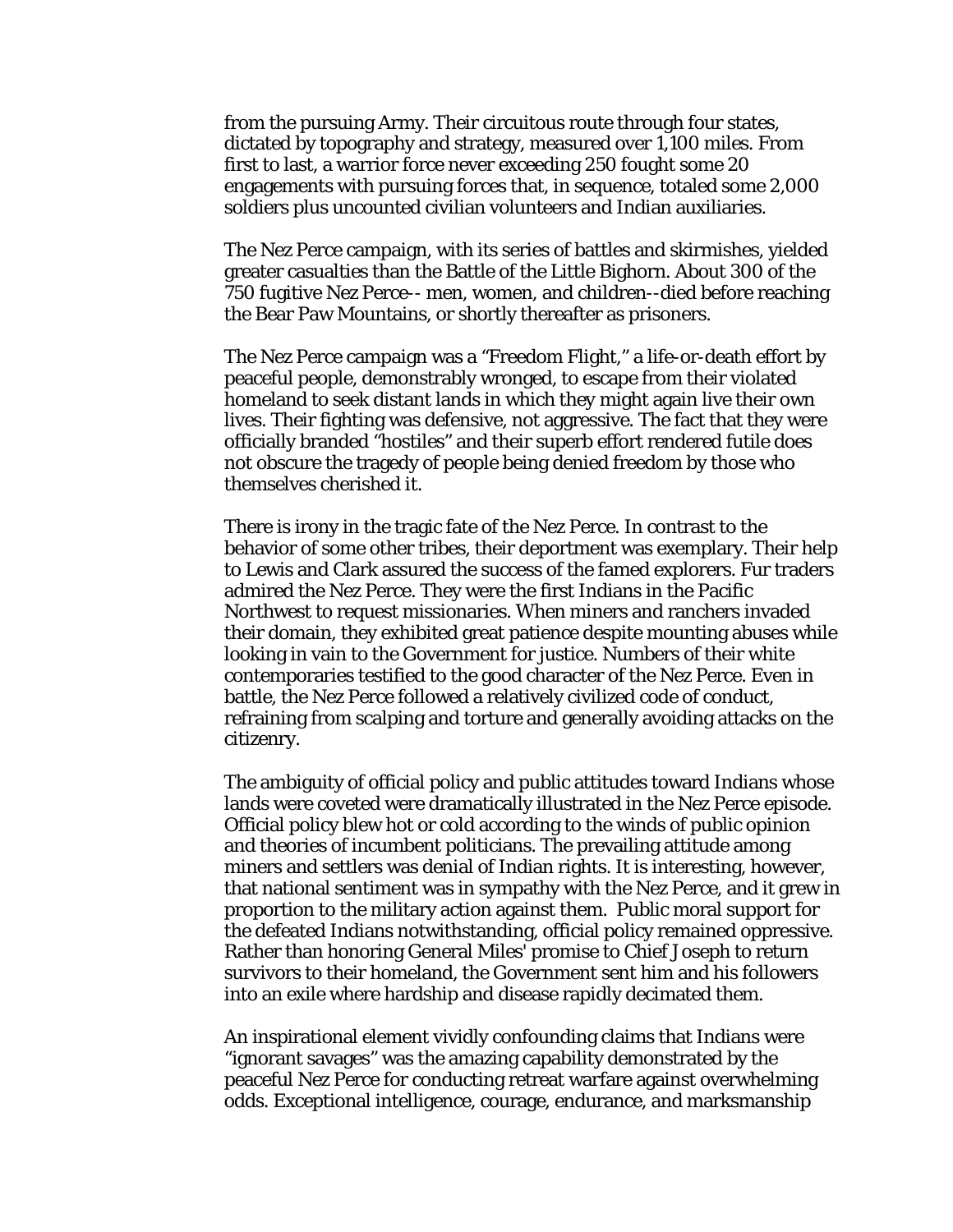from the pursuing Army. Their circuitous route through four states, dictated by topography and strategy, measured over 1,100 miles. From first to last, a warrior force never exceeding 250 fought some 20 engagements with pursuing forces that, in sequence, totaled some 2,000 soldiers plus uncounted civilian volunteers and Indian auxiliaries.

The Nez Perce campaign, with its series of battles and skirmishes, yielded greater casualties than the Battle of the Little Bighorn. About 300 of the 750 fugitive Nez Perce-- men, women, and children--died before reaching the Bear Paw Mountains, or shortly thereafter as prisoners.

The Nez Perce campaign was a "Freedom Flight," a life-or-death effort by peaceful people, demonstrably wronged, to escape from their violated homeland to seek distant lands in which they might again live their own lives. Their fighting was defensive, not aggressive. The fact that they were officially branded "hostiles" and their superb effort rendered futile does not obscure the tragedy of people being denied freedom by those who themselves cherished it.

There is irony in the tragic fate of the Nez Perce. In contrast to the behavior of some other tribes, their deportment was exemplary. Their help to Lewis and Clark assured the success of the famed explorers. Fur traders admired the Nez Perce. They were the first Indians in the Pacific Northwest to request missionaries. When miners and ranchers invaded their domain, they exhibited great patience despite mounting abuses while looking in vain to the Government for justice. Numbers of their white contemporaries testified to the good character of the Nez Perce. Even in battle, the Nez Perce followed a relatively civilized code of conduct, refraining from scalping and torture and generally avoiding attacks on the citizenry.

The ambiguity of official policy and public attitudes toward Indians whose lands were coveted were dramatically illustrated in the Nez Perce episode. Official policy blew hot or cold according to the winds of public opinion and theories of incumbent politicians. The prevailing attitude among miners and settlers was denial of Indian rights. It is interesting, however, that national sentiment was in sympathy with the Nez Perce, and it grew in proportion to the military action against them. Public moral support for the defeated Indians notwithstanding, official policy remained oppressive. Rather than honoring General Miles' promise to Chief Joseph to return survivors to their homeland, the Government sent him and his followers into an exile where hardship and disease rapidly decimated them.

An inspirational element vividly confounding claims that Indians were "ignorant savages" was the amazing capability demonstrated by the peaceful Nez Perce for conducting retreat warfare against overwhelming odds. Exceptional intelligence, courage, endurance, and marksmanship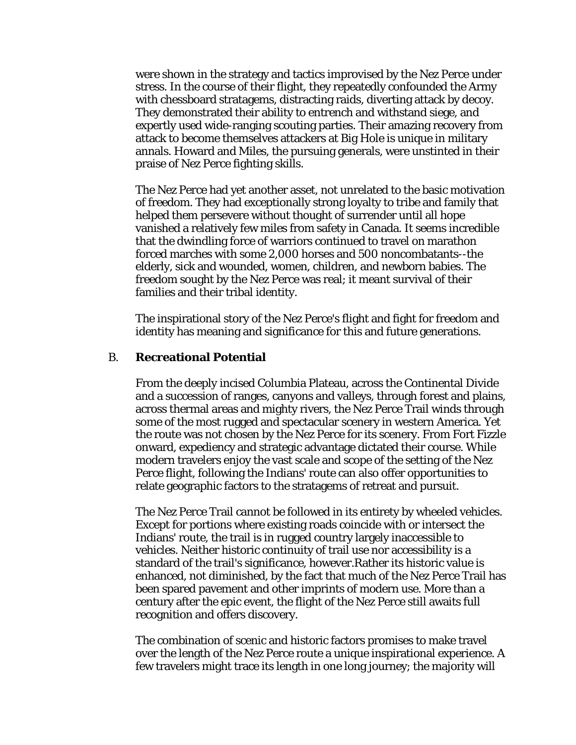were shown in the strategy and tactics improvised by the Nez Perce under stress. In the course of their flight, they repeatedly confounded the Army with chessboard stratagems, distracting raids, diverting attack by decoy. They demonstrated their ability to entrench and withstand siege, and expertly used wide-ranging scouting parties. Their amazing recovery from attack to become themselves attackers at Big Hole is unique in military annals. Howard and Miles, the pursuing generals, were unstinted in their praise of Nez Perce fighting skills.

The Nez Perce had yet another asset, not unrelated to the basic motivation of freedom. They had exceptionally strong loyalty to tribe and family that helped them persevere without thought of surrender until all hope vanished a relatively few miles from safety in Canada. It seems incredible that the dwindling force of warriors continued to travel on marathon forced marches with some 2,000 horses and 500 noncombatants--the elderly, sick and wounded, women, children, and newborn babies. The freedom sought by the Nez Perce was real; it meant survival of their families and their tribal identity.

The inspirational story of the Nez Perce's flight and fight for freedom and identity has meaning and significance for this and future generations.

## B. **Recreational Potential**

From the deeply incised Columbia Plateau, across the Continental Divide and a succession of ranges, canyons and valleys, through forest and plains, across thermal areas and mighty rivers, the Nez Perce Trail winds through some of the most rugged and spectacular scenery in western America. Yet the route was not chosen by the Nez Perce for its scenery. From Fort Fizzle onward, expediency and strategic advantage dictated their course. While modern travelers enjoy the vast scale and scope of the setting of the Nez Perce flight, following the Indians' route can also offer opportunities to relate geographic factors to the stratagems of retreat and pursuit.

The Nez Perce Trail cannot be followed in its entirety by wheeled vehicles. Except for portions where existing roads coincide with or intersect the Indians' route, the trail is in rugged country largely inaccessible to vehicles. Neither historic continuity of trail use nor accessibility is a standard of the trail's significance, however.Rather its historic value is enhanced, not diminished, by the fact that much of the Nez Perce Trail has been spared pavement and other imprints of modern use. More than a century after the epic event, the flight of the Nez Perce still awaits full recognition and offers discovery.

The combination of scenic and historic factors promises to make travel over the length of the Nez Perce route a unique inspirational experience. A few travelers might trace its length in one long journey; the majority will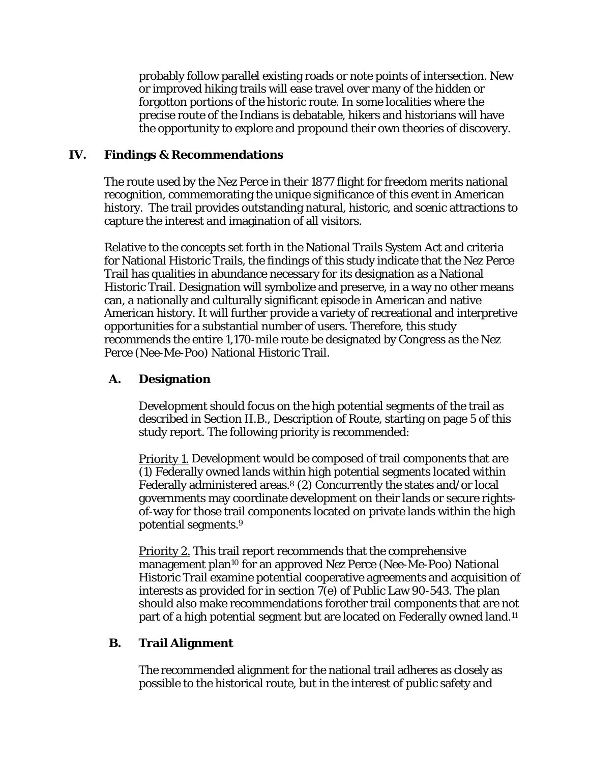probably follow parallel existing roads or note points of intersection. New or improved hiking trails will ease travel over many of the hidden or forgotton portions of the historic route. In some localities where the precise route of the Indians is debatable, hikers and historians will have the opportunity to explore and propound their own theories of discovery.

## IV. Findings & Recommendations

The route used by the Nez Perce in their 1877 flight for freedom merits national recognition, commemorating the unique significance of this event in American history. The trail provides outstanding natural, historic, and scenic attractions to capture the interest and imagination of all visitors.

Relative to the concepts set forth in the National Trails System Act and criteria for National Historic Trails, the findings of this study indicate that the Nez Perce Trail has qualities in abundance necessary for its designation as a National Historic Trail. Designation will symbolize and preserve, in a way no other means can, a nationally and culturally significant episode in American and native American history. It will further provide a variety of recreational and interpretive opportunities for a substantial number of users. Therefore, this study recommends the entire 1,170-mile route be designated by Congress as the Nez Perce (Nee-Me-Poo) National Historic Trail.

### A. Designation

Development should focus on the high potential segments of the trail as described in Section II.B., Description of Route, starting on page 5 of this study report. The following priority is recommended:

Priority 1. Development would be composed of trail components that are (1) Federally owned lands within high potential segments located within Federally administered areas.[8] (2) Concurrently the states and/or local governments may coordinate development on their lands or secure rights-of-way for those trail components located on private lands within the high potential segments.[9]

Priority 2. This trail report recommends that the comprehensive management plan[10] for an approved Nez Perce (Nee-Me-Poo) National Historic Trail examine potential cooperative agreements and acquisition of interests as provided for in section 7(e) of Public Law 90-543. The plan should also make recommendations forother trail components that are not part of a high potential segment but are located on Federally owned land.[11]

### B. Trail Alignment

The recommended alignment for the national trail adheres as closely as possible to the historical route, but in the interest of public safety and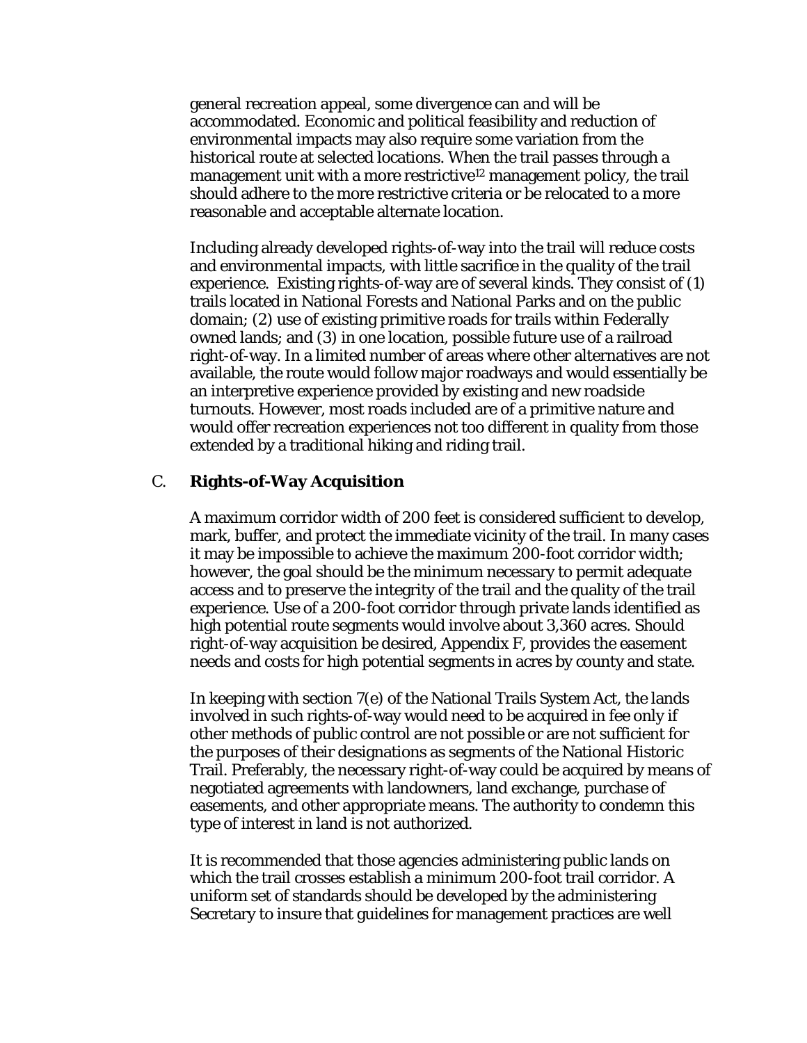general recreation appeal, some divergence can and will be accommodated. Economic and political feasibility and reduction of environmental impacts may also require some variation from the historical route at selected locations. When the trail passes through a management unit with a more restrictive[12] management policy, the trail should adhere to the more restrictive criteria or be relocated to a more reasonable and acceptable alternate location.

Including already developed rights-of-way into the trail will reduce costs and environmental impacts, with little sacrifice in the quality of the trail experience. Existing rights-of-way are of several kinds. They consist of (1) trails located in National Forests and National Parks and on the public domain; (2) use of existing primitive roads for trails within Federally owned lands; and (3) in one location, possible future use of a railroad right-of-way. In a limited number of areas where other alternatives are not available, the route would follow major roadways and would essentially be an interpretive experience provided by existing and new roadside turnouts. However, most roads included are of a primitive nature and would offer recreation experiences not too different in quality from those extended by a traditional hiking and riding trail.

## C. Rights-of-Way Acquisition

A maximum corridor width of 200 feet is considered sufficient to develop, mark, buffer, and protect the immediate vicinity of the trail. In many cases it may be impossible to achieve the maximum 200-foot corridor width; however, the goal should be the minimum necessary to permit adequate access and to preserve the integrity of the trail and the quality of the trail experience. Use of a 200-foot corridor through private lands identified as high potential route segments would involve about 3,360 acres. Should right-of-way acquisition be desired, Appendix F, provides the easement needs and costs for high potential segments in acres by county and state.

In keeping with section 7(e) of the National Trails System Act, the lands involved in such rights-of-way would need to be acquired in fee only if other methods of public control are not possible or are not sufficient for the purposes of their designations as segments of the National Historic Trail. Preferably, the necessary right-of-way could be acquired by means of negotiated agreements with landowners, land exchange, purchase of easements, and other appropriate means. The authority to condemn this type of interest in land is not authorized.

It is recommended that those agencies administering public lands on which the trail crosses establish a minimum 200-foot trail corridor. A uniform set of standards should be developed by the administering Secretary to insure that guidelines for management practices are well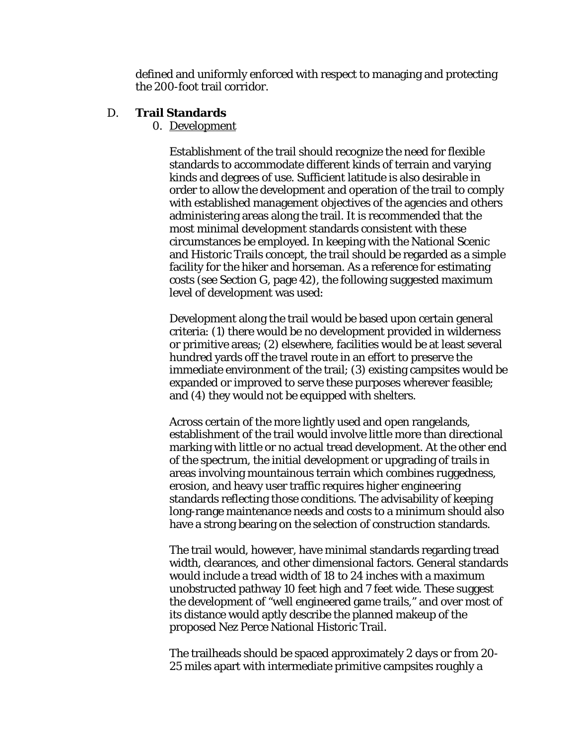defined and uniformly enforced with respect to managing and protecting the 200-foot trail corridor.

## D. **Trail Standards**

0. Development

Establishment of the trail should recognize the need for flexible standards to accommodate different kinds of terrain and varying kinds and degrees of use. Sufficient latitude is also desirable in order to allow the development and operation of the trail to comply with established management objectives of the agencies and others administering areas along the trail. It is recommended that the most minimal development standards consistent with these circumstances be employed. In keeping with the National Scenic and Historic Trails concept, the trail should be regarded as a simple facility for the hiker and horseman. As a reference for estimating costs (see Section G, page 42), the following suggested maximum level of development was used:

Development along the trail would be based upon certain general criteria: (1) there would be no development provided in wilderness or primitive areas; (2) elsewhere, facilities would be at least several hundred yards off the travel route in an effort to preserve the immediate environment of the trail; (3) existing campsites would be expanded or improved to serve these purposes wherever feasible; and (4) they would not be equipped with shelters.

Across certain of the more lightly used and open rangelands, establishment of the trail would involve little more than directional marking with little or no actual tread development. At the other end of the spectrum, the initial development or upgrading of trails in areas involving mountainous terrain which combines ruggedness, erosion, and heavy user traffic requires higher engineering standards reflecting those conditions. The advisability of keeping long-range maintenance needs and costs to a minimum should also have a strong bearing on the selection of construction standards.

The trail would, however, have minimal standards regarding tread width, clearances, and other dimensional factors. General standards would include a tread width of 18 to 24 inches with a maximum unobstructed pathway 10 feet high and 7 feet wide. These suggest the development of "well engineered game trails," and over most of its distance would aptly describe the planned makeup of the proposed Nez Perce National Historic Trail.

The trailheads should be spaced approximately 2 days or from 20-25 miles apart with intermediate primitive campsites roughly a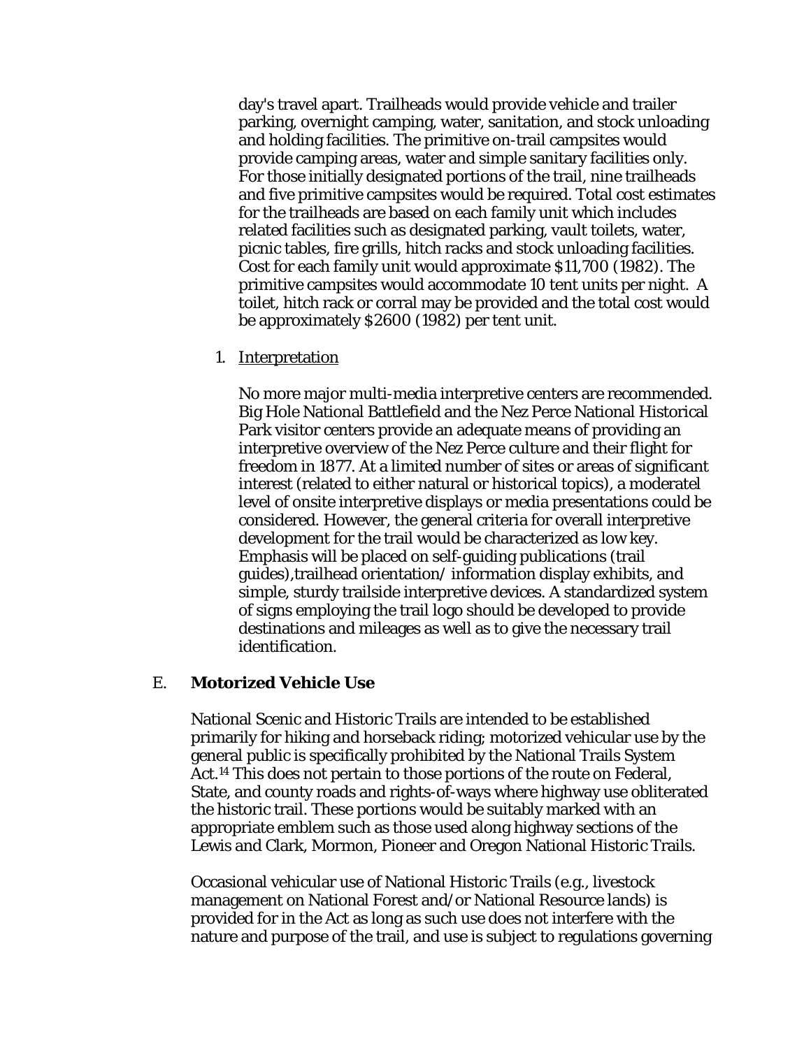day's travel apart. Trailheads would provide vehicle and trailer parking, overnight camping, water, sanitation, and stock unloading and holding facilities. The primitive on-trail campsites would provide camping areas, water and simple sanitary facilities only. For those initially designated portions of the trail, nine trailheads and five primitive campsites would be required. Total cost estimates for the trailheads are based on each family unit which includes related facilities such as designated parking, vault toilets, water, picnic tables, fire grills, hitch racks and stock unloading facilities. Cost for each family unit would approximate $11,700 (1982). The primitive campsites would accommodate 10 tent units per night. A toilet, hitch rack or corral may be provided and the total cost would be approximately $2600 (1982) per tent unit.

1. Interpretation

   No more major multi-media interpretive centers are recommended. Big Hole National Battlefield and the Nez Perce National Historical Park visitor centers provide an adequate means of providing an interpretive overview of the Nez Perce culture and their flight for freedom in 1877. At a limited number of sites or areas of significant interest (related to either natural or historical topics), a moderatel level of onsite interpretive displays or media presentations could be considered. However, the general criteria for overall interpretive development for the trail would be characterized as low key. Emphasis will be placed on self-guiding publications (trail guides),trailhead orientation/ information display exhibits, and simple, sturdy trailside interpretive devices. A standardized system of signs employing the trail logo should be developed to provide destinations and mileages as well as to give the necessary trail identification.

## E. **Motorized Vehicle Use**

National Scenic and Historic Trails are intended to be established primarily for hiking and horseback riding; motorized vehicular use by the general public is specifically prohibited by the National Trails System Act.[14] This does not pertain to those portions of the route on Federal, State, and county roads and rights-of-ways where highway use obliterated the historic trail. These portions would be suitably marked with an appropriate emblem such as those used along highway sections of the Lewis and Clark, Mormon, Pioneer and Oregon National Historic Trails.

Occasional vehicular use of National Historic Trails (e.g., livestock management on National Forest and/or National Resource lands) is provided for in the Act as long as such use does not interfere with the nature and purpose of the trail, and use is subject to regulations governing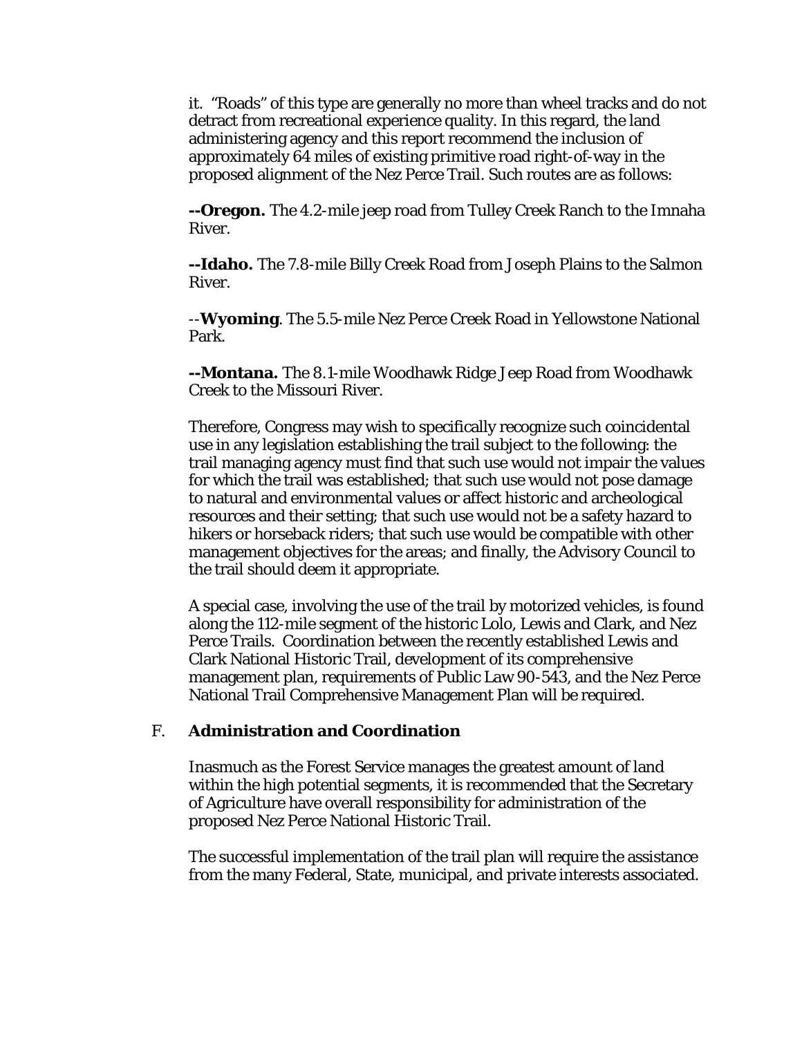it. "Roads" of this type are generally no more than wheel tracks and do not detract from recreational experience quality. In this regard, the land administering agency and this report recommend the inclusion of approximately 64 miles of existing primitive road right-of-way in the proposed alignment of the Nez Perce Trail. Such routes are as follows:

**--Oregon.** The 4.2-mile jeep road from Tulley Creek Ranch to the Imnaha River.

**--Idaho.** The 7.8-mile Billy Creek Road from Joseph Plains to the Salmon River.

--**Wyoming**. The 5.5-mile Nez Perce Creek Road in Yellowstone National Park.

**--Montana.** The 8.1-mile Woodhawk Ridge Jeep Road from Woodhawk Creek to the Missouri River.

Therefore, Congress may wish to specifically recognize such coincidental use in any legislation establishing the trail subject to the following: the trail managing agency must find that such use would not impair the values for which the trail was established; that such use would not pose damage to natural and environmental values or affect historic and archeological resources and their setting; that such use would not be a safety hazard to hikers or horseback riders; that such use would be compatible with other management objectives for the areas; and finally, the Advisory Council to the trail should deem it appropriate.

A special case, involving the use of the trail by motorized vehicles, is found along the 112-mile segment of the historic Lolo, Lewis and Clark, and Nez Perce Trails. Coordination between the recently established Lewis and Clark National Historic Trail, development of its comprehensive management plan, requirements of Public Law 90-543, and the Nez Perce National Trail Comprehensive Management Plan will be required.

## F. Administration and Coordination

Inasmuch as the Forest Service manages the greatest amount of land within the high potential segments, it is recommended that the Secretary of Agriculture have overall responsibility for administration of the proposed Nez Perce National Historic Trail.

The successful implementation of the trail plan will require the assistance from the many Federal, State, municipal, and private interests associated.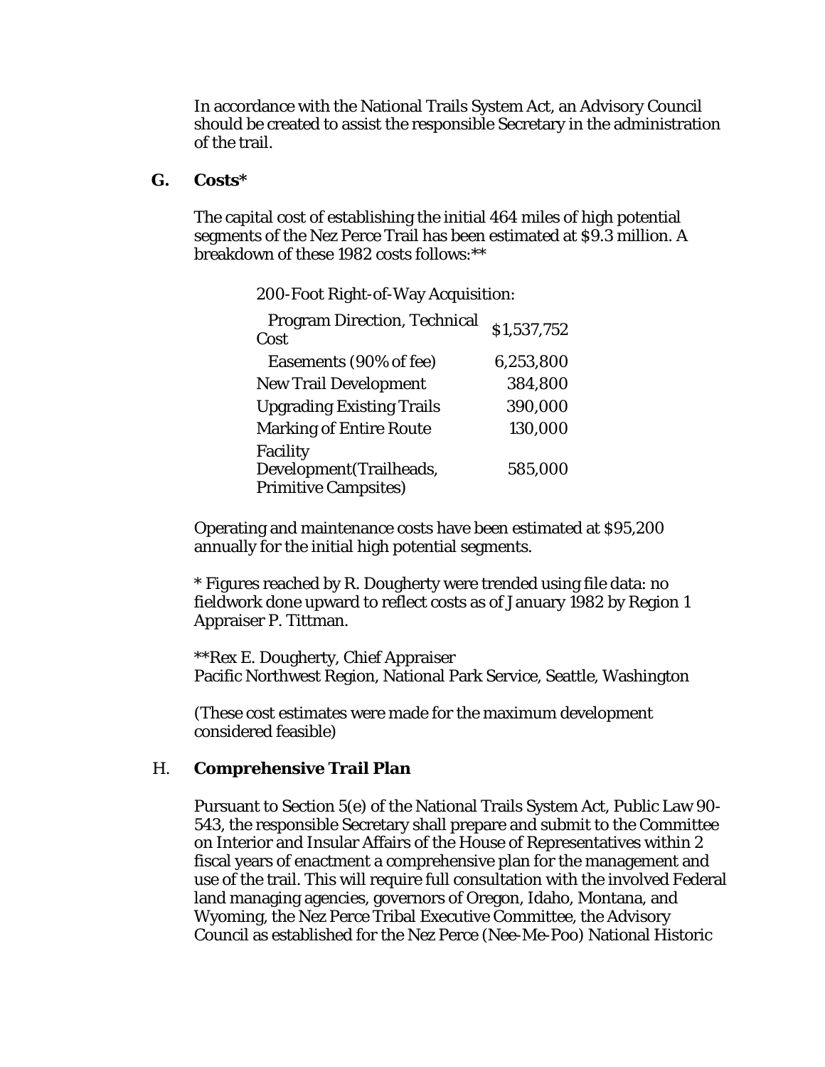In accordance with the National Trails System Act, an Advisory Council should be created to assist the responsible Secretary in the administration of the trail.

## G. Costs*

The capital cost of establishing the initial 464 miles of high potential segments of the Nez Perce Trail has been estimated at $9.3 million. A breakdown of these 1982 costs follows:**

200-Foot Right-of-Way Acquisition:

| Item | Cost |
|---|---|
| Program Direction, Technical Cost | $1,537,752 |
| Easements (90% of fee) | 6,253,800 |
| New Trail Development | 384,800 |
| Upgrading Existing Trails | 390,000 |
| Marking of Entire Route | 130,000 |
| Facility Development(Trailheads, Primitive Campsites) | 585,000 |

Operating and maintenance costs have been estimated at $95,200 annually for the initial high potential segments.

* Figures reached by R. Dougherty were trended using file data: no fieldwork done upward to reflect costs as of January 1982 by Region 1 Appraiser P. Tittman.

**Rex E. Dougherty, Chief Appraiser
Pacific Northwest Region, National Park Service, Seattle, Washington

(These cost estimates were made for the maximum development considered feasible)

## H. Comprehensive Trail Plan

Pursuant to Section 5(e) of the National Trails System Act, Public Law 90-543, the responsible Secretary shall prepare and submit to the Committee on Interior and Insular Affairs of the House of Representatives within 2 fiscal years of enactment a comprehensive plan for the management and use of the trail. This will require full consultation with the involved Federal land managing agencies, governors of Oregon, Idaho, Montana, and Wyoming, the Nez Perce Tribal Executive Committee, the Advisory Council as established for the Nez Perce (Nee-Me-Poo) National Historic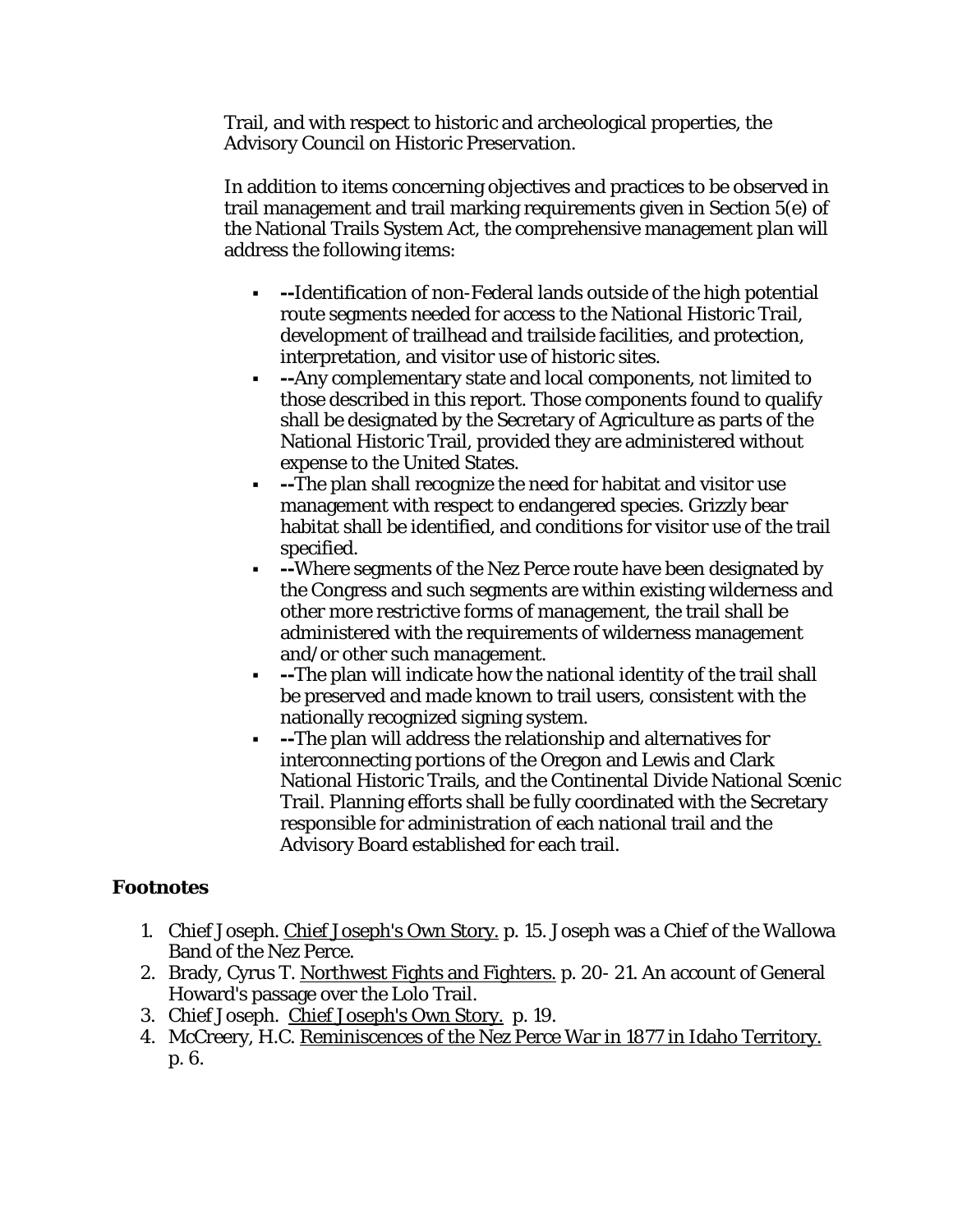Trail, and with respect to historic and archeological properties, the Advisory Council on Historic Preservation.

In addition to items concerning objectives and practices to be observed in trail management and trail marking requirements given in Section 5(e) of the National Trails System Act, the comprehensive management plan will address the following items:

- **--**Identification of non-Federal lands outside of the high potential route segments needed for access to the National Historic Trail, development of trailhead and trailside facilities, and protection, interpretation, and visitor use of historic sites.
- **--**Any complementary state and local components, not limited to those described in this report. Those components found to qualify shall be designated by the Secretary of Agriculture as parts of the National Historic Trail, provided they are administered without expense to the United States.
- **--**The plan shall recognize the need for habitat and visitor use management with respect to endangered species. Grizzly bear habitat shall be identified, and conditions for visitor use of the trail specified.
- **--**Where segments of the Nez Perce route have been designated by the Congress and such segments are within existing wilderness and other more restrictive forms of management, the trail shall be administered with the requirements of wilderness management and/or other such management.
- **--**The plan will indicate how the national identity of the trail shall be preserved and made known to trail users, consistent with the nationally recognized signing system.
- **--**The plan will address the relationship and alternatives for interconnecting portions of the Oregon and Lewis and Clark National Historic Trails, and the Continental Divide National Scenic Trail. Planning efforts shall be fully coordinated with the Secretary responsible for administration of each national trail and the Advisory Board established for each trail.

## Footnotes

1. Chief Joseph. Chief Joseph's Own Story. p. 15. Joseph was a Chief of the Wallowa Band of the Nez Perce.
2. Brady, Cyrus T. Northwest Fights and Fighters. p. 20- 21. An account of General Howard's passage over the Lolo Trail.
3. Chief Joseph. Chief Joseph's Own Story. p. 19.
4. McCreery, H.C. Reminiscences of the Nez Perce War in 1877 in Idaho Territory. p. 6.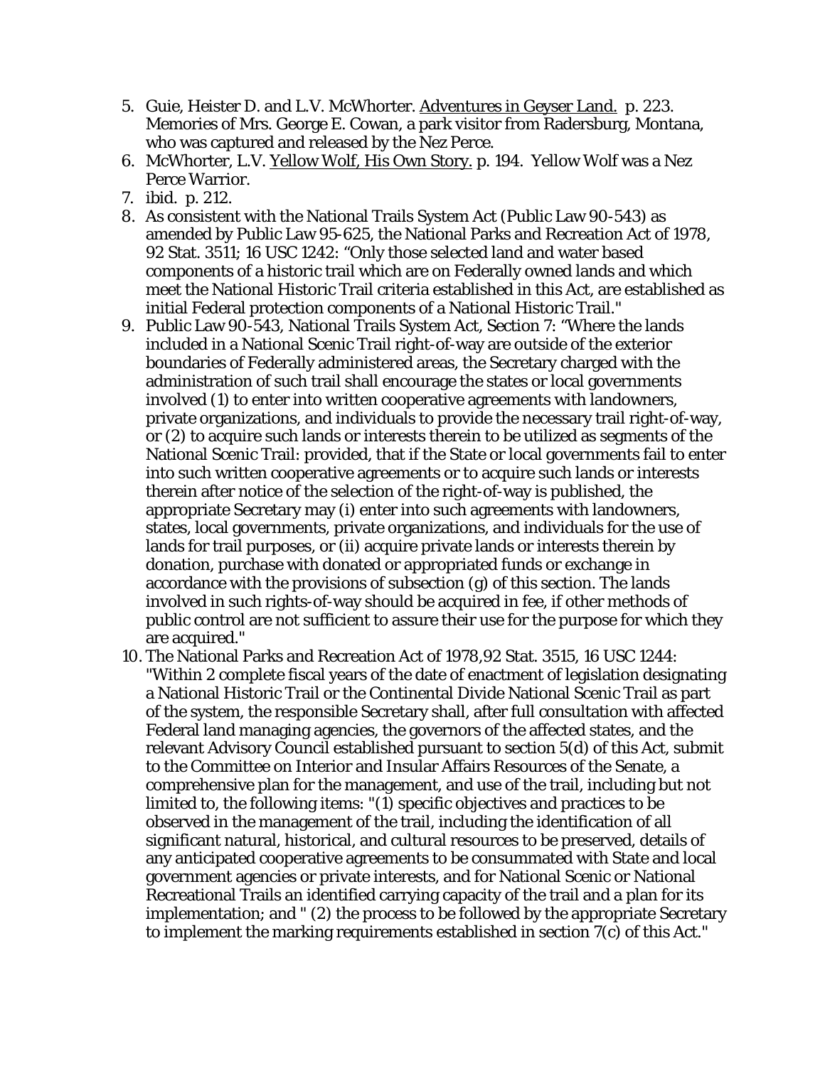5. Guie, Heister D. and L.V. McWhorter. Adventures in Geyser Land. p. 223. Memories of Mrs. George E. Cowan, a park visitor from Radersburg, Montana, who was captured and released by the Nez Perce.
6. McWhorter, L.V. Yellow Wolf, His Own Story. p. 194. Yellow Wolf was a Nez Perce Warrior.
7. ibid. p. 212.
8. As consistent with the National Trails System Act (Public Law 90-543) as amended by Public Law 95-625, the National Parks and Recreation Act of 1978, 92 Stat. 3511; 16 USC 1242: "Only those selected land and water based components of a historic trail which are on Federally owned lands and which meet the National Historic Trail criteria established in this Act, are established as initial Federal protection components of a National Historic Trail."
9. Public Law 90-543, National Trails System Act, Section 7: "Where the lands included in a National Scenic Trail right-of-way are outside of the exterior boundaries of Federally administered areas, the Secretary charged with the administration of such trail shall encourage the states or local governments involved (1) to enter into written cooperative agreements with landowners, private organizations, and individuals to provide the necessary trail right-of-way, or (2) to acquire such lands or interests therein to be utilized as segments of the National Scenic Trail: provided, that if the State or local governments fail to enter into such written cooperative agreements or to acquire such lands or interests therein after notice of the selection of the right-of-way is published, the appropriate Secretary may (i) enter into such agreements with landowners, states, local governments, private organizations, and individuals for the use of lands for trail purposes, or (ii) acquire private lands or interests therein by donation, purchase with donated or appropriated funds or exchange in accordance with the provisions of subsection (g) of this section. The lands involved in such rights-of-way should be acquired in fee, if other methods of public control are not sufficient to assure their use for the purpose for which they are acquired."
10. The National Parks and Recreation Act of 1978,92 Stat. 3515, 16 USC 1244: "Within 2 complete fiscal years of the date of enactment of legislation designating a National Historic Trail or the Continental Divide National Scenic Trail as part of the system, the responsible Secretary shall, after full consultation with affected Federal land managing agencies, the governors of the affected states, and the relevant Advisory Council established pursuant to section 5(d) of this Act, submit to the Committee on Interior and Insular Affairs Resources of the Senate, a comprehensive plan for the management, and use of the trail, including but not limited to, the following items: "(1) specific objectives and practices to be observed in the management of the trail, including the identification of all significant natural, historical, and cultural resources to be preserved, details of any anticipated cooperative agreements to be consummated with State and local government agencies or private interests, and for National Scenic or National Recreational Trails an identified carrying capacity of the trail and a plan for its implementation; and " (2) the process to be followed by the appropriate Secretary to implement the marking requirements established in section 7(c) of this Act."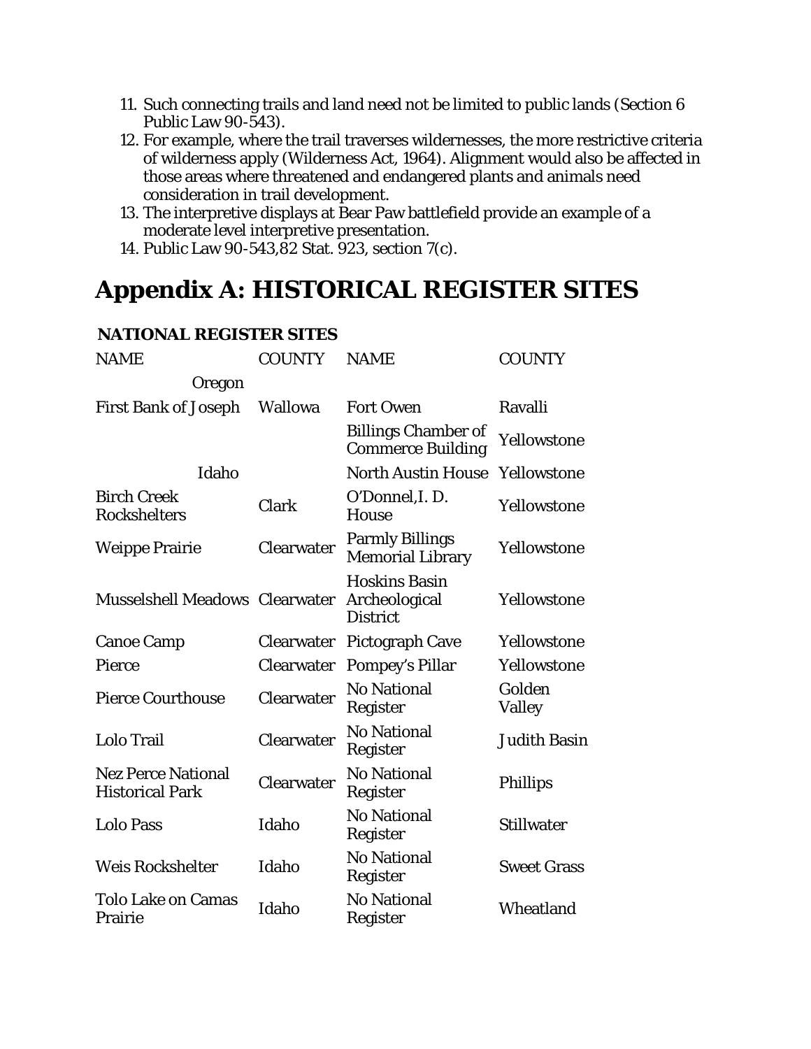11. Such connecting trails and land need not be limited to public lands (Section 6 Public Law 90-543).
12. For example, where the trail traverses wildernesses, the more restrictive criteria of wilderness apply (Wilderness Act, 1964). Alignment would also be affected in those areas where threatened and endangered plants and animals need consideration in trail development.
13. The interpretive displays at Bear Paw battlefield provide an example of a moderate level interpretive presentation.
14. Public Law 90-543,82 Stat. 923, section 7(c).

# Appendix A: HISTORICAL REGISTER SITES

### NATIONAL REGISTER SITES

| NAME | COUNTY | NAME | COUNTY |
|---|---|---|---|
| Oregon | | | |
| First Bank of Joseph | Wallowa | Fort Owen | Ravalli |
| | | Billings Chamber of Commerce Building | Yellowstone |
| Idaho | | North Austin House | Yellowstone |
| Birch Creek Rockshelters | Clark | O'Donnel,I. D. House | Yellowstone |
| Weippe Prairie | Clearwater | Parmly Billings Memorial Library | Yellowstone |
| Musselshell Meadows | Clearwater | Hoskins Basin Archeological District | Yellowstone |
| Canoe Camp | Clearwater | Pictograph Cave | Yellowstone |
| Pierce | Clearwater | Pompey's Pillar | Yellowstone |
| Pierce Courthouse | Clearwater | No National Register | Golden Valley |
| Lolo Trail | Clearwater | No National Register | Judith Basin |
| Nez Perce National Historical Park | Clearwater | No National Register | Phillips |
| Lolo Pass | Idaho | No National Register | Stillwater |
| Weis Rockshelter | Idaho | No National Register | Sweet Grass |
| Tolo Lake on Camas Prairie | Idaho | No National Register | Wheatland |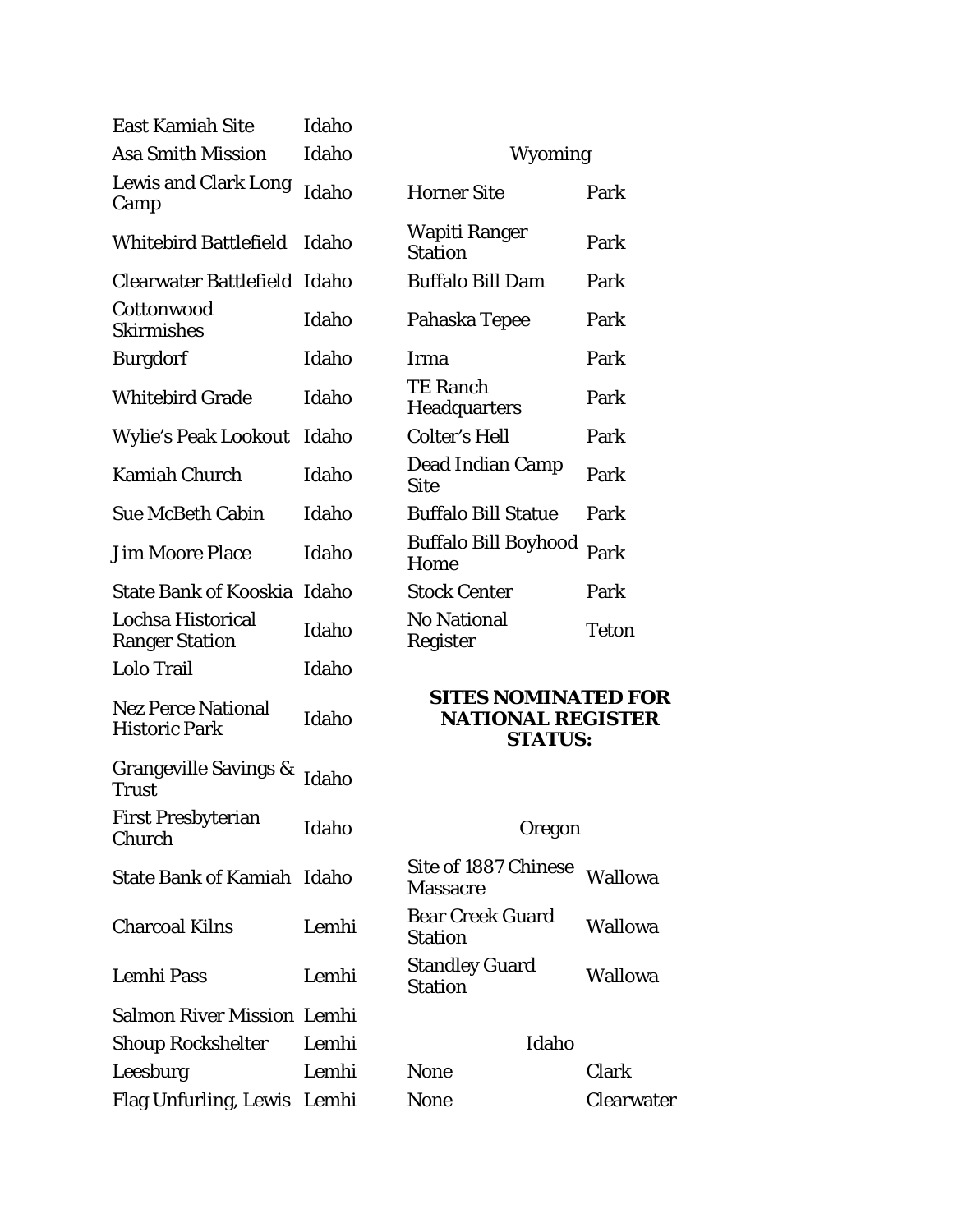| | |
|---|---|
| East Kamiah Site | Idaho |
| Asa Smith Mission | Idaho |
| Lewis and Clark Long Camp | Idaho |
| Whitebird Battlefield | Idaho |
| Clearwater Battlefield | Idaho |
| Cottonwood Skirmishes | Idaho |
| Burgdorf | Idaho |
| Whitebird Grade | Idaho |
| Wylie's Peak Lookout | Idaho |
| Kamiah Church | Idaho |
| Sue McBeth Cabin | Idaho |
| Jim Moore Place | Idaho |
| State Bank of Kooskia | Idaho |
| Lochsa Historical Ranger Station | Idaho |
| Lolo Trail | Idaho |
| Nez Perce National Historic Park | Idaho |
| Grangeville Savings & Trust | Idaho |
| First Presbyterian Church | Idaho |
| State Bank of Kamiah | Idaho |
| Charcoal Kilns | Lemhi |
| Lemhi Pass | Lemhi |
| Salmon River Mission | Lemhi |
| Shoup Rockshelter | Lemhi |
| Leesburg | Lemhi |
| Flag Unfurling, Lewis | Lemhi |

Wyoming

| | |
|---|---|
| Horner Site | Park |
| Wapiti Ranger Station | Park |
| Buffalo Bill Dam | Park |
| Pahaska Tepee | Park |
| Irma | Park |
| TE Ranch Headquarters | Park |
| Colter's Hell | Park |
| Dead Indian Camp Site | Park |
| Buffalo Bill Statue | Park |
| Buffalo Bill Boyhood Home | Park |
| Stock Center | Park |
| No National Register | Teton |

**SITES NOMINATED FOR NATIONAL REGISTER STATUS:**

Oregon

| | |
|---|---|
| Site of 1887 Chinese Massacre | Wallowa |
| Bear Creek Guard Station | Wallowa |
| Standley Guard Station | Wallowa |

Idaho

| | |
|---|---|
| None | Clark |
| None | Clearwater |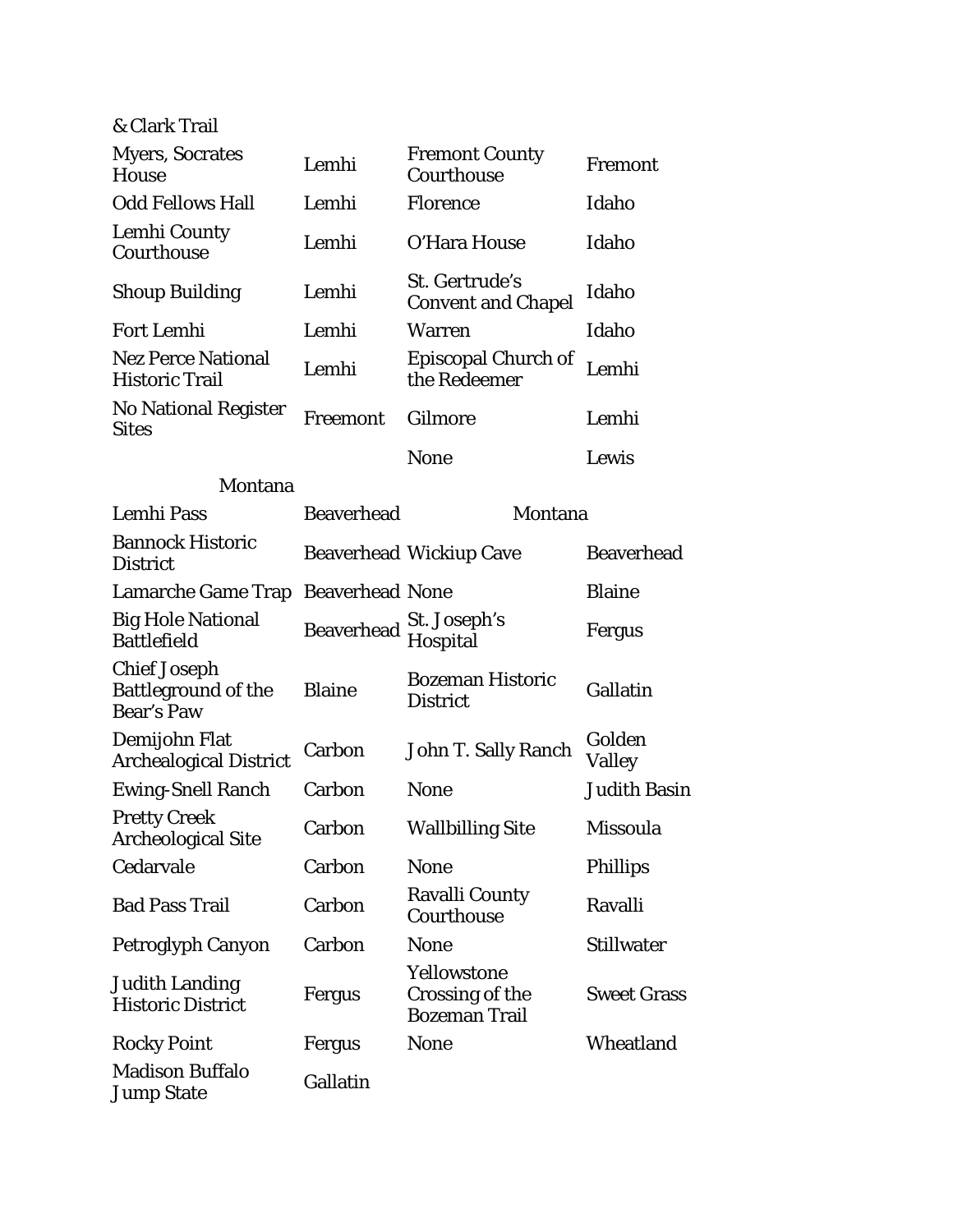| & Clark Trail | | | |
|---|---|---|---|
| Myers, Socrates House | Lemhi | Fremont County Courthouse | Fremont |
| Odd Fellows Hall | Lemhi | Florence | Idaho |
| Lemhi County Courthouse | Lemhi | O'Hara House | Idaho |
| Shoup Building | Lemhi | St. Gertrude's Convent and Chapel | Idaho |
| Fort Lemhi | Lemhi | Warren | Idaho |
| Nez Perce National Historic Trail | Lemhi | Episcopal Church of the Redeemer | Lemhi |
| No National Register Sites | Freemont | Gilmore | Lemhi |
| | | None | Lewis |
| Montana | | | |
| Lemhi Pass | Beaverhead | Montana | |
| Bannock Historic District | Beaverhead | Wickiup Cave | Beaverhead |
| Lamarche Game Trap | Beaverhead | None | Blaine |
| Big Hole National Battlefield | Beaverhead | St. Joseph's Hospital | Fergus |
| Chief Joseph Battleground of the Bear's Paw | Blaine | Bozeman Historic District | Gallatin |
| Demijohn Flat Archealogical District | Carbon | John T. Sally Ranch | Golden Valley |
| Ewing-Snell Ranch | Carbon | None | Judith Basin |
| Pretty Creek Archeological Site | Carbon | Wallbilling Site | Missoula |
| Cedarvale | Carbon | None | Phillips |
| Bad Pass Trail | Carbon | Ravalli County Courthouse | Ravalli |
| Petroglyph Canyon | Carbon | None | Stillwater |
| Judith Landing Historic District | Fergus | Yellowstone Crossing of the Bozeman Trail | Sweet Grass |
| Rocky Point | Fergus | None | Wheatland |
| Madison Buffalo Jump State | Gallatin | | |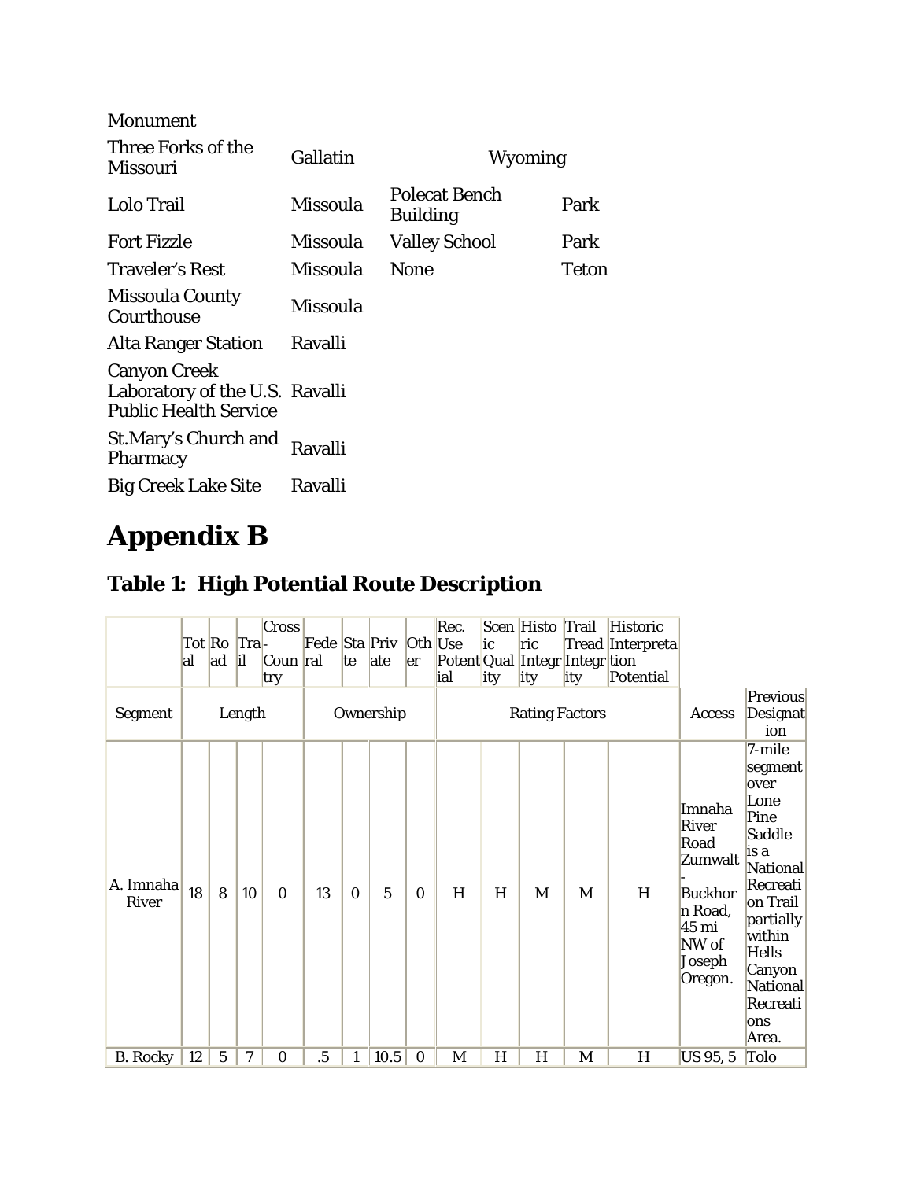| | | | |
|---|---|---|---|
| Monument | | | |
| Three Forks of the Missouri | Gallatin | Wyoming | |
| Lolo Trail | Missoula | Polecat Bench Building | Park |
| Fort Fizzle | Missoula | Valley School | Park |
| Traveler's Rest | Missoula | None | Teton |
| Missoula County Courthouse | Missoula | | |
| Alta Ranger Station | Ravalli | | |
| Canyon Creek Laboratory of the U.S. Public Health Service | Ravalli | | |
| St.Mary's Church and Pharmacy | Ravalli | | |
| Big Creek Lake Site | Ravalli | | |

# Appendix B

## Table 1: High Potential Route Description

| | Total | Road | Trail | Cross-Country | Federal | State | Private | Other | Rec. Use Potential | Scenic Quality | Historic Integrity | Trail Tread Integrity | Historic Interpretation Potential | | |
|---|---|---|---|---|---|---|---|---|---|---|---|---|---|---|---|
| Segment | Length | | | | Ownership | | | | Rating Factors | | | | | Access | Previous Designation |
| A. Imnaha River | 18 | 8 | 10 | 0 | 13 | 0 | 5 | 0 | H | H | M | M | H | Imnaha River Road Zumwalt - Buckhorn Road, 45 mi NW of Joseph Oregon. | 7-mile segment over Lone Pine Saddle is a National Recreation Trail partially within Hells Canyon National Recreations Area. |
| B. Rocky | 12 | 5 | 7 | 0 | .5 | 1 | 10.5 | 0 | M | H | H | M | H | US 95, 5 | Tolo |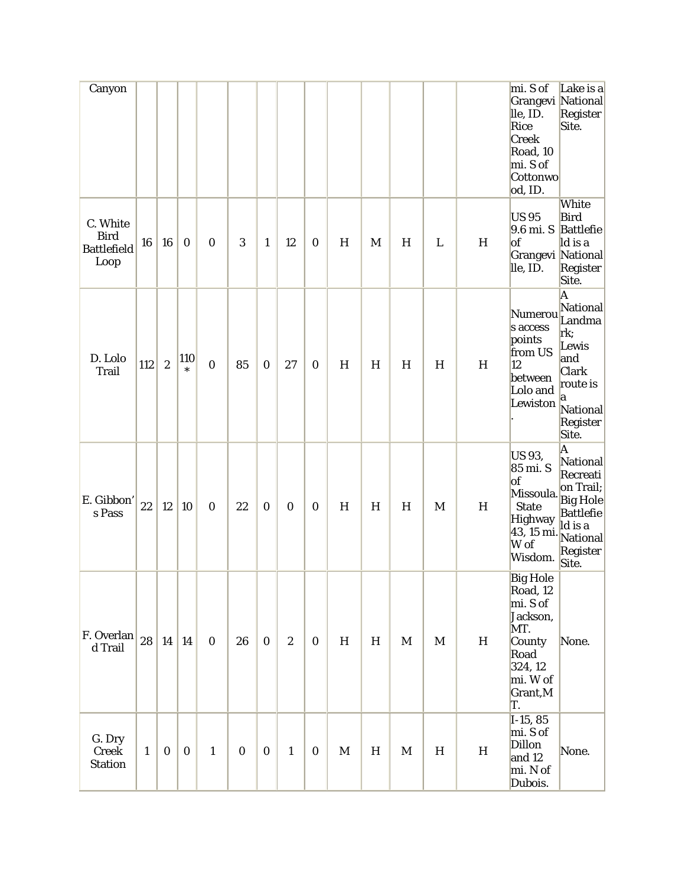| | | | | | | | | | | | | | | | |
|---|---|---|---|---|---|---|---|---|---|---|---|---|---|---|---|
| Canyon | | | | | | | | | | | | | | mi. S of Grangeville, ID. Rice Creek Road, 10 mi. S of Cottonwood, ID. | Lake is a National Register Site. |
| C. White Bird Battlefield Loop | 16 | 16 | 0 | 0 | 3 | 1 | 12 | 0 | H | M | H | L | H | US 95 9.6 mi. S of Grangeville, ID. | White Bird Battlefield is a National Register Site. |
| D. Lolo Trail | 112 | 2 | 110 * | 0 | 85 | 0 | 27 | 0 | H | H | H | H | H | Numerous access points from US 12 between Lolo and Lewiston. | A National Landmark; Lewis and Clark route is a National Register Site. |
| E. Gibbon's Pass | 22 | 12 | 10 | 0 | 22 | 0 | 0 | 0 | H | H | H | M | H | US 93, 85 mi. S of Missoula. State Highway 43, 15 mi. W of Wisdom. | A National Recreation Trail; Big Hole Battlefield is a National Register Site. |
| F. Overland Trail | 28 | 14 | 14 | 0 | 26 | 0 | 2 | 0 | H | H | M | M | H | Big Hole Road, 12 mi. S of Jackson, MT. County Road 324, 12 mi. W of Grant, MT. | None. |
| G. Dry Creek Station | 1 | 0 | 0 | 1 | 0 | 0 | 1 | 0 | M | H | M | H | H | I-15, 85 mi. S of Dillon and 12 mi. N of Dubois. | None. |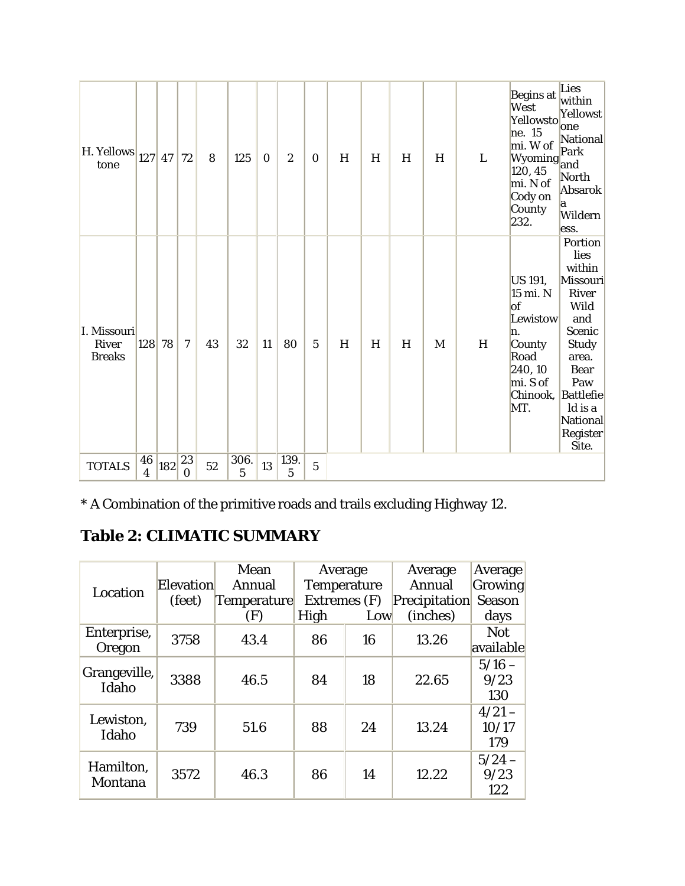| H. Yellowstone | 127 | 47 | 72 | 8 | 125 | 0 | 2 | 0 | H | H | H | H | L | Begins at West Yellowstone. 15 mi. W of Wyoming 120, 45 mi. N of Cody on County 232. | Lies within Yellowstone National Park and North Absaroka Wilderness. |
|---|---|---|---|---|---|---|---|---|---|---|---|---|---|---|---|
| I. Missouri River Breaks | 128 | 78 | 7 | 43 | 32 | 11 | 80 | 5 | H | H | H | M | H | US 191, 15 mi. N of Lewistown. County Road 240, 10 mi. S of Chinook, MT. | Portion lies within Missouri River Wild and Scenic Study area. Bear Paw Battlefield is a National Register Site. |
| TOTALS | 464 | 182 | 230 | 52 | 306.5 | 13 | 139.5 | 5 | | | | | | | |

* A Combination of the primitive roads and trails excluding Highway 12.

## Table 2: CLIMATIC SUMMARY

| Location | Elevation (feet) | Mean Annual Temperature (F) | Average Temperature Extremes (F) | | Average Annual Precipitation (inches) | Average Growing Season days |
|---|---|---|---|---|---|---|
| | | | High | Low | | |
| Enterprise, Oregon | 3758 | 43.4 | 86 | 16 | 13.26 | Not available |
| Grangeville, Idaho | 3388 | 46.5 | 84 | 18 | 22.65 | 5/16 – 9/23 130 |
| Lewiston, Idaho | 739 | 51.6 | 88 | 24 | 13.24 | 4/21 – 10/17 179 |
| Hamilton, Montana | 3572 | 46.3 | 86 | 14 | 12.22 | 5/24 – 9/23 122 |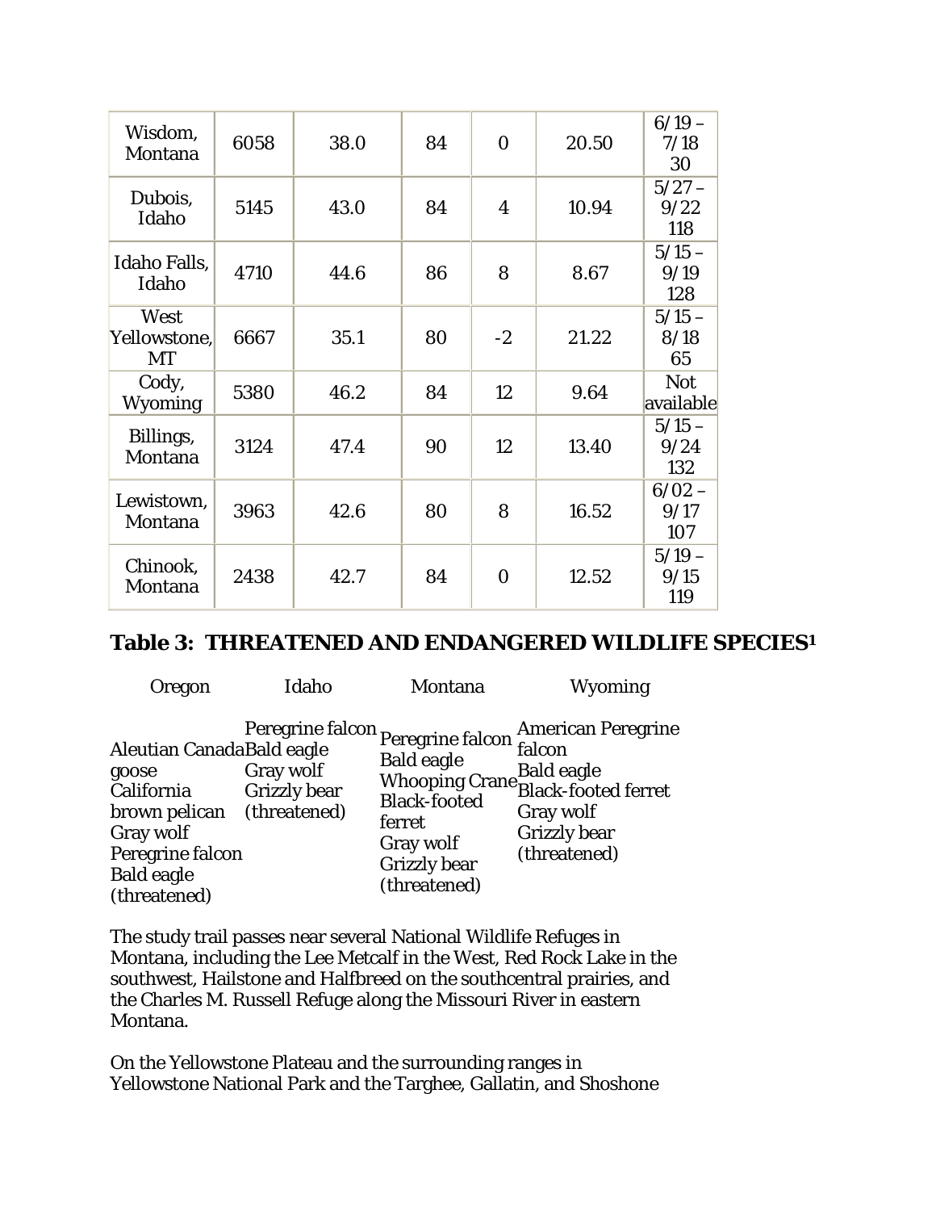| Wisdom, Montana | 6058 | 38.0 | 84 | 0 | 20.50 | 6/19 – 7/18 30 |
|---|---|---|---|---|---|---|
| Dubois, Idaho | 5145 | 43.0 | 84 | 4 | 10.94 | 5/27 – 9/22 118 |
| Idaho Falls, Idaho | 4710 | 44.6 | 86 | 8 | 8.67 | 5/15 – 9/19 128 |
| West Yellowstone, MT | 6667 | 35.1 | 80 | -2 | 21.22 | 5/15 – 8/18 65 |
| Cody, Wyoming | 5380 | 46.2 | 84 | 12 | 9.64 | Not available |
| Billings, Montana | 3124 | 47.4 | 90 | 12 | 13.40 | 5/15 – 9/24 132 |
| Lewistown, Montana | 3963 | 42.6 | 80 | 8 | 16.52 | 6/02 – 9/17 107 |
| Chinook, Montana | 2438 | 42.7 | 84 | 0 | 12.52 | 5/19 – 9/15 119 |

## Table 3: THREATENED AND ENDANGERED WILDLIFE SPECIES[1]

| Oregon | Idaho | Montana | Wyoming |
|---|---|---|---|
| Aleutian Canada goose<br>California brown pelican<br>Gray wolf<br>Peregrine falcon<br>Bald eagle (threatened) | Peregrine falcon<br>Bald eagle<br>Gray wolf<br>Grizzly bear (threatened) | Peregrine falcon<br>Bald eagle<br>Whooping Crane<br>Black-footed ferret<br>Gray wolf<br>Grizzly bear (threatened) | American Peregrine falcon<br>Bald eagle<br>Black-footed ferret<br>Gray wolf<br>Grizzly bear (threatened) |

The study trail passes near several National Wildlife Refuges in Montana, including the Lee Metcalf in the West, Red Rock Lake in the southwest, Hailstone and Halfbreed on the southcentral prairies, and the Charles M. Russell Refuge along the Missouri River in eastern Montana.

On the Yellowstone Plateau and the surrounding ranges in Yellowstone National Park and the Targhee, Gallatin, and Shoshone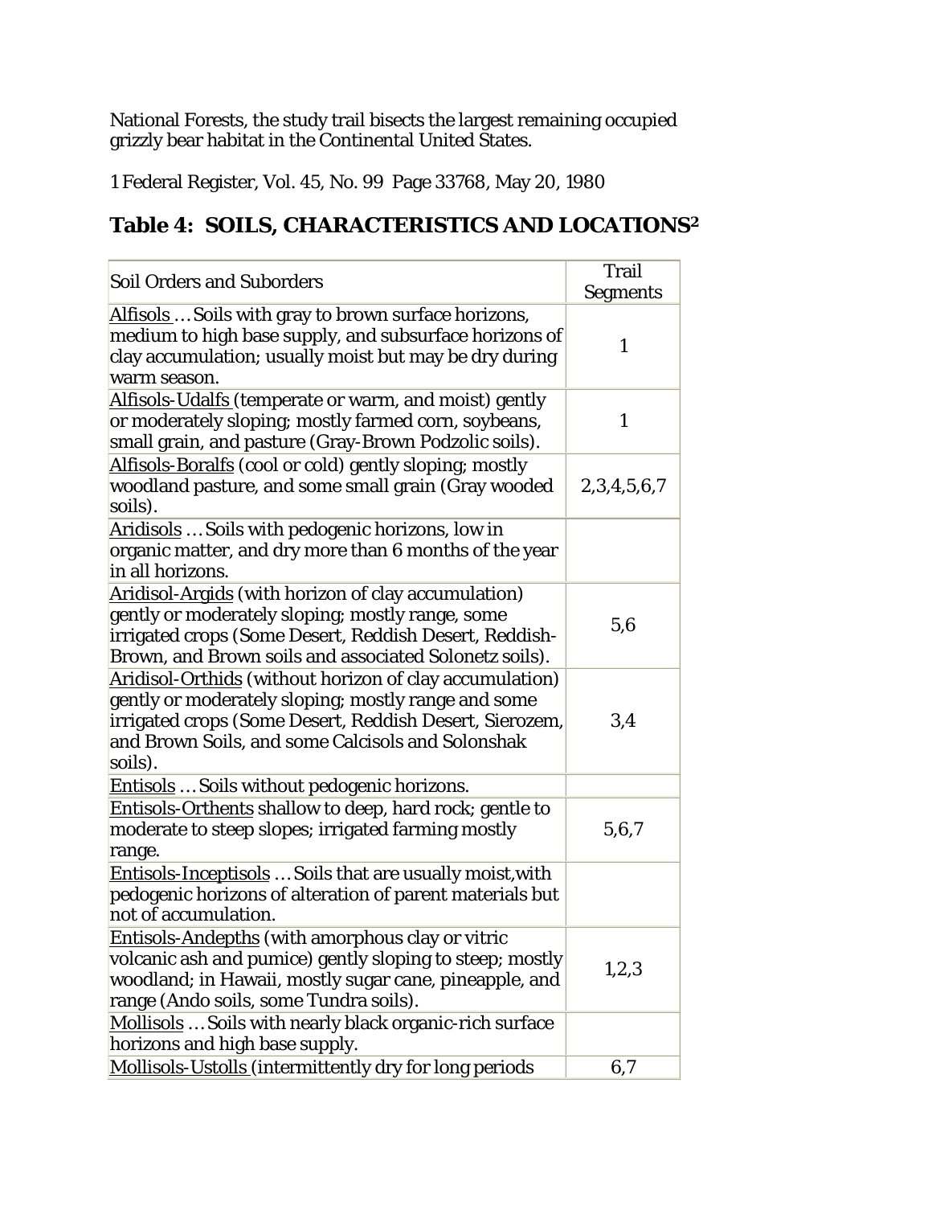National Forests, the study trail bisects the largest remaining occupied grizzly bear habitat in the Continental United States.

1 Federal Register, Vol. 45, No. 99 Page 33768, May 20, 1980

## Table 4: SOILS, CHARACTERISTICS AND LOCATIONS[2]

| Soil Orders and Suborders | Trail Segments |
|---|---|
| Alfisols … Soils with gray to brown surface horizons, medium to high base supply, and subsurface horizons of clay accumulation; usually moist but may be dry during warm season. | 1 |
| Alfisols-Udalfs (temperate or warm, and moist) gently or moderately sloping; mostly farmed corn, soybeans, small grain, and pasture (Gray-Brown Podzolic soils). | 1 |
| Alfisols-Boralfs (cool or cold) gently sloping; mostly woodland pasture, and some small grain (Gray wooded soils). | 2,3,4,5,6,7 |
| Aridisols … Soils with pedogenic horizons, low in organic matter, and dry more than 6 months of the year in all horizons. | |
| Aridisol-Argids (with horizon of clay accumulation) gently or moderately sloping; mostly range, some irrigated crops (Some Desert, Reddish Desert, Reddish-Brown, and Brown soils and associated Solonetz soils). | 5,6 |
| Aridisol-Orthids (without horizon of clay accumulation) gently or moderately sloping; mostly range and some irrigated crops (Some Desert, Reddish Desert, Sierozem, and Brown Soils, and some Calcisols and Solonshak soils). | 3,4 |
| Entisols … Soils without pedogenic horizons. | |
| Entisols-Orthents shallow to deep, hard rock; gentle to moderate to steep slopes; irrigated farming mostly range. | 5,6,7 |
| Entisols-Inceptisols … Soils that are usually moist,with pedogenic horizons of alteration of parent materials but not of accumulation. | |
| Entisols-Andepths (with amorphous clay or vitric volcanic ash and pumice) gently sloping to steep; mostly woodland; in Hawaii, mostly sugar cane, pineapple, and range (Ando soils, some Tundra soils). | 1,2,3 |
| Mollisols … Soils with nearly black organic-rich surface horizons and high base supply. | |
| Mollisols-Ustolls (intermittently dry for long periods | 6,7 |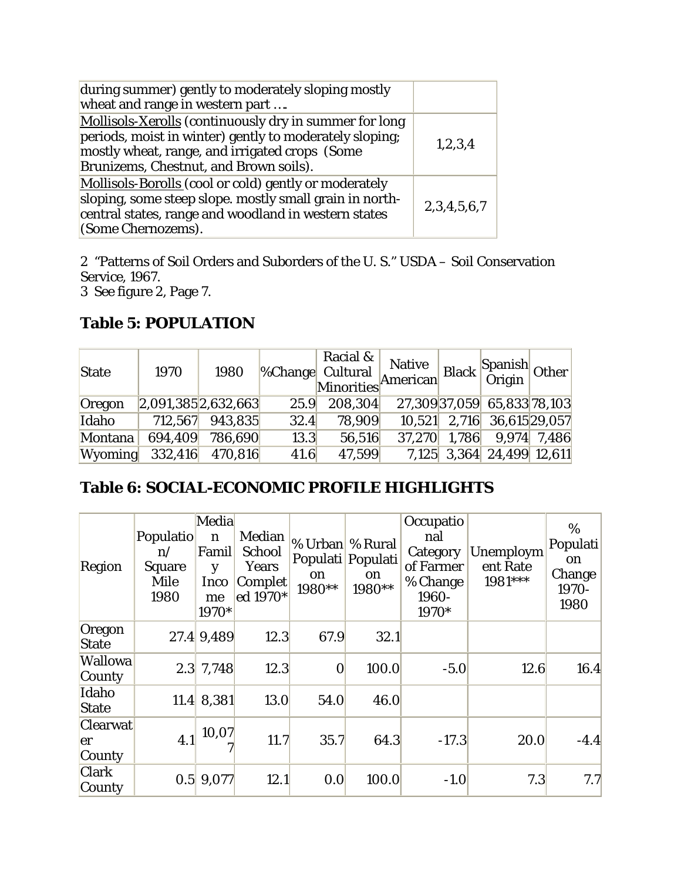| during summer) gently to moderately sloping mostly wheat and range in western part …. | |
|---|---|
| Mollisols-Xerolls (continuously dry in summer for long periods, moist in winter) gently to moderately sloping; mostly wheat, range, and irrigated crops (Some Brunizems, Chestnut, and Brown soils). | 1,2,3,4 |
| Mollisols-Borolls (cool or cold) gently or moderately sloping, some steep slope. mostly small grain in north-central states, range and woodland in western states (Some Chernozems). | 2,3,4,5,6,7 |

2 "Patterns of Soil Orders and Suborders of the U. S." USDA – Soil Conservation Service, 1967.
3 See figure 2, Page 7.

## Table 5: POPULATION

| State | 1970 | 1980 | %Change | Racial & Cultural Minorities | Native American | Black | Spanish Origin | Other |
|---|---|---|---|---|---|---|---|---|
| Oregon | 2,091,385 | 2,632,663 | 25.9 | 208,304 | 27,309 | 37,059 | 65,833 | 78,103 |
| Idaho | 712,567 | 943,835 | 32.4 | 78,909 | 10,521 | 2,716 | 36,615 | 29,057 |
| Montana | 694,409 | 786,690 | 13.3 | 56,516 | 37,270 | 1,786 | 9,974 | 7,486 |
| Wyoming | 332,416 | 470,816 | 41.6 | 47,599 | 7,125 | 3,364 | 24,499 | 12,611 |

## Table 6: SOCIAL-ECONOMIC PROFILE HIGHLIGHTS

| Region | Population/ Square Mile 1980 | Median Family Income 1970* | Median School Years Completed 1970* | % Urban Population 1980** | % Rural Population 1980** | Occupational Category of Farmer % Change 1960-1970* | Unemployment Rate 1981*** | % Population Change 1970-1980 |
|---|---|---|---|---|---|---|---|---|
| Oregon State | 27.4 | 9,489 | 12.3 | 67.9 | 32.1 | | | |
| Wallowa County | 2.3 | 7,748 | 12.3 | 0 | 100.0 | -5.0 | 12.6 | 16.4 |
| Idaho State | 11.4 | 8,381 | 13.0 | 54.0 | 46.0 | | | |
| Clearwater County | 4.1 | 10,077 | 11.7 | 35.7 | 64.3 | -17.3 | 20.0 | -4.4 |
| Clark County | 0.5 | 9,077 | 12.1 | 0.0 | 100.0 | -1.0 | 7.3 | 7.7 |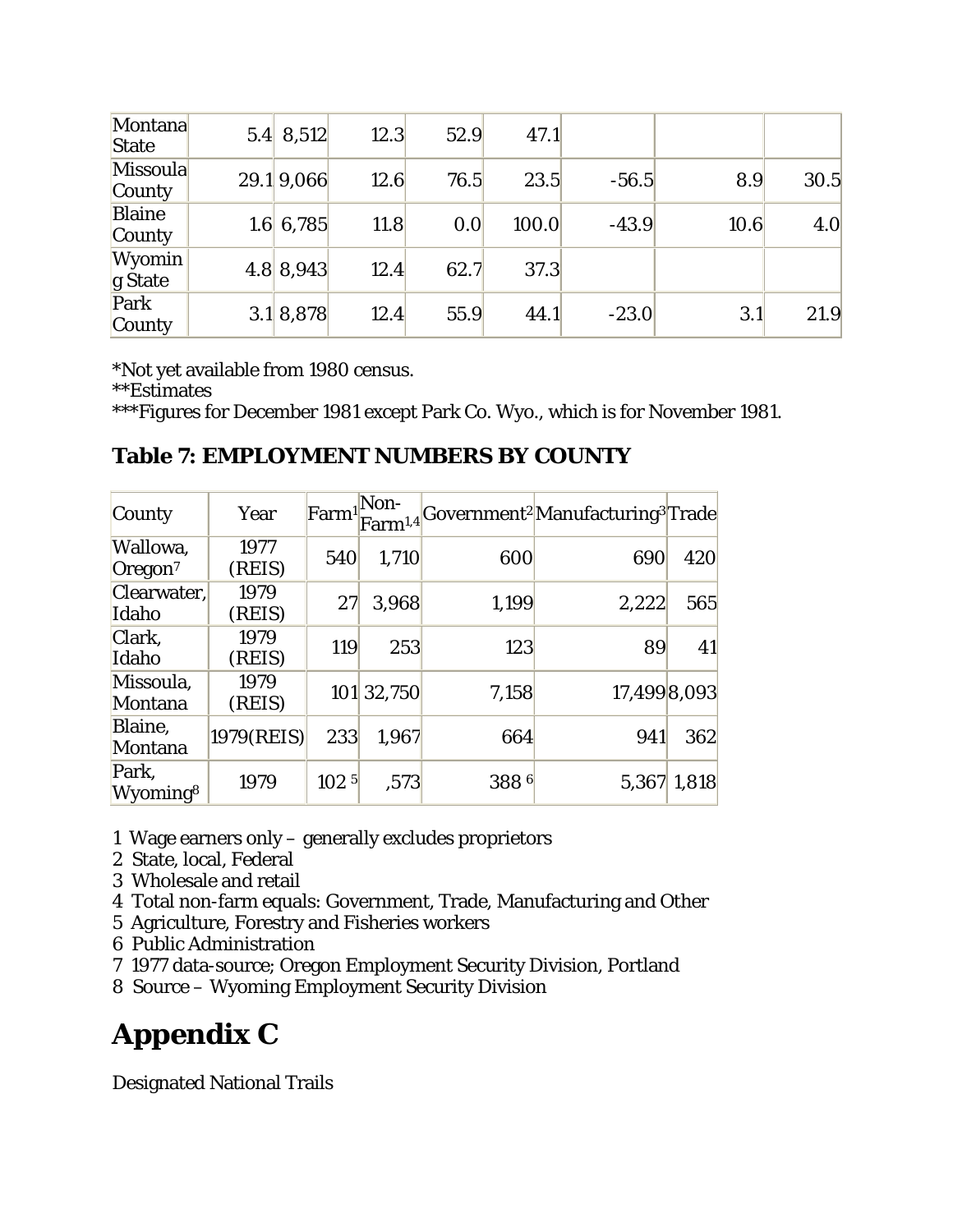| Montana State | 5.4 | 8,512 | 12.3 | 52.9 | 47.1 | | | |
|---|---|---|---|---|---|---|---|---|
| Missoula County | 29.1 | 9,066 | 12.6 | 76.5 | 23.5 | -56.5 | 8.9 | 30.5 |
| Blaine County | 1.6 | 6,785 | 11.8 | 0.0 | 100.0 | -43.9 | 10.6 | 4.0 |
| Wyoming State | 4.8 | 8,943 | 12.4 | 62.7 | 37.3 | | | |
| Park County | 3.1 | 8,878 | 12.4 | 55.9 | 44.1 | -23.0 | 3.1 | 21.9 |

*Not yet available from 1980 census.
**Estimates
***Figures for December 1981 except Park Co. Wyo., which is for November 1981.

### Table 7: EMPLOYMENT NUMBERS BY COUNTY

| County | Year | Farm[1] | Non-Farm[1,4] | Government[2] | Manufacturing[3] | Trade |
|---|---|---|---|---|---|---|
| Wallowa, Oregon[7] | 1977 (REIS) | 540 | 1,710 | 600 | 690 | 420 |
| Clearwater, Idaho | 1979 (REIS) | 27 | 3,968 | 1,199 | 2,222 | 565 |
| Clark, Idaho | 1979 (REIS) | 119 | 253 | 123 | 89 | 41 |
| Missoula, Montana | 1979 (REIS) | 101 | 32,750 | 7,158 | 17,499 | 8,093 |
| Blaine, Montana | 1979(REIS) | 233 | 1,967 | 664 | 941 | 362 |
| Park, Wyoming[8] | 1979 | 102 [5] | ,573 | 388 [6] | 5,367 | 1,818 |

1 Wage earners only – generally excludes proprietors
2 State, local, Federal
3 Wholesale and retail
4 Total non-farm equals: Government, Trade, Manufacturing and Other
5 Agriculture, Forestry and Fisheries workers
6 Public Administration
7 1977 data-source; Oregon Employment Security Division, Portland
8 Source – Wyoming Employment Security Division

# Appendix C

Designated National Trails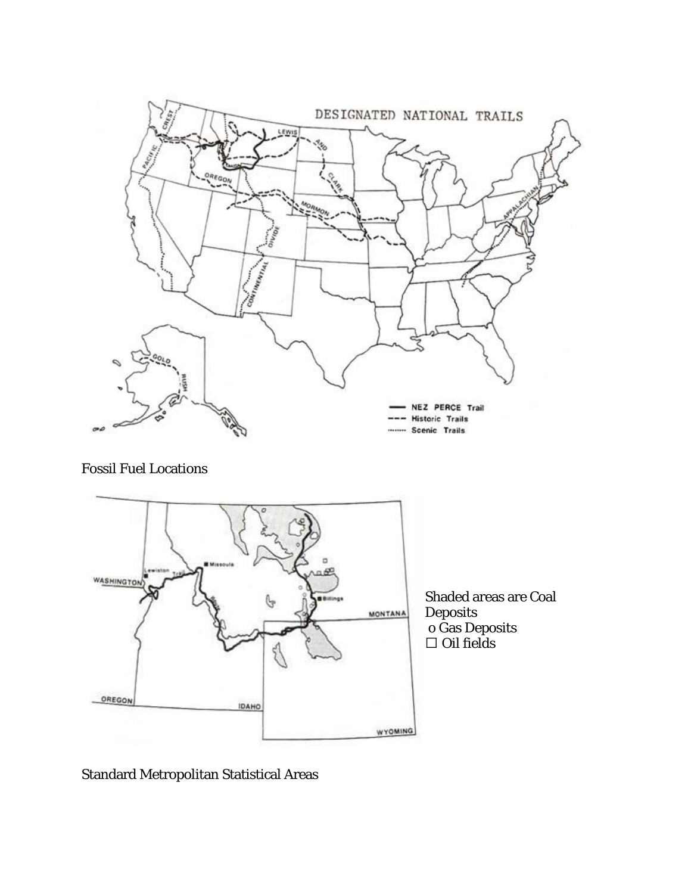Fossil Fuel Locations

Shaded areas are Coal Deposits
o Gas Deposits
☐ Oil fields

Standard Metropolitan Statistical Areas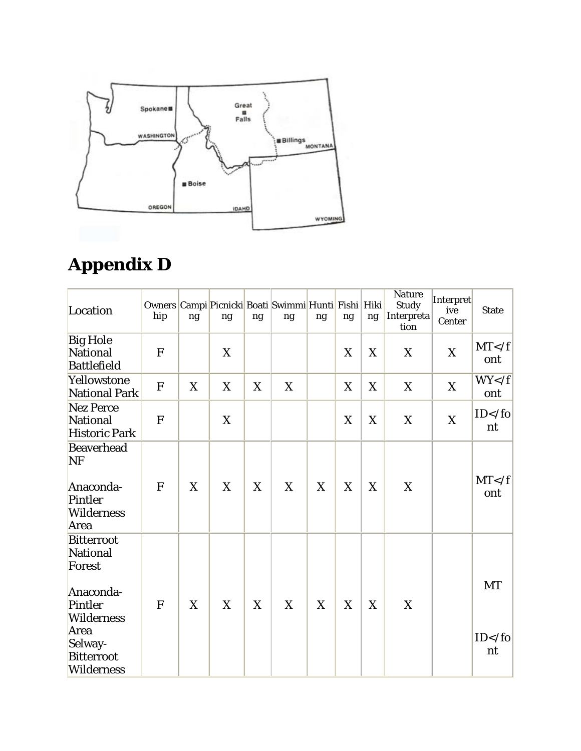# Appendix D

| Location | Ownership | Camping | Picnicking | Boating | Swimming | Hunting | Fishing | Hiking | Nature Study Interpretation | Interpretive Center | State |
|---|---|---|---|---|---|---|---|---|---|---|---|
| Big Hole National Battlefield | F | | X | | | | X | X | X | X | MT</font |
| Yellowstone National Park | F | X | X | X | X | | X | X | X | X | WY</font |
| Nez Perce National Historic Park | F | | X | | | | X | X | X | X | ID</font |
| Beaverhead NF<br><br>Anaconda-Pintler Wilderness Area | F | X | X | X | X | X | X | X | X | | MT</font |
| Bitterroot National Forest<br><br>Anaconda-Pintler Wilderness Area<br>Selway-Bitterroot Wilderness | F | X | X | X | X | X | X | X | X | | MT<br><br>ID</font |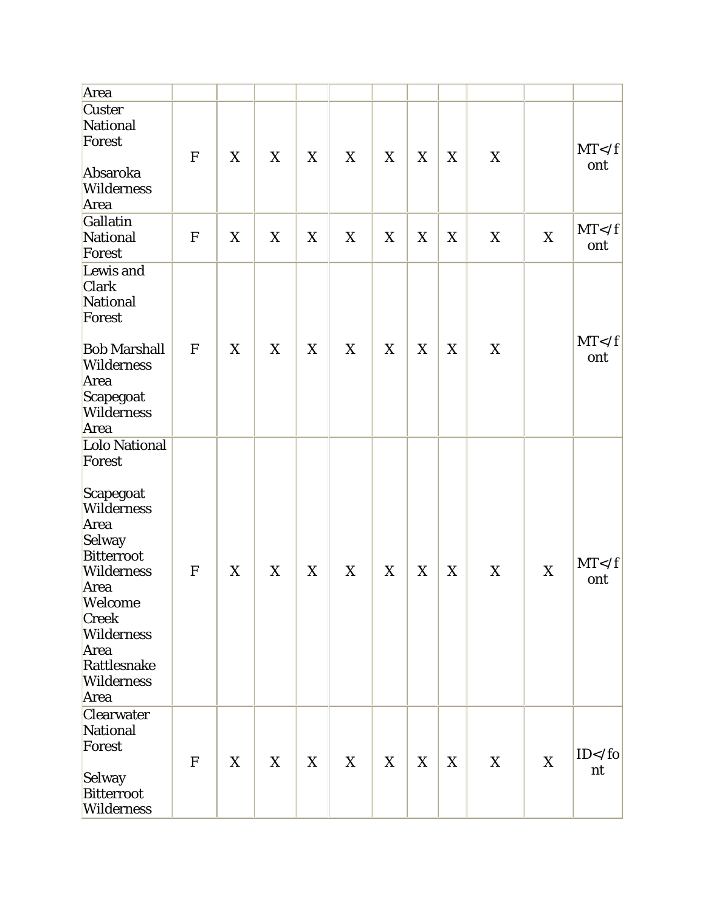| Area | | | | | | | | | | | |
|---|---|---|---|---|---|---|---|---|---|---|---|
| Custer National Forest<br><br>Absaroka Wilderness Area | F | X | X | X | X | X | X | X | X | | MT</font |
| Gallatin National Forest | F | X | X | X | X | X | X | X | X | X | MT</font |
| Lewis and Clark National Forest<br><br>Bob Marshall Wilderness Area<br>Scapegoat Wilderness Area | F | X | X | X | X | X | X | X | X | | MT</font |
| Lolo National Forest<br><br>Scapegoat Wilderness Area<br>Selway Bitterroot Wilderness Area<br>Welcome Creek Wilderness Area<br>Rattlesnake Wilderness Area | F | X | X | X | X | X | X | X | X | X | MT</font |
| Clearwater National Forest<br><br>Selway Bitterroot Wilderness | F | X | X | X | X | X | X | X | X | X | ID</font |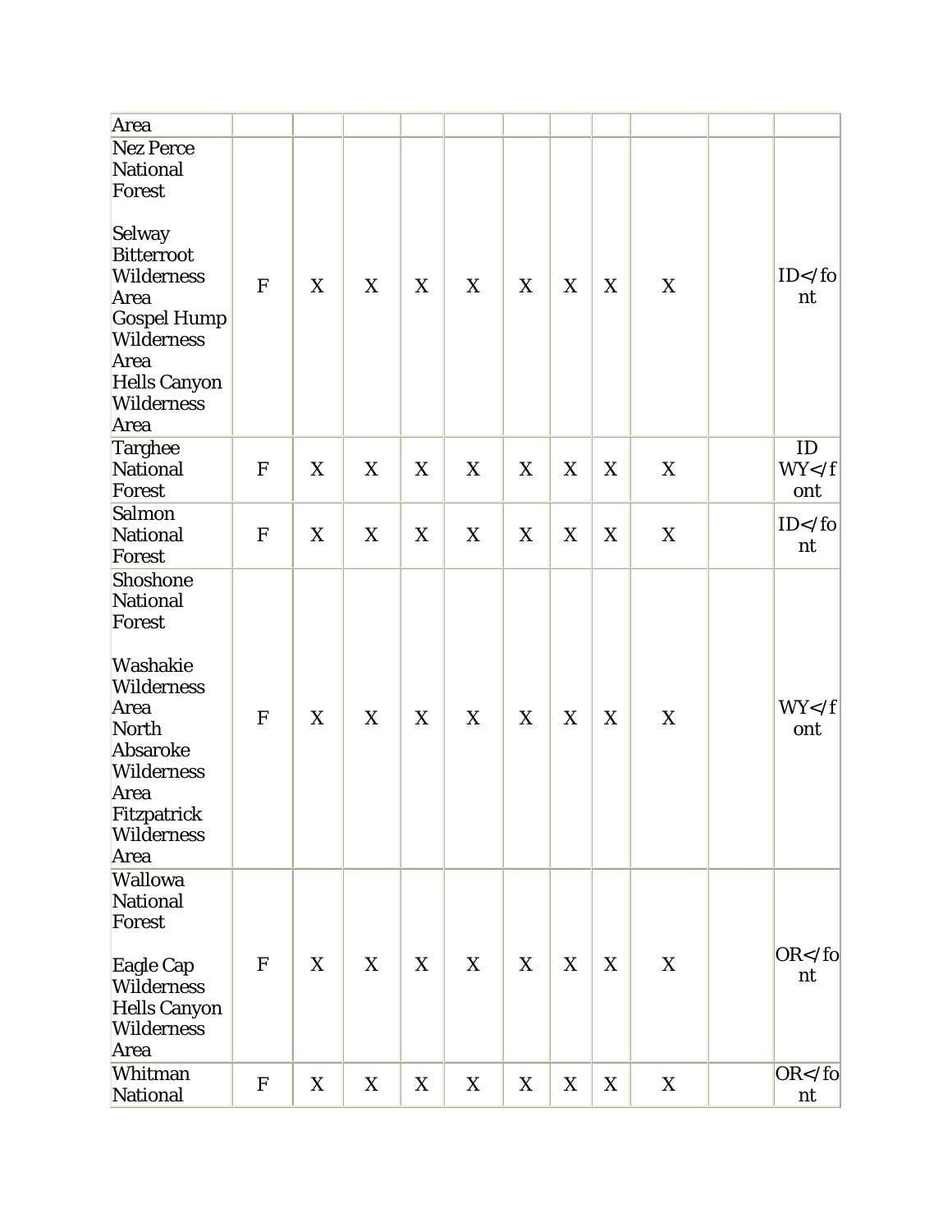| | | | | | | | | | | | |
|---|---|---|---|---|---|---|---|---|---|---|---|
| Area | | | | | | | | | | | |
| Nez Perce National Forest<br><br>Selway Bitterroot Wilderness Area<br>Gospel Hump Wilderness Area<br>Hells Canyon Wilderness Area | F | X | X | X | X | X | X | X | X | | ID</font |
| Targhee National Forest | F | X | X | X | X | X | X | X | X | | ID WY</font |
| Salmon National Forest | F | X | X | X | X | X | X | X | X | | ID</font |
| Shoshone National Forest<br><br>Washakie Wilderness Area<br>North Absaroke Wilderness Area<br>Fitzpatrick Wilderness Area | F | X | X | X | X | X | X | X | X | | WY</font |
| Wallowa National Forest<br><br>Eagle Cap Wilderness<br>Hells Canyon Wilderness Area | F | X | X | X | X | X | X | X | X | | OR</font |
| Whitman National | F | X | X | X | X | X | X | X | X | | OR</font |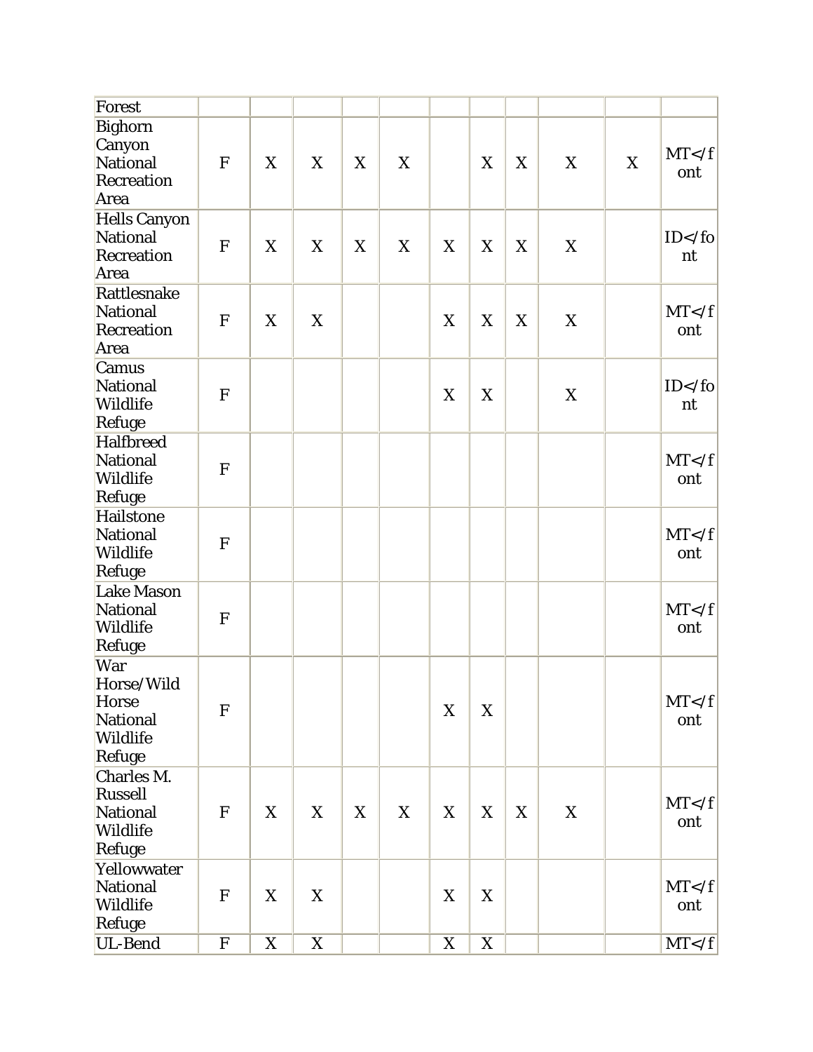| Forest | | | | | | | | | | | |
|---|---|---|---|---|---|---|---|---|---|---|---|
| Bighorn Canyon National Recreation Area | F | X | X | X | X | | X | X | X | X | MT</font |
| Hells Canyon National Recreation Area | F | X | X | X | X | X | X | X | X | | ID</font |
| Rattlesnake National Recreation Area | F | X | X | | | X | X | X | X | | MT</font |
| Camus National Wildlife Refuge | F | | | | | X | X | | X | | ID</font |
| Halfbreed National Wildlife Refuge | F | | | | | | | | | | MT</font |
| Hailstone National Wildlife Refuge | F | | | | | | | | | | MT</font |
| Lake Mason National Wildlife Refuge | F | | | | | | | | | | MT</font |
| War Horse/Wild Horse National Wildlife Refuge | F | | | | | X | X | | | | MT</font |
| Charles M. Russell National Wildlife Refuge | F | X | X | X | X | X | X | X | X | | MT</font |
| Yellowwater National Wildlife Refuge | F | X | X | | | X | X | | | | MT</font |
| UL-Bend | F | X | X | | | X | X | | | | MT</f |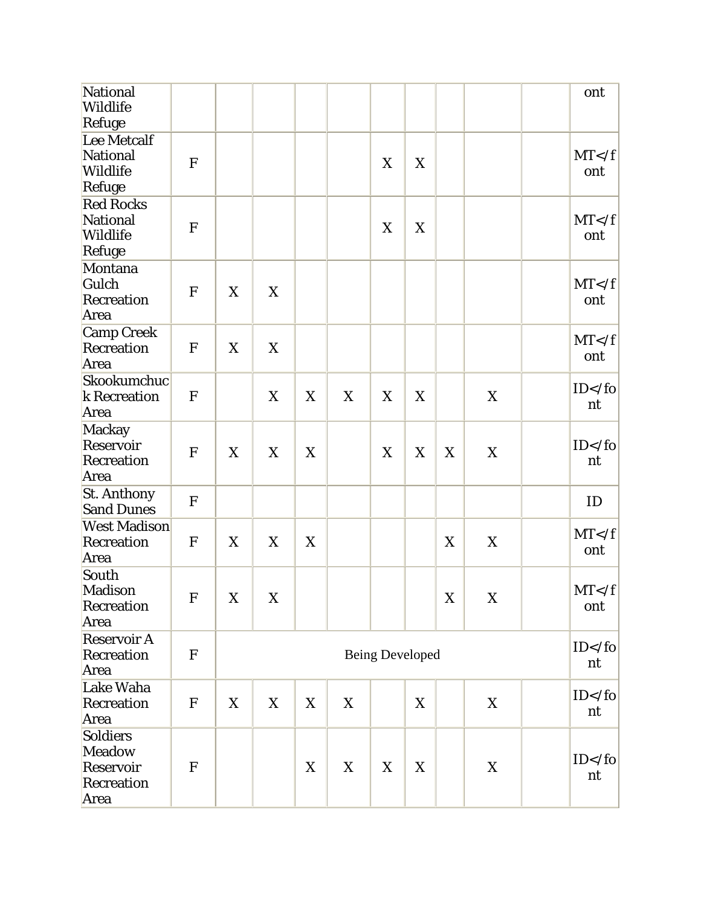| National Wildlife Refuge | | | | | | | | | | | ont |
|---|---|---|---|---|---|---|---|---|---|---|---|
| Lee Metcalf National Wildlife Refuge | F | | | | | X | X | | | | MT</font |
| Red Rocks National Wildlife Refuge | F | | | | | X | X | | | | MT</font |
| Montana Gulch Recreation Area | F | X | X | | | | | | | | MT</font |
| Camp Creek Recreation Area | F | X | X | | | | | | | | MT</font |
| Skookumchuck Recreation Area | F | | X | X | X | X | X | | X | | ID</font |
| Mackay Reservoir Recreation Area | F | X | X | X | | X | X | X | X | | ID</font |
| St. Anthony Sand Dunes | F | | | | | | | | | | ID |
| West Madison Recreation Area | F | X | X | X | | | | X | X | | MT</font |
| South Madison Recreation Area | F | X | X | | | | | X | X | | MT</font |
| Reservoir A Recreation Area | F | Being Developed | | | | | | | | | ID</font |
| Lake Waha Recreation Area | F | X | X | X | X | | X | | X | | ID</font |
| Soldiers Meadow Reservoir Recreation Area | F | | | X | X | X | X | | X | | ID</font |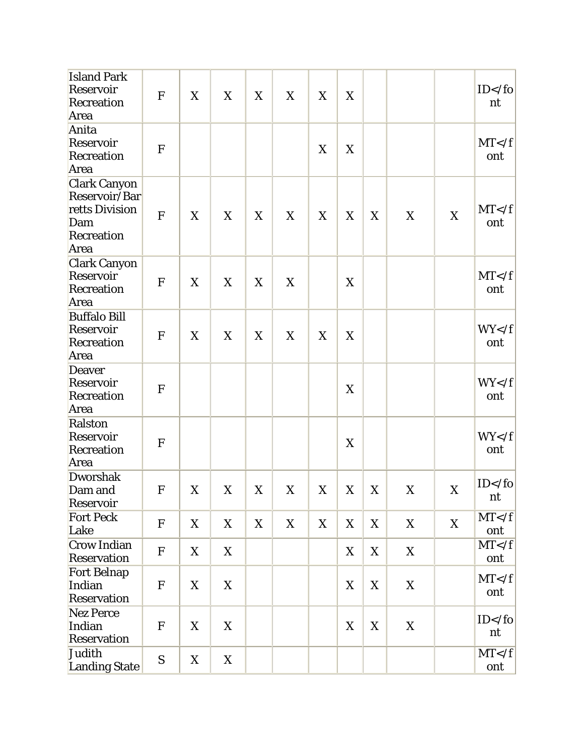| | | | | | | | | | | |
|---|---|---|---|---|---|---|---|---|---|---|
| Island Park Reservoir Recreation Area | F | X | X | X | X | X | X | | | | ID</font |
| Anita Reservoir Recreation Area | F | | | | | X | X | | | | MT</font |
| Clark Canyon Reservoir/Barretts Division Dam Recreation Area | F | X | X | X | X | X | X | X | X | X | MT</font |
| Clark Canyon Reservoir Recreation Area | F | X | X | X | X | | X | | | | MT</font |
| Buffalo Bill Reservoir Recreation Area | F | X | X | X | X | X | X | | | | WY</font |
| Deaver Reservoir Recreation Area | F | | | | | | X | | | | WY</font |
| Ralston Reservoir Recreation Area | F | | | | | | X | | | | WY</font |
| Dworshak Dam and Reservoir | F | X | X | X | X | X | X | X | X | X | ID</font |
| Fort Peck Lake | F | X | X | X | X | X | X | X | X | X | MT</font |
| Crow Indian Reservation | F | X | X | | | | X | X | X | | MT</font |
| Fort Belnap Indian Reservation | F | X | X | | | | X | X | X | | MT</font |
| Nez Perce Indian Reservation | F | X | X | | | | X | X | X | | ID</font |
| Judith Landing State | S | X | X | | | | | | | | MT</font |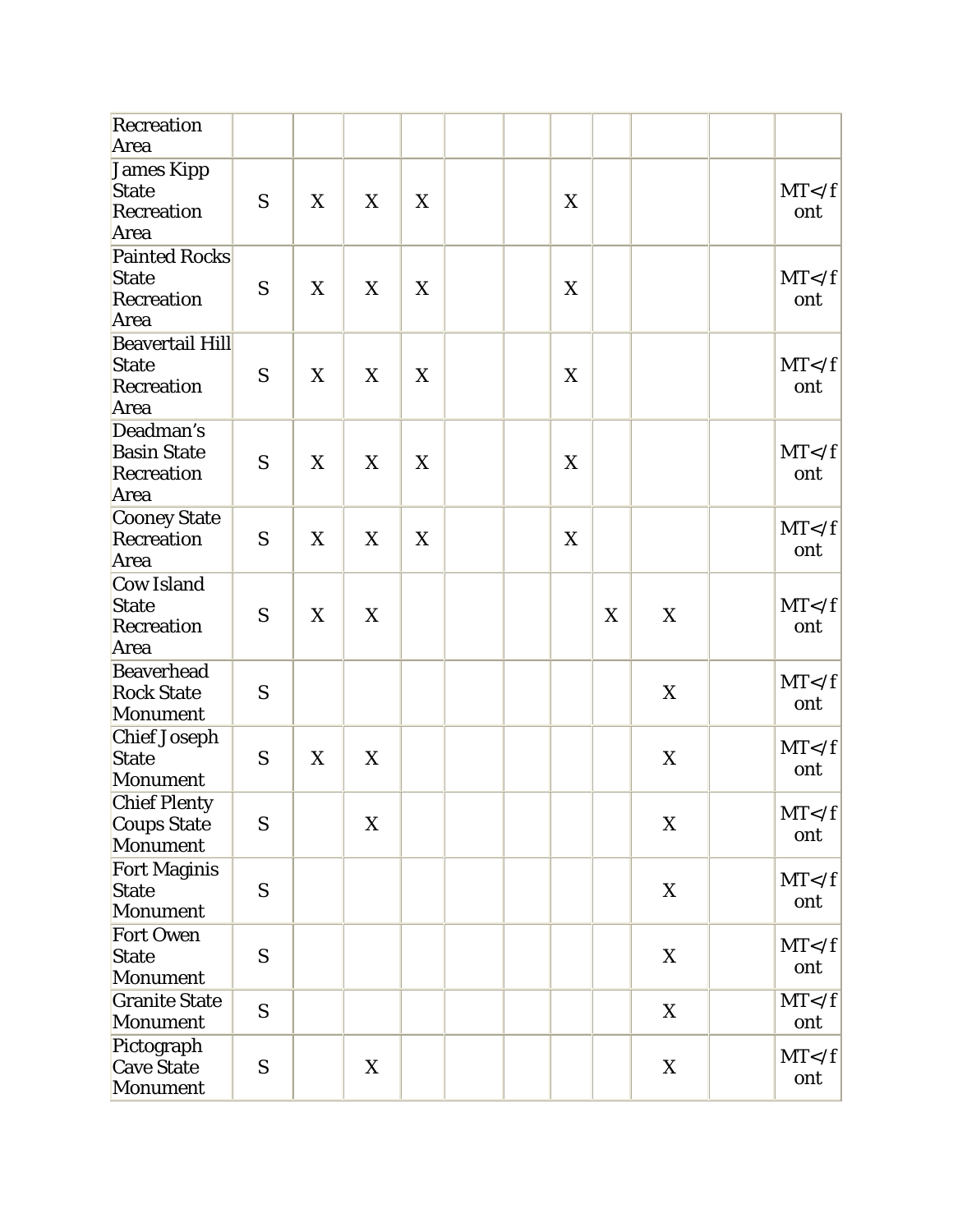| Recreation Area | | | | | | | | | | | |
|---|---|---|---|---|---|---|---|---|---|---|---|
| James Kipp State Recreation Area | S | X | X | X | | | X | | | | MT</font |
| Painted Rocks State Recreation Area | S | X | X | X | | | X | | | | MT</font |
| Beavertail Hill State Recreation Area | S | X | X | X | | | X | | | | MT</font |
| Deadman's Basin State Recreation Area | S | X | X | X | | | X | | | | MT</font |
| Cooney State Recreation Area | S | X | X | X | | | X | | | | MT</font |
| Cow Island State Recreation Area | S | X | X | | | | | X | X | | MT</font |
| Beaverhead Rock State Monument | S | | | | | | | | X | | MT</font |
| Chief Joseph State Monument | S | X | X | | | | | | X | | MT</font |
| Chief Plenty Coups State Monument | S | | X | | | | | | X | | MT</font |
| Fort Maginis State Monument | S | | | | | | | | X | | MT</font |
| Fort Owen State Monument | S | | | | | | | | X | | MT</font |
| Granite State Monument | S | | | | | | | | X | | MT</font |
| Pictograph Cave State Monument | S | | X | | | | | | X | | MT</font |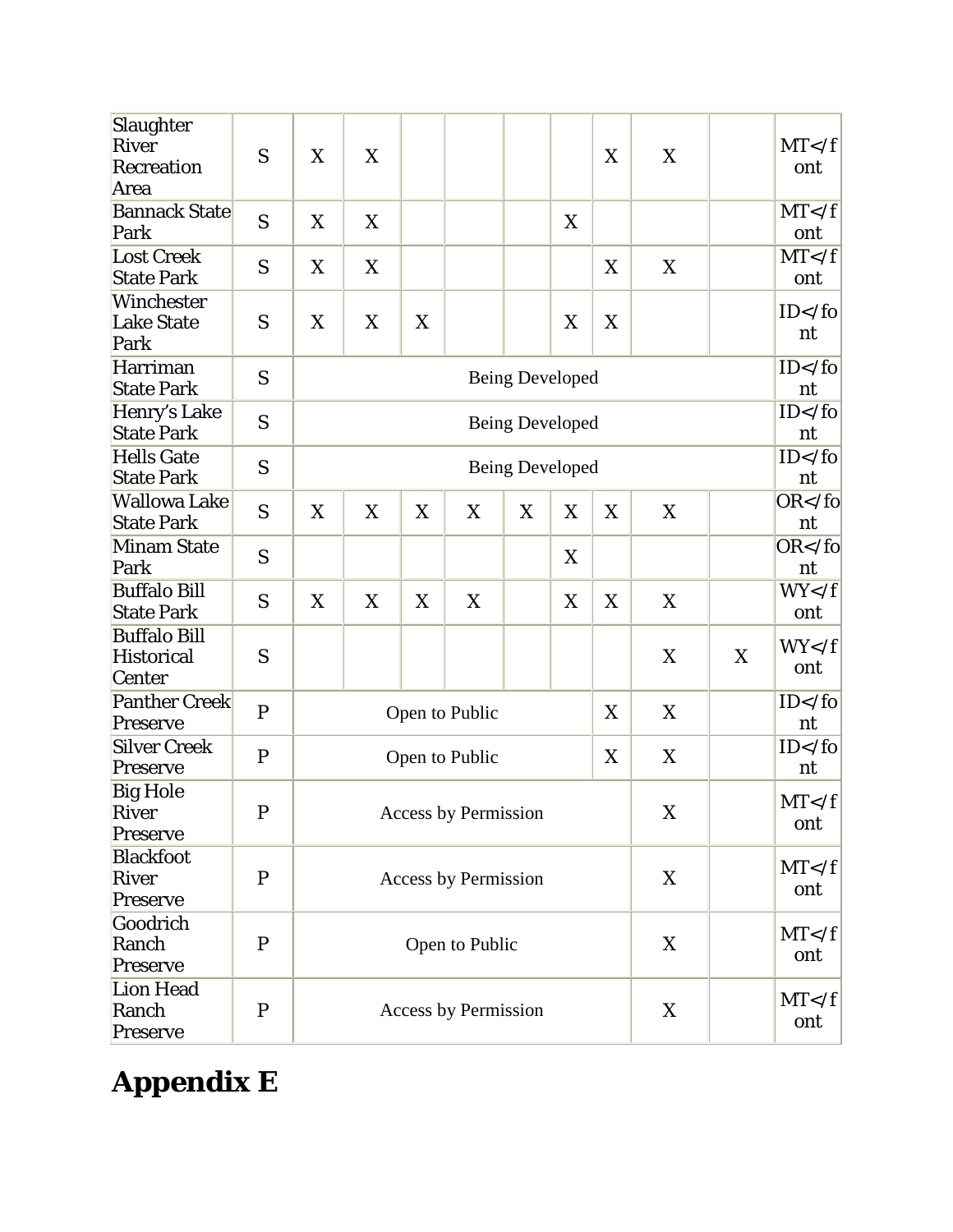| | | | | | | | | | | | |
|---|---|---|---|---|---|---|---|---|---|---|---|
| Slaughter River Recreation Area | S | X | X | | | | | X | X | | MT</font |
| Bannack State Park | S | X | X | | | | X | | | | MT</font |
| Lost Creek State Park | S | X | X | | | | | X | X | | MT</font |
| Winchester Lake State Park | S | X | X | X | | | X | X | | | ID</font |
| Harriman State Park | S | Being Developed | | | | | | | | | ID</font |
| Henry's Lake State Park | S | Being Developed | | | | | | | | | ID</font |
| Hells Gate State Park | S | Being Developed | | | | | | | | | ID</font |
| Wallowa Lake State Park | S | X | X | X | X | X | X | X | X | | OR</font |
| Minam State Park | S | | | | | | X | | | | OR</font |
| Buffalo Bill State Park | S | X | X | X | X | | X | X | X | | WY</font |
| Buffalo Bill Historical Center | S | | | | | | | | X | X | WY</font |
| Panther Creek Preserve | P | Open to Public | | | | | | X | X | | ID</font |
| Silver Creek Preserve | P | Open to Public | | | | | | X | X | | ID</font |
| Big Hole River Preserve | P | Access by Permission | | | | | | | X | | MT</font |
| Blackfoot River Preserve | P | Access by Permission | | | | | | | X | | MT</font |
| Goodrich Ranch Preserve | P | Open to Public | | | | | | | X | | MT</font |
| Lion Head Ranch Preserve | P | Access by Permission | | | | | | | X | | MT</font |

# Appendix E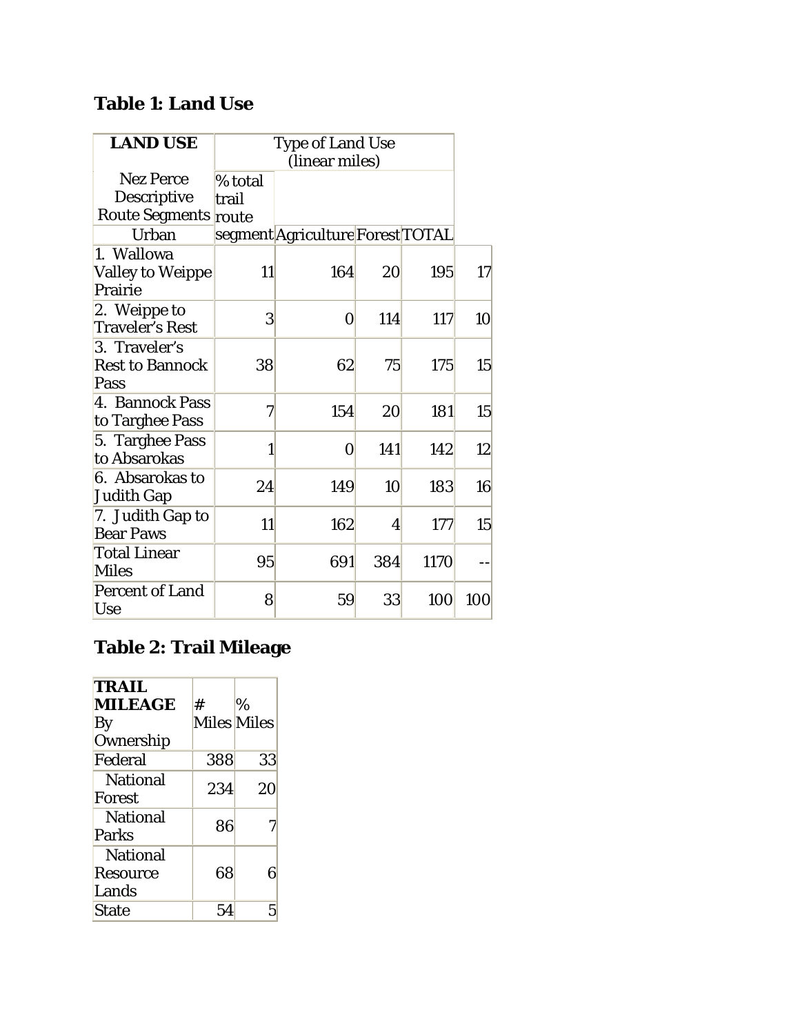### Table 1: Land Use

| LAND USE | Type of Land Use (linear miles) | | | | |
|---|---|---|---|---|---|
| Nez Perce Descriptive Route Segments | Urban | Agriculture | Forest | TOTAL | % total trail route segment |
| 1. Wallowa Valley to Weippe Prairie | 11 | 164 | 20 | 195 | 17 |
| 2. Weippe to Traveler's Rest | 3 | 0 | 114 | 117 | 10 |
| 3. Traveler's Rest to Bannock Pass | 38 | 62 | 75 | 175 | 15 |
| 4. Bannock Pass to Targhee Pass | 7 | 154 | 20 | 181 | 15 |
| 5. Targhee Pass to Absarokas | 1 | 0 | 141 | 142 | 12 |
| 6. Absarokas to Judith Gap | 24 | 149 | 10 | 183 | 16 |
| 7. Judith Gap to Bear Paws | 11 | 162 | 4 | 177 | 15 |
| Total Linear Miles | 95 | 691 | 384 | 1170 | -- |
| Percent of Land Use | 8 | 59 | 33 | 100 | 100 |

### Table 2: Trail Mileage

| **TRAIL MILEAGE** By Ownership | # Miles | % Miles |
|---|---|---|
| Federal | 388 | 33 |
| National Forest | 234 | 20 |
| National Parks | 86 | 7 |
| National Resource Lands | 68 | 6 |
| State | 54 | 5 |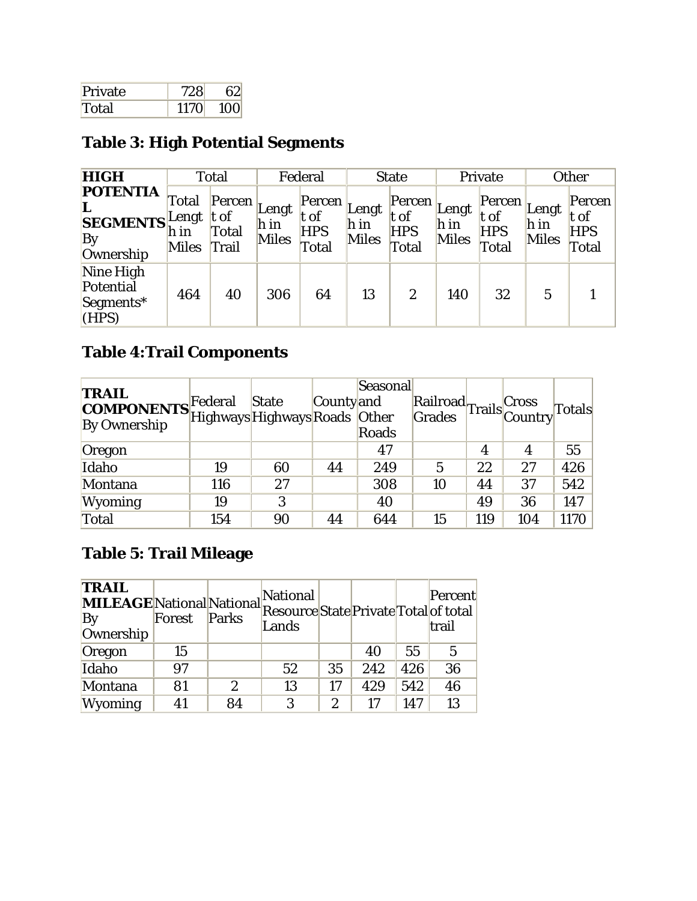| | | |
|---|---|---|
| Private | 728 | 62 |
| Total | 1170 | 100 |

## Table 3: High Potential Segments

| HIGH POTENTIAL SEGMENTS By Ownership | Total | | Federal | | State | | Private | | Other | |
|---|---|---|---|---|---|---|---|---|---|---|
| | Total Length in Miles | Percent of Total Trail | Length in Miles | Percent of HPS Total | Length in Miles | Percent of HPS Total | Length in Miles | Percent of HPS Total | Length in Miles | Percent of HPS Total |
| Nine High Potential Segments* (HPS) | 464 | 40 | 306 | 64 | 13 | 2 | 140 | 32 | 5 | 1 |

## Table 4:Trail Components

| TRAIL COMPONENTS By Ownership | Federal Highways | State Highways | County Roads | Seasonal and Other Roads | Railroad Grades | Trails | Cross Country | Totals |
|---|---|---|---|---|---|---|---|---|
| Oregon | | | | 47 | | 4 | 4 | 55 |
| Idaho | 19 | 60 | 44 | 249 | 5 | 22 | 27 | 426 |
| Montana | 116 | 27 | | 308 | 10 | 44 | 37 | 542 |
| Wyoming | 19 | 3 | | 40 | | 49 | 36 | 147 |
| Total | 154 | 90 | 44 | 644 | 15 | 119 | 104 | 1170 |

## Table 5: Trail Mileage

| TRAIL MILEAGE By Ownership | National Forest | National Parks | National Resource Lands | State | Private | Total | Percent of total trail |
|---|---|---|---|---|---|---|---|
| Oregon | 15 | | | | 40 | 55 | 5 |
| Idaho | 97 | | 52 | 35 | 242 | 426 | 36 |
| Montana | 81 | 2 | 13 | 17 | 429 | 542 | 46 |
| Wyoming | 41 | 84 | 3 | 2 | 17 | 147 | 13 |